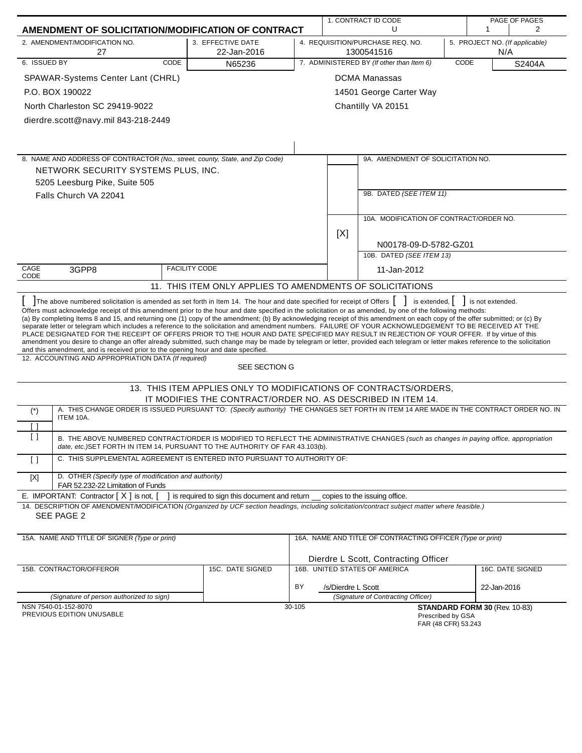# AMENDMENT OF SOLICITATION/MODIFICATION OF CONTRACT

| 1. CONTRACT ID CODE | PAGE OF PAGES |
|---|---|
| U | 1 of 2 |

| 2. AMENDMENT/MODIFICATION NO. | 3. EFFECTIVE DATE | 4. REQUISITION/PURCHASE REQ. NO. | 5. PROJECT NO. *(If applicable)* |
|---|---|---|---|
| 27 | 22-Jan-2016 | 1300541516 | N/A |

| 6. ISSUED BY | CODE | 7. ADMINISTERED BY *(If other than Item 6)* | CODE |
|---|---|---|---|
| SPAWAR-Systems Center Lant (CHRL)<br>P.O. BOX 190022<br>North Charleston SC 29419-9022<br>dierdre.scott@navy.mil 843-218-2449 | N65236 | DCMA Manassas<br>14501 George Carter Way<br>Chantilly VA 20151 | S2404A |

**8. NAME AND ADDRESS OF CONTRACTOR** *(No., street, county, State, and Zip Code)*

NETWORK SECURITY SYSTEMS PLUS, INC.
5205 Leesburg Pike, Suite 505
Falls Church VA 22041

CAGE CODE: 3GPP8 FACILITY CODE:

9A. AMENDMENT OF SOLICITATION NO.

9B. DATED *(SEE ITEM 11)*

[X] 10A. MODIFICATION OF CONTRACT/ORDER NO.
N00178-09-D-5782-GZ01

10B. DATED *(SEE ITEM 13)*
11-Jan-2012

## 11. THIS ITEM ONLY APPLIES TO AMENDMENTS OF SOLICITATIONS

[ ] The above numbered solicitation is amended as set forth in Item 14. The hour and date specified for receipt of Offers [ ] is extended, [ ] is not extended.
Offers must acknowledge receipt of this amendment prior to the hour and date specified in the solicitation or as amended, by one of the following methods:
(a) By completing Items 8 and 15, and returning one (1) copy of the amendment; (b) By acknowledging receipt of this amendment on each copy of the offer submitted; or (c) By separate letter or telegram which includes a reference to the solicitation and amendment numbers. FAILURE OF YOUR ACKNOWLEDGEMENT TO BE RECEIVED AT THE PLACE DESIGNATED FOR THE RECEIPT OF OFFERS PRIOR TO THE HOUR AND DATE SPECIFIED MAY RESULT IN REJECTION OF YOUR OFFER. If by virtue of this amendment you desire to change an offer already submitted, such change may be made by telegram or letter, provided each telegram or letter makes reference to the solicitation and this amendment, and is received prior to the opening hour and date specified.

12. ACCOUNTING AND APPROPRIATION DATA *(If required)*
SEE SECTION G

## 13. THIS ITEM APPLIES ONLY TO MODIFICATIONS OF CONTRACTS/ORDERS, IT MODIFIES THE CONTRACT/ORDER NO. AS DESCRIBED IN ITEM 14.

(*) A. THIS CHANGE ORDER IS ISSUED PURSUANT TO: *(Specify authority)* THE CHANGES SET FORTH IN ITEM 14 ARE MADE IN THE CONTRACT ORDER NO. IN ITEM 10A.

[ ]

[ ] B. THE ABOVE NUMBERED CONTRACT/ORDER IS MODIFIED TO REFLECT THE ADMINISTRATIVE CHANGES *(such as changes in paying office, appropriation date, etc.)* SET FORTH IN ITEM 14, PURSUANT TO THE AUTHORITY OF FAR 43.103(b).

[ ] C. THIS SUPPLEMENTAL AGREEMENT IS ENTERED INTO PURSUANT TO AUTHORITY OF:

[X] D. OTHER *(Specify type of modification and authority)*
FAR 52.232-22 Limitation of Funds

E. IMPORTANT: Contractor [ X ] is not, [ ] is required to sign this document and return __ copies to the issuing office.

14. DESCRIPTION OF AMENDMENT/MODIFICATION *(Organized by UCF section headings, including solicitation/contract subject matter where feasible.)*
SEE PAGE 2

| 15A. NAME AND TITLE OF SIGNER *(Type or print)* | | 16A. NAME AND TITLE OF CONTRACTING OFFICER *(Type or print)* | |
|---|---|---|---|
| | | Dierdre L Scott, Contracting Officer | |
| 15B. CONTRACTOR/OFFEROR | 15C. DATE SIGNED | 16B. UNITED STATES OF AMERICA | 16C. DATE SIGNED |
| | | BY /s/Dierdre L Scott | 22-Jan-2016 |
| *(Signature of person authorized to sign)* | | *(Signature of Contracting Officer)* | |

NSN 7540-01-152-8070
PREVIOUS EDITION UNUSABLE

30-105

**STANDARD FORM 30** (Rev. 10-83)
Prescribed by GSA
FAR (48 CFR) 53.243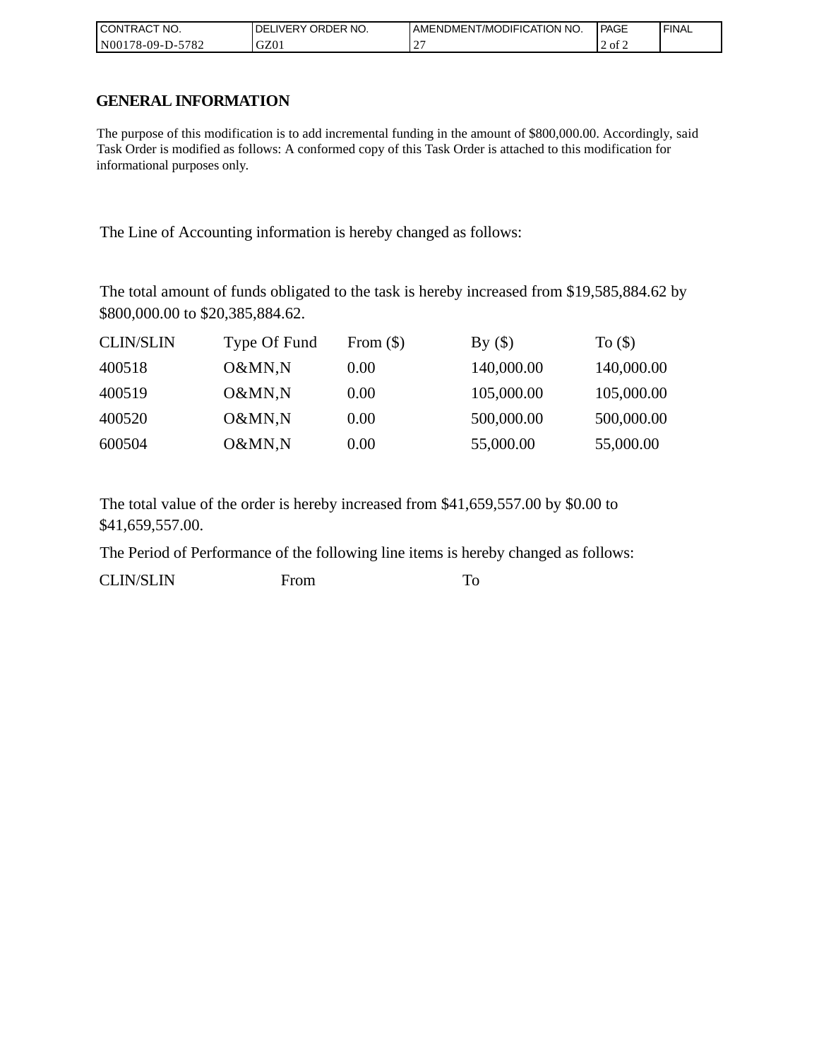| CONTRACT NO. | DELIVERY ORDER NO. | AMENDMENT/MODIFICATION NO. | PAGE | FINAL |
| --- | --- | --- | --- | --- |
| N00178-09-D-5782 | GZ01 | 27 | 2 of 2 | |

## GENERAL INFORMATION

The purpose of this modification is to add incremental funding in the amount of $800,000.00. Accordingly, said Task Order is modified as follows: A conformed copy of this Task Order is attached to this modification for informational purposes only.

The Line of Accounting information is hereby changed as follows:

The total amount of funds obligated to the task is hereby increased from $19,585,884.62 by $800,000.00 to $20,385,884.62.

| CLIN/SLIN | Type Of Fund | From ($) | By ($) | To ($) |
| --- | --- | --- | --- | --- |
| 400518 | O&MN,N | 0.00 | 140,000.00 | 140,000.00 |
| 400519 | O&MN,N | 0.00 | 105,000.00 | 105,000.00 |
| 400520 | O&MN,N | 0.00 | 500,000.00 | 500,000.00 |
| 600504 | O&MN,N | 0.00 | 55,000.00 | 55,000.00 |

The total value of the order is hereby increased from $41,659,557.00 by $0.00 to $41,659,557.00.

The Period of Performance of the following line items is hereby changed as follows:

| CLIN/SLIN | From | To |
| --- | --- | --- |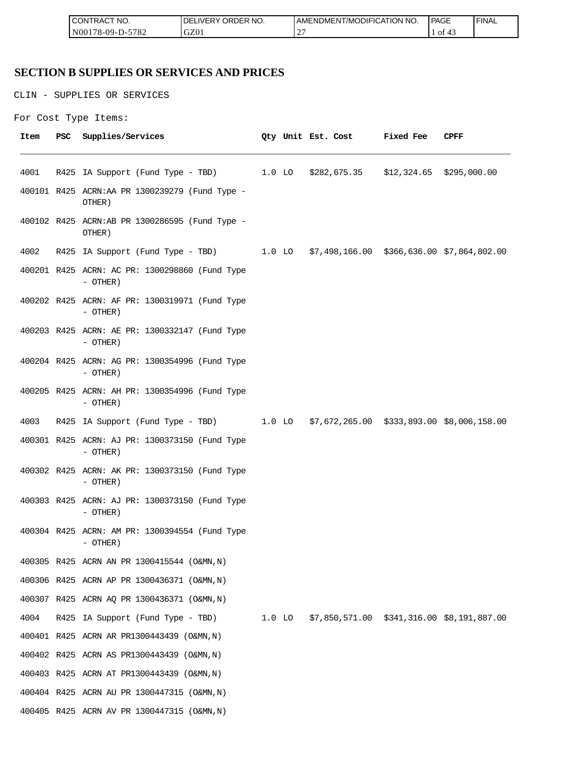## SECTION B SUPPLIES OR SERVICES AND PRICES

CLIN - SUPPLIES OR SERVICES

For Cost Type Items:

| Item | PSC | Supplies/Services | Qty | Unit | Est. Cost | Fixed Fee | CPFF |
|---|---|---|---|---|---|---|---|
| 4001 | R425 | IA Support (Fund Type - TBD) | 1.0 | LO | $282,675.35 | $12,324.65 | $295,000.00 |
| 400101 | R425 | ACRN:AA PR 1300239279 (Fund Type - OTHER) | | | | | |
| 400102 | R425 | ACRN:AB PR 1300286595 (Fund Type - OTHER) | | | | | |
| 4002 | R425 | IA Support (Fund Type - TBD) | 1.0 | LO | $7,498,166.00 | $366,636.00 | $7,864,802.00 |
| 400201 | R425 | ACRN: AC PR: 1300298860 (Fund Type - OTHER) | | | | | |
| 400202 | R425 | ACRN: AF PR: 1300319971 (Fund Type - OTHER) | | | | | |
| 400203 | R425 | ACRN: AE PR: 1300332147 (Fund Type - OTHER) | | | | | |
| 400204 | R425 | ACRN: AG PR: 1300354996 (Fund Type - OTHER) | | | | | |
| 400205 | R425 | ACRN: AH PR: 1300354996 (Fund Type - OTHER) | | | | | |
| 4003 | R425 | IA Support (Fund Type - TBD) | 1.0 | LO | $7,672,265.00 | $333,893.00 | $8,006,158.00 |
| 400301 | R425 | ACRN: AJ PR: 1300373150 (Fund Type - OTHER) | | | | | |
| 400302 | R425 | ACRN: AK PR: 1300373150 (Fund Type - OTHER) | | | | | |
| 400303 | R425 | ACRN: AJ PR: 1300373150 (Fund Type - OTHER) | | | | | |
| 400304 | R425 | ACRN: AM PR: 1300394554 (Fund Type - OTHER) | | | | | |
| 400305 | R425 | ACRN AN PR 1300415544 (O&MN,N) | | | | | |
| 400306 | R425 | ACRN AP PR 1300436371 (O&MN,N) | | | | | |
| 400307 | R425 | ACRN AQ PR 1300436371 (O&MN,N) | | | | | |
| 4004 | R425 | IA Support (Fund Type - TBD) | 1.0 | LO | $7,850,571.00 | $341,316.00 | $8,191,887.00 |
| 400401 | R425 | ACRN AR PR1300443439 (O&MN,N) | | | | | |
| 400402 | R425 | ACRN AS PR1300443439 (O&MN,N) | | | | | |
| 400403 | R425 | ACRN AT PR1300443439 (O&MN,N) | | | | | |
| 400404 | R425 | ACRN AU PR 1300447315 (O&MN,N) | | | | | |
| 400405 | R425 | ACRN AV PR 1300447315 (O&MN,N) | | | | | |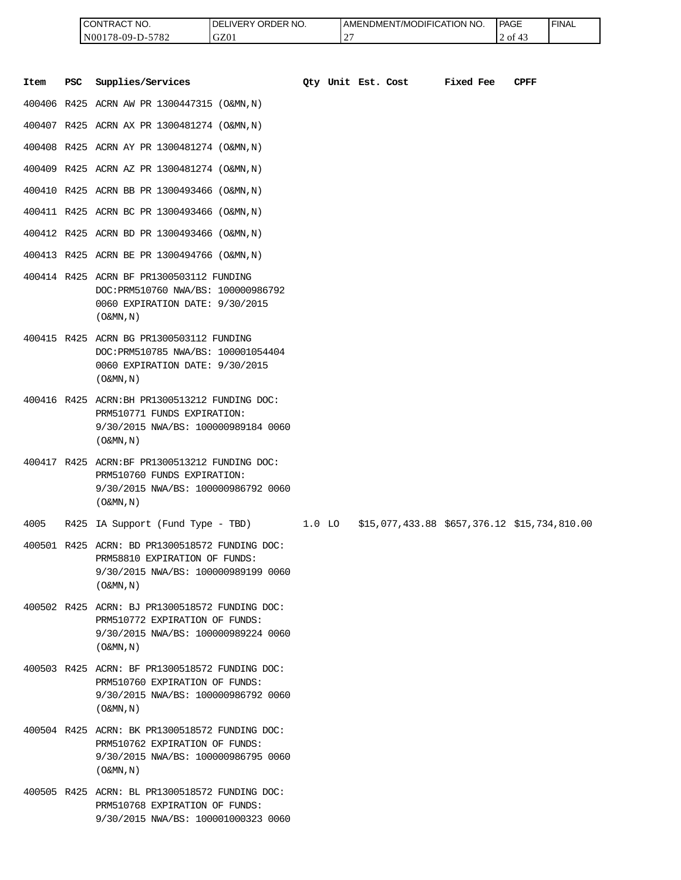| CONTRACT NO. | DELIVERY ORDER NO. | AMENDMENT/MODIFICATION NO. | PAGE | FINAL |
|---|---|---|---|---|
| N00178-09-D-5782 | GZ01 | 27 | 2 of 43 | |

| Item | PSC | Supplies/Services | Qty | Unit | Est. Cost | Fixed Fee | CPFF |
|---|---|---|---|---|---|---|---|
| 400406 | R425 | ACRN AW PR 1300447315 (O&MN,N) | | | | | |
| 400407 | R425 | ACRN AX PR 1300481274 (O&MN,N) | | | | | |
| 400408 | R425 | ACRN AY PR 1300481274 (O&MN,N) | | | | | |
| 400409 | R425 | ACRN AZ PR 1300481274 (O&MN,N) | | | | | |
| 400410 | R425 | ACRN BB PR 1300493466 (O&MN,N) | | | | | |
| 400411 | R425 | ACRN BC PR 1300493466 (O&MN,N) | | | | | |
| 400412 | R425 | ACRN BD PR 1300493466 (O&MN,N) | | | | | |
| 400413 | R425 | ACRN BE PR 1300494766 (O&MN,N) | | | | | |
| 400414 | R425 | ACRN BF PR1300503112 FUNDING DOC:PRM510760 NWA/BS: 100000986792 0060 EXPIRATION DATE: 9/30/2015 (O&MN,N) | | | | | |
| 400415 | R425 | ACRN BG PR1300503112 FUNDING DOC:PRM510785 NWA/BS: 100001054404 0060 EXPIRATION DATE: 9/30/2015 (O&MN,N) | | | | | |
| 400416 | R425 | ACRN:BH PR1300513212 FUNDING DOC: PRM510771 FUNDS EXPIRATION: 9/30/2015 NWA/BS: 100000989184 0060 (O&MN,N) | | | | | |
| 400417 | R425 | ACRN:BF PR1300513212 FUNDING DOC: PRM510760 FUNDS EXPIRATION: 9/30/2015 NWA/BS: 100000986792 0060 (O&MN,N) | | | | | |
| 4005 | R425 | IA Support (Fund Type - TBD) | 1.0 | LO | $15,077,433.88 | $657,376.12 | $15,734,810.00 |
| 400501 | R425 | ACRN: BD PR1300518572 FUNDING DOC: PRM58810 EXPIRATION OF FUNDS: 9/30/2015 NWA/BS: 100000989199 0060 (O&MN,N) | | | | | |
| 400502 | R425 | ACRN: BJ PR1300518572 FUNDING DOC: PRM510772 EXPIRATION OF FUNDS: 9/30/2015 NWA/BS: 100000989224 0060 (O&MN,N) | | | | | |
| 400503 | R425 | ACRN: BF PR1300518572 FUNDING DOC: PRM510760 EXPIRATION OF FUNDS: 9/30/2015 NWA/BS: 100000986792 0060 (O&MN,N) | | | | | |
| 400504 | R425 | ACRN: BK PR1300518572 FUNDING DOC: PRM510762 EXPIRATION OF FUNDS: 9/30/2015 NWA/BS: 100000986795 0060 (O&MN,N) | | | | | |
| 400505 | R425 | ACRN: BL PR1300518572 FUNDING DOC: PRM510768 EXPIRATION OF FUNDS: 9/30/2015 NWA/BS: 100001000323 0060 | | | | | |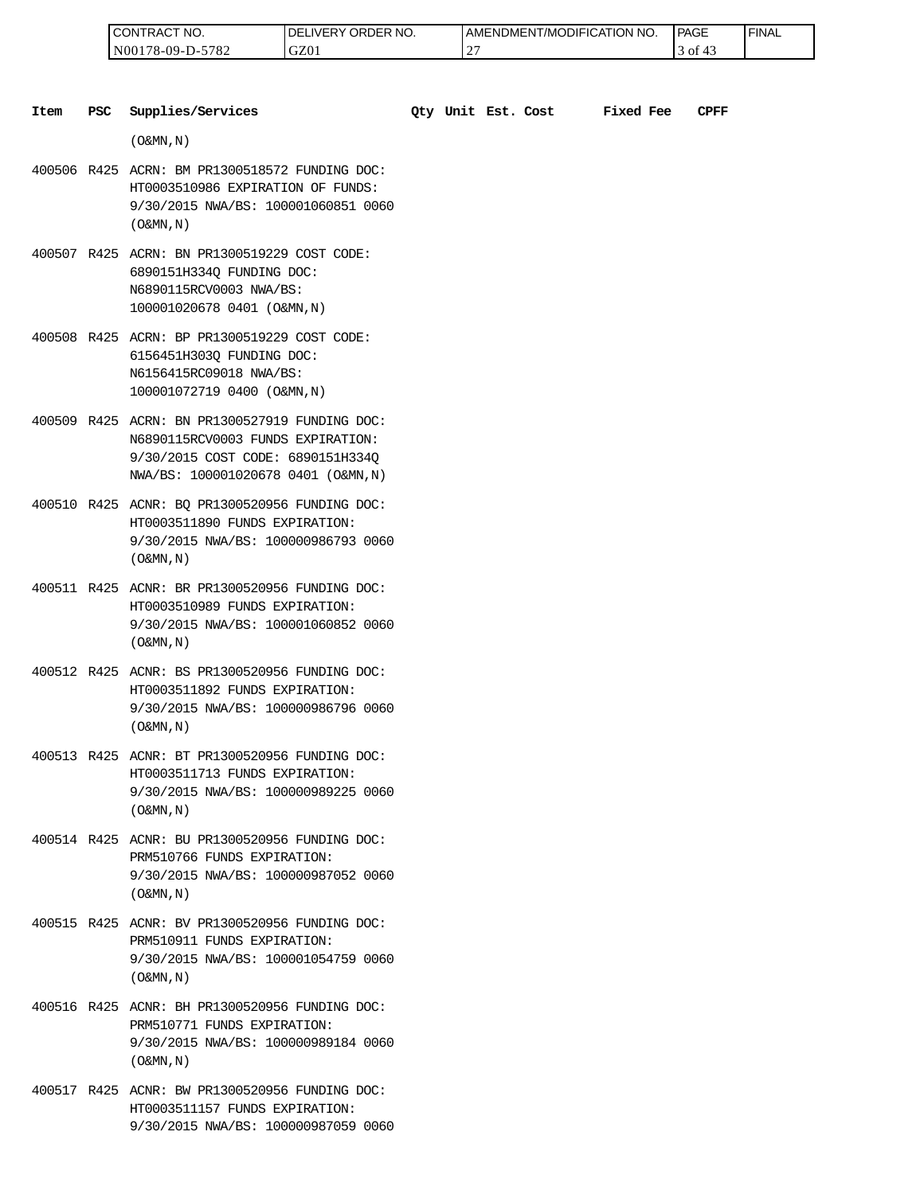| Item | PSC | Supplies/Services | Qty | Unit | Est. Cost | Fixed Fee | CPFF |
|---|---|---|---|---|---|---|---|
| | | (O&MN,N) | | | | | |
| 400506 | R425 | ACRN: BM PR1300518572 FUNDING DOC: HT0003510986 EXPIRATION OF FUNDS: 9/30/2015 NWA/BS: 100001060851 0060 (O&MN,N) | | | | | |
| 400507 | R425 | ACRN: BN PR1300519229 COST CODE: 6890151H334Q FUNDING DOC: N6890115RCV0003 NWA/BS: 100001020678 0401 (O&MN,N) | | | | | |
| 400508 | R425 | ACRN: BP PR1300519229 COST CODE: 6156451H303Q FUNDING DOC: N6156415RC09018 NWA/BS: 100001072719 0400 (O&MN,N) | | | | | |
| 400509 | R425 | ACRN: BN PR1300527919 FUNDING DOC: N6890115RCV0003 FUNDS EXPIRATION: 9/30/2015 COST CODE: 6890151H334Q NWA/BS: 100001020678 0401 (O&MN,N) | | | | | |
| 400510 | R425 | ACNR: BQ PR1300520956 FUNDING DOC: HT0003511890 FUNDS EXPIRATION: 9/30/2015 NWA/BS: 100000986793 0060 (O&MN,N) | | | | | |
| 400511 | R425 | ACNR: BR PR1300520956 FUNDING DOC: HT0003510989 FUNDS EXPIRATION: 9/30/2015 NWA/BS: 100001060852 0060 (O&MN,N) | | | | | |
| 400512 | R425 | ACNR: BS PR1300520956 FUNDING DOC: HT0003511892 FUNDS EXPIRATION: 9/30/2015 NWA/BS: 100000986796 0060 (O&MN,N) | | | | | |
| 400513 | R425 | ACNR: BT PR1300520956 FUNDING DOC: HT0003511713 FUNDS EXPIRATION: 9/30/2015 NWA/BS: 100000989225 0060 (O&MN,N) | | | | | |
| 400514 | R425 | ACNR: BU PR1300520956 FUNDING DOC: PRM510766 FUNDS EXPIRATION: 9/30/2015 NWA/BS: 100000987052 0060 (O&MN,N) | | | | | |
| 400515 | R425 | ACNR: BV PR1300520956 FUNDING DOC: PRM510911 FUNDS EXPIRATION: 9/30/2015 NWA/BS: 100001054759 0060 (O&MN,N) | | | | | |
| 400516 | R425 | ACNR: BH PR1300520956 FUNDING DOC: PRM510771 FUNDS EXPIRATION: 9/30/2015 NWA/BS: 100000989184 0060 (O&MN,N) | | | | | |
| 400517 | R425 | ACNR: BW PR1300520956 FUNDING DOC: HT0003511157 FUNDS EXPIRATION: 9/30/2015 NWA/BS: 100000987059 0060 | | | | | |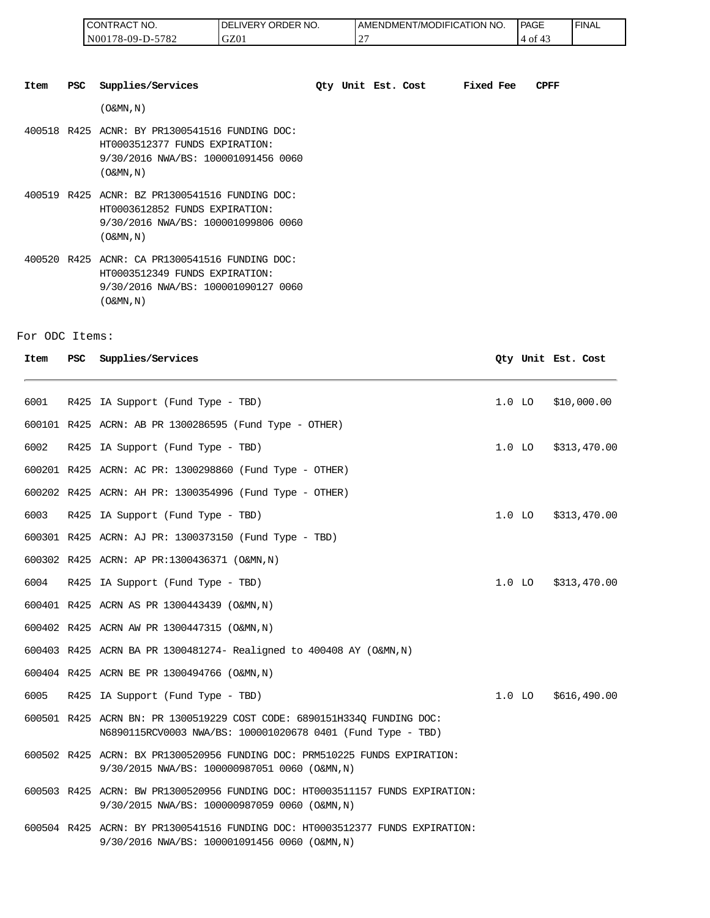| Item | PSC | Supplies/Services | Qty | Unit | Est. Cost | Fixed Fee | CPFF |
|---|---|---|---|---|---|---|---|
| | | (O&MN,N) | | | | | |
| 400518 | R425 | ACRN: BY PR1300541516 FUNDING DOC: HT0003512377 FUNDS EXPIRATION: 9/30/2016 NWA/BS: 100001091456 0060 (O&MN,N) | | | | | |
| 400519 | R425 | ACNR: BZ PR1300541516 FUNDING DOC: HT0003612852 FUNDS EXPIRATION: 9/30/2016 NWA/BS: 100001099806 0060 (O&MN,N) | | | | | |
| 400520 | R425 | ACNR: CA PR1300541516 FUNDING DOC: HT0003512349 FUNDS EXPIRATION: 9/30/2016 NWA/BS: 100001090127 0060 (O&MN,N) | | | | | |

For ODC Items:

| Item | PSC | Supplies/Services | Qty | Unit | Est. Cost |
|---|---|---|---|---|---|
| 6001 | R425 | IA Support (Fund Type - TBD) | 1.0 | LO | $10,000.00 |
| 600101 | R425 | ACRN: AB PR 1300286595 (Fund Type - OTHER) | | | |
| 6002 | R425 | IA Support (Fund Type - TBD) | 1.0 | LO | $313,470.00 |
| 600201 | R425 | ACRN: AC PR: 1300298860 (Fund Type - OTHER) | | | |
| 600202 | R425 | ACRN: AH PR: 1300354996 (Fund Type - OTHER) | | | |
| 6003 | R425 | IA Support (Fund Type - TBD) | 1.0 | LO | $313,470.00 |
| 600301 | R425 | ACRN: AJ PR: 1300373150 (Fund Type - TBD) | | | |
| 600302 | R425 | ACRN: AP PR:1300436371 (O&MN,N) | | | |
| 6004 | R425 | IA Support (Fund Type - TBD) | 1.0 | LO | $313,470.00 |
| 600401 | R425 | ACRN AS PR 1300443439 (O&MN,N) | | | |
| 600402 | R425 | ACRN AW PR 1300447315 (O&MN,N) | | | |
| 600403 | R425 | ACRN BA PR 1300481274- Realigned to 400408 AY (O&MN,N) | | | |
| 600404 | R425 | ACRN BE PR 1300494766 (O&MN,N) | | | |
| 6005 | R425 | IA Support (Fund Type - TBD) | 1.0 | LO | $616,490.00 |
| 600501 | R425 | ACRN BN: PR 1300519229 COST CODE: 6890151H334Q FUNDING DOC: N6890115RCV0003 NWA/BS: 100001020678 0401 (Fund Type - TBD) | | | |
| 600502 | R425 | ACRN: BX PR1300520956 FUNDING DOC: PRM510225 FUNDS EXPIRATION: 9/30/2015 NWA/BS: 100000987051 0060 (O&MN,N) | | | |
| 600503 | R425 | ACRN: BW PR1300520956 FUNDING DOC: HT0003511157 FUNDS EXPIRATION: 9/30/2015 NWA/BS: 100000987059 0060 (O&MN,N) | | | |
| 600504 | R425 | ACRN: BY PR1300541516 FUNDING DOC: HT0003512377 FUNDS EXPIRATION: 9/30/2016 NWA/BS: 100001091456 0060 (O&MN,N) | | | |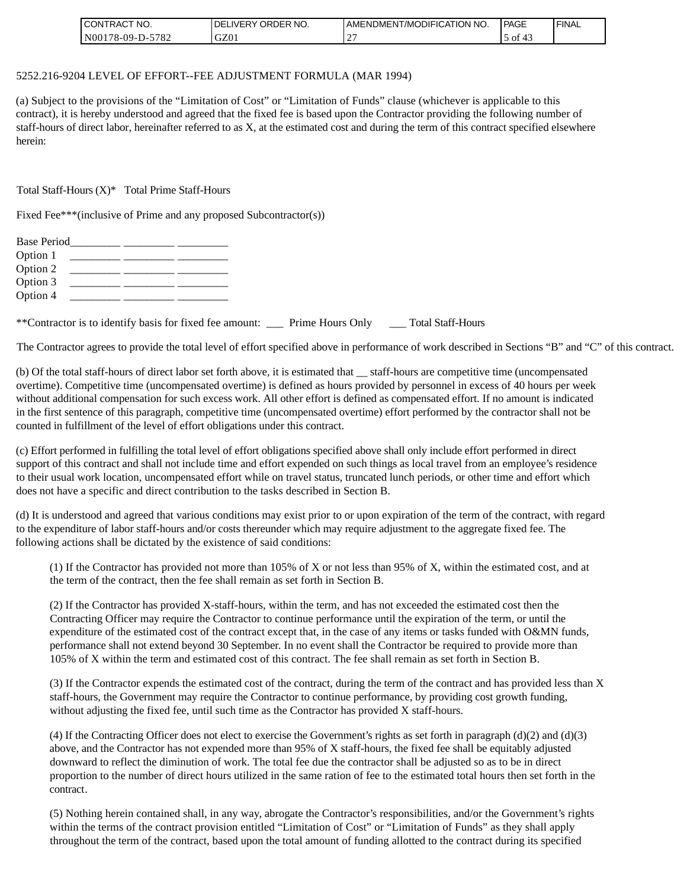5252.216-9204 LEVEL OF EFFORT--FEE ADJUSTMENT FORMULA (MAR 1994)

(a) Subject to the provisions of the "Limitation of Cost" or "Limitation of Funds" clause (whichever is applicable to this contract), it is hereby understood and agreed that the fixed fee is based upon the Contractor providing the following number of staff-hours of direct labor, hereinafter referred to as X, at the estimated cost and during the term of this contract specified elsewhere herein:

Total Staff-Hours (X)* Total Prime Staff-Hours

Fixed Fee***(inclusive of Prime and any proposed Subcontractor(s))

Base Period_________ _________ _________
Option 1 _________ _________ _________
Option 2 _________ _________ _________
Option 3 _________ _________ _________
Option 4 _________ _________ _________

**Contractor is to identify basis for fixed fee amount: ___ Prime Hours Only ___ Total Staff-Hours

The Contractor agrees to provide the total level of effort specified above in performance of work described in Sections "B" and "C" of this contract.

(b) Of the total staff-hours of direct labor set forth above, it is estimated that __ staff-hours are competitive time (uncompensated overtime). Competitive time (uncompensated overtime) is defined as hours provided by personnel in excess of 40 hours per week without additional compensation for such excess work. All other effort is defined as compensated effort. If no amount is indicated in the first sentence of this paragraph, competitive time (uncompensated overtime) effort performed by the contractor shall not be counted in fulfillment of the level of effort obligations under this contract.

(c) Effort performed in fulfilling the total level of effort obligations specified above shall only include effort performed in direct support of this contract and shall not include time and effort expended on such things as local travel from an employee's residence to their usual work location, uncompensated effort while on travel status, truncated lunch periods, or other time and effort which does not have a specific and direct contribution to the tasks described in Section B.

(d) It is understood and agreed that various conditions may exist prior to or upon expiration of the term of the contract, with regard to the expenditure of labor staff-hours and/or costs thereunder which may require adjustment to the aggregate fixed fee. The following actions shall be dictated by the existence of said conditions:

(1) If the Contractor has provided not more than 105% of X or not less than 95% of X, within the estimated cost, and at the term of the contract, then the fee shall remain as set forth in Section B.

(2) If the Contractor has provided X-staff-hours, within the term, and has not exceeded the estimated cost then the Contracting Officer may require the Contractor to continue performance until the expiration of the term, or until the expenditure of the estimated cost of the contract except that, in the case of any items or tasks funded with O&MN funds, performance shall not extend beyond 30 September. In no event shall the Contractor be required to provide more than 105% of X within the term and estimated cost of this contract. The fee shall remain as set forth in Section B.

(3) If the Contractor expends the estimated cost of the contract, during the term of the contract and has provided less than X staff-hours, the Government may require the Contractor to continue performance, by providing cost growth funding, without adjusting the fixed fee, until such time as the Contractor has provided X staff-hours.

(4) If the Contracting Officer does not elect to exercise the Government's rights as set forth in paragraph (d)(2) and (d)(3) above, and the Contractor has not expended more than 95% of X staff-hours, the fixed fee shall be equitably adjusted downward to reflect the diminution of work. The total fee due the contractor shall be adjusted so as to be in direct proportion to the number of direct hours utilized in the same ration of fee to the estimated total hours then set forth in the contract.

(5) Nothing herein contained shall, in any way, abrogate the Contractor's responsibilities, and/or the Government's rights within the terms of the contract provision entitled "Limitation of Cost" or "Limitation of Funds" as they shall apply throughout the term of the contract, based upon the total amount of funding allotted to the contract during its specified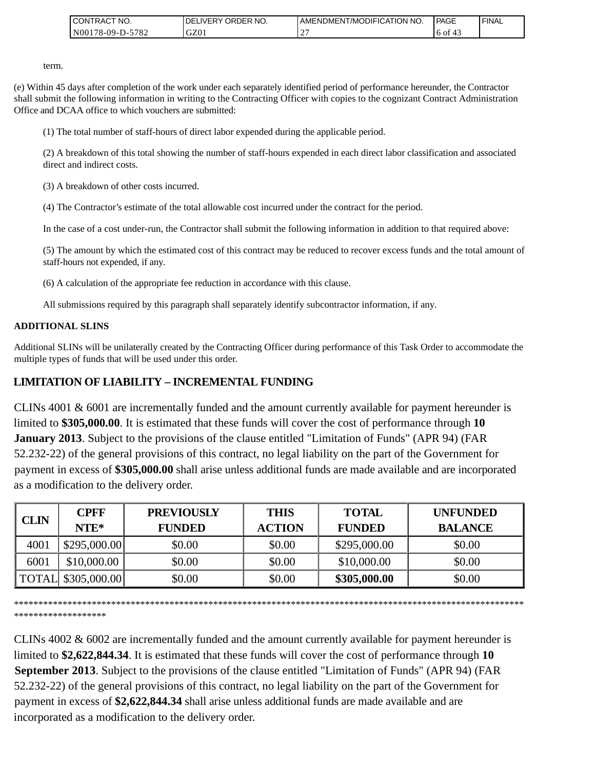term.

(e) Within 45 days after completion of the work under each separately identified period of performance hereunder, the Contractor shall submit the following information in writing to the Contracting Officer with copies to the cognizant Contract Administration Office and DCAA office to which vouchers are submitted:

(1) The total number of staff-hours of direct labor expended during the applicable period.

(2) A breakdown of this total showing the number of staff-hours expended in each direct labor classification and associated direct and indirect costs.

(3) A breakdown of other costs incurred.

(4) The Contractor's estimate of the total allowable cost incurred under the contract for the period.

In the case of a cost under-run, the Contractor shall submit the following information in addition to that required above:

(5) The amount by which the estimated cost of this contract may be reduced to recover excess funds and the total amount of staff-hours not expended, if any.

(6) A calculation of the appropriate fee reduction in accordance with this clause.

All submissions required by this paragraph shall separately identify subcontractor information, if any.

**ADDITIONAL SLINS**

Additional SLINs will be unilaterally created by the Contracting Officer during performance of this Task Order to accommodate the multiple types of funds that will be used under this order.

**LIMITATION OF LIABILITY – INCREMENTAL FUNDING**

CLINs 4001 & 6001 are incrementally funded and the amount currently available for payment hereunder is limited to **$305,000.00**. It is estimated that these funds will cover the cost of performance through **10 January 2013**. Subject to the provisions of the clause entitled "Limitation of Funds" (APR 94) (FAR 52.232-22) of the general provisions of this contract, no legal liability on the part of the Government for payment in excess of **$305,000.00** shall arise unless additional funds are made available and are incorporated as a modification to the delivery order.

| CLIN | CPFF NTE* | PREVIOUSLY FUNDED | THIS ACTION | TOTAL FUNDED | UNFUNDED BALANCE |
|---|---|---|---|---|---|
| 4001 | $295,000.00 | $0.00 | $0.00 | $295,000.00 | $0.00 |
| 6001 | $10,000.00 | $0.00 | $0.00 | $10,000.00 | $0.00 |
| TOTAL | $305,000.00 | $0.00 | $0.00 | **$305,000.00** | $0.00 |

**************************************************************************************************************************

CLINs 4002 & 6002 are incrementally funded and the amount currently available for payment hereunder is limited to **$2,622,844.34**. It is estimated that these funds will cover the cost of performance through **10 September 2013**. Subject to the provisions of the clause entitled "Limitation of Funds" (APR 94) (FAR 52.232-22) of the general provisions of this contract, no legal liability on the part of the Government for payment in excess of **$2,622,844.34** shall arise unless additional funds are made available and are incorporated as a modification to the delivery order.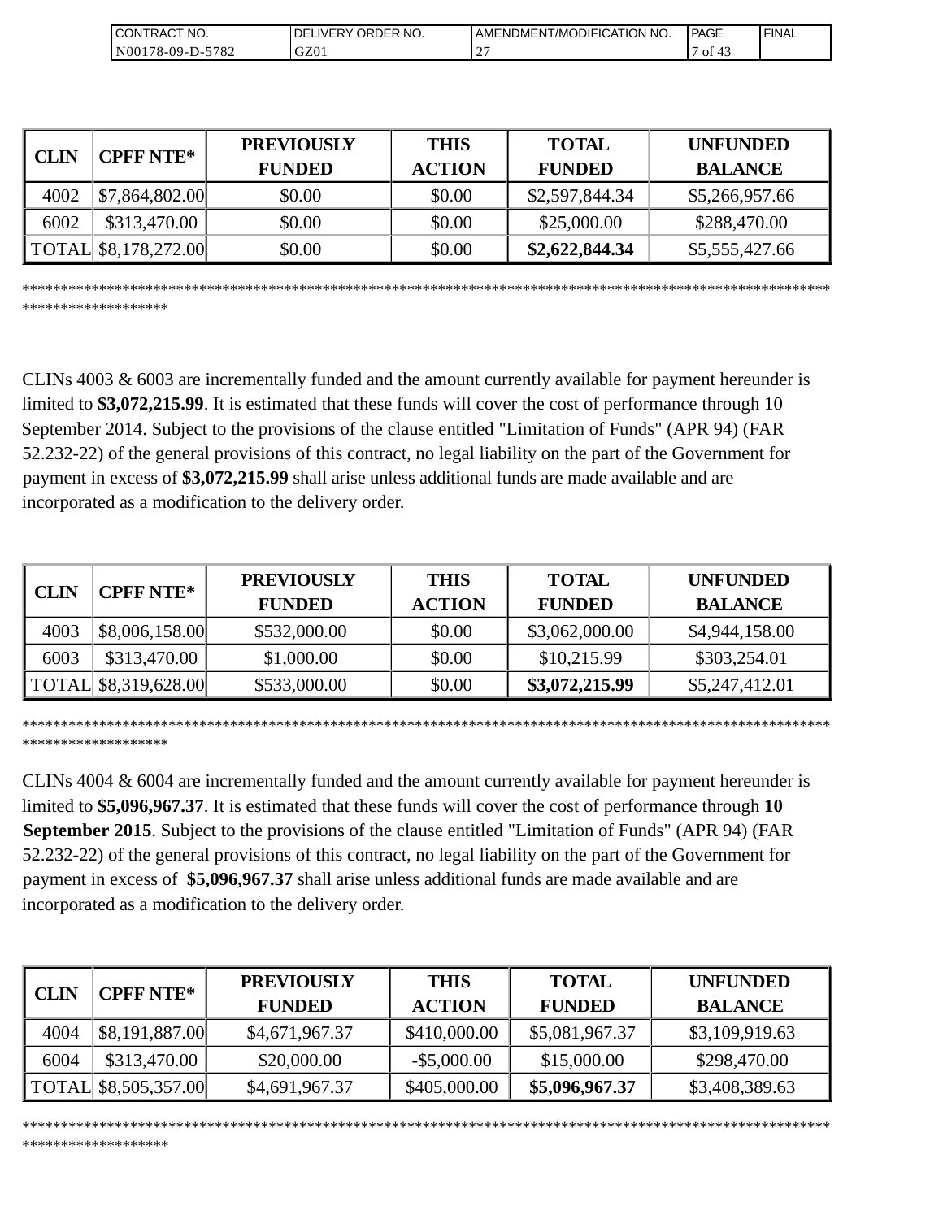| CLIN | CPFF NTE* | PREVIOUSLY FUNDED | THIS ACTION | TOTAL FUNDED | UNFUNDED BALANCE |
|---|---|---|---|---|---|
| 4002 | $7,864,802.00 | $0.00 | $0.00 | $2,597,844.34 | $5,266,957.66 |
| 6002 | $313,470.00 | $0.00 | $0.00 | $25,000.00 | $288,470.00 |
| TOTAL | $8,178,272.00 | $0.00 | $0.00 | **$2,622,844.34** | $5,555,427.66 |

*******************************************************************************************************************************

CLINs 4003 & 6003 are incrementally funded and the amount currently available for payment hereunder is limited to **$3,072,215.99**. It is estimated that these funds will cover the cost of performance through 10 September 2014. Subject to the provisions of the clause entitled "Limitation of Funds" (APR 94) (FAR 52.232-22) of the general provisions of this contract, no legal liability on the part of the Government for payment in excess of **$3,072,215.99** shall arise unless additional funds are made available and are incorporated as a modification to the delivery order.

| CLIN | CPFF NTE* | PREVIOUSLY FUNDED | THIS ACTION | TOTAL FUNDED | UNFUNDED BALANCE |
|---|---|---|---|---|---|
| 4003 | $8,006,158.00 | $532,000.00 | $0.00 | $3,062,000.00 | $4,944,158.00 |
| 6003 | $313,470.00 | $1,000.00 | $0.00 | $10,215.99 | $303,254.01 |
| TOTAL | $8,319,628.00 | $533,000.00 | $0.00 | **$3,072,215.99** | $5,247,412.01 |

*******************************************************************************************************************************

CLINs 4004 & 6004 are incrementally funded and the amount currently available for payment hereunder is limited to **$5,096,967.37**. It is estimated that these funds will cover the cost of performance through **10 September 2015**. Subject to the provisions of the clause entitled "Limitation of Funds" (APR 94) (FAR 52.232-22) of the general provisions of this contract, no legal liability on the part of the Government for payment in excess of **$5,096,967.37** shall arise unless additional funds are made available and are incorporated as a modification to the delivery order.

| CLIN | CPFF NTE* | PREVIOUSLY FUNDED | THIS ACTION | TOTAL FUNDED | UNFUNDED BALANCE |
|---|---|---|---|---|---|
| 4004 | $8,191,887.00 | $4,671,967.37 | $410,000.00 | $5,081,967.37 | $3,109,919.63 |
| 6004 | $313,470.00 | $20,000.00 | -$5,000.00 | $15,000.00 | $298,470.00 |
| TOTAL | $8,505,357.00 | $4,691,967.37 | $405,000.00 | **$5,096,967.37** | $3,408,389.63 |

*******************************************************************************************************************************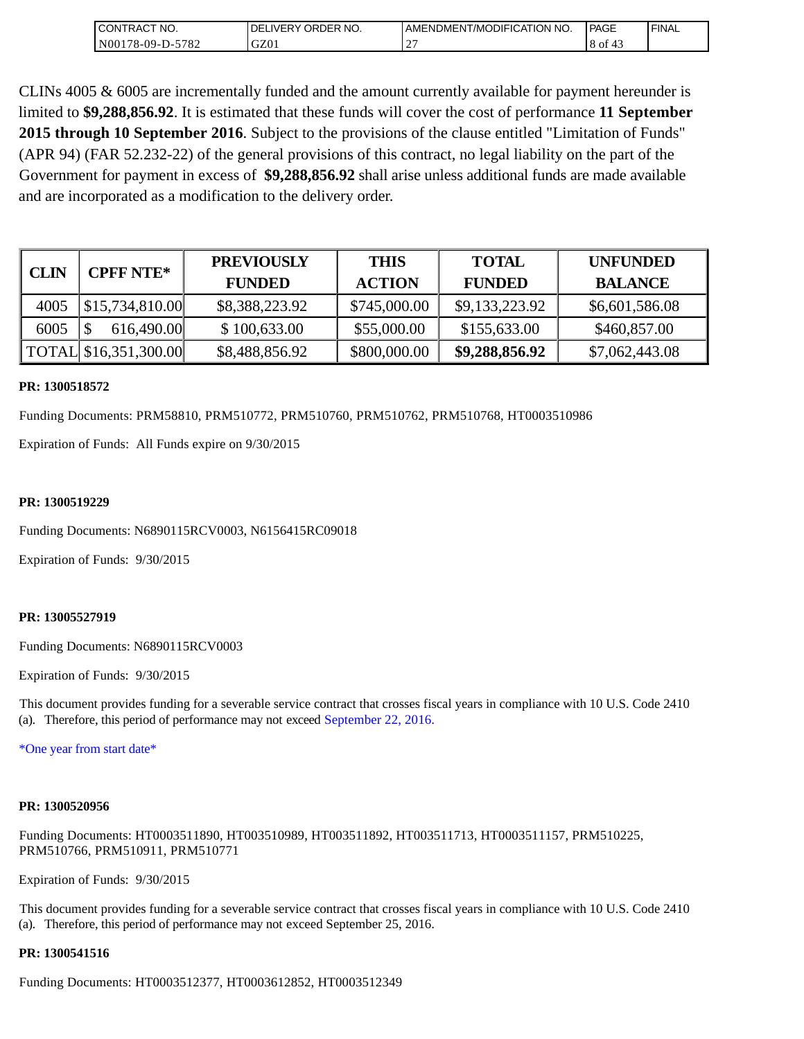CLINs 4005 & 6005 are incrementally funded and the amount currently available for payment hereunder is limited to **$9,288,856.92**. It is estimated that these funds will cover the cost of performance **11 September 2015 through 10 September 2016**. Subject to the provisions of the clause entitled "Limitation of Funds" (APR 94) (FAR 52.232-22) of the general provisions of this contract, no legal liability on the part of the Government for payment in excess of **$9,288,856.92** shall arise unless additional funds are made available and are incorporated as a modification to the delivery order.

| CLIN | CPFF NTE* | PREVIOUSLY FUNDED | THIS ACTION | TOTAL FUNDED | UNFUNDED BALANCE |
|---|---|---|---|---|---|
| 4005 | $15,734,810.00 | $8,388,223.92 | $745,000.00 | $9,133,223.92 | $6,601,586.08 |
| 6005 | $ 616,490.00 | $ 100,633.00 | $55,000.00 | $155,633.00 | $460,857.00 |
| TOTAL | $16,351,300.00 | $8,488,856.92 | $800,000.00 | **$9,288,856.92** | $7,062,443.08 |

**PR: 1300518572**

Funding Documents: PRM58810, PRM510772, PRM510760, PRM510762, PRM510768, HT0003510986

Expiration of Funds: All Funds expire on 9/30/2015

**PR: 1300519229**

Funding Documents: N6890115RCV0003, N6156415RC09018

Expiration of Funds: 9/30/2015

**PR: 13005527919**

Funding Documents: N6890115RCV0003

Expiration of Funds: 9/30/2015

This document provides funding for a severable service contract that crosses fiscal years in compliance with 10 U.S. Code 2410 (a). Therefore, this period of performance may not exceed September 22, 2016.

*One year from start date*

**PR: 1300520956**

Funding Documents: HT0003511890, HT003510989, HT003511892, HT003511713, HT0003511157, PRM510225, PRM510766, PRM510911, PRM510771

Expiration of Funds: 9/30/2015

This document provides funding for a severable service contract that crosses fiscal years in compliance with 10 U.S. Code 2410 (a). Therefore, this period of performance may not exceed September 25, 2016.

**PR: 1300541516**

Funding Documents: HT0003512377, HT0003612852, HT0003512349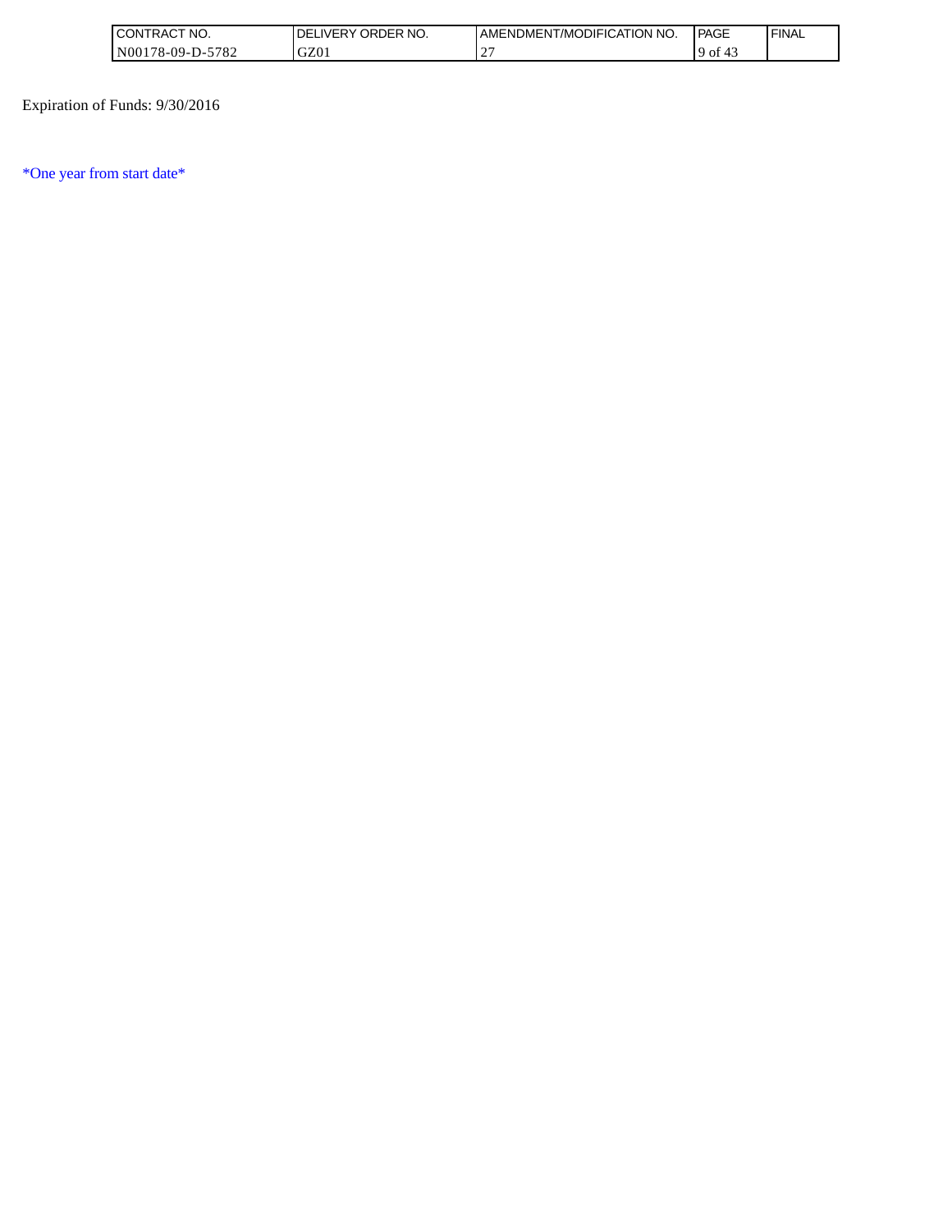Expiration of Funds: 9/30/2016

*One year from start date*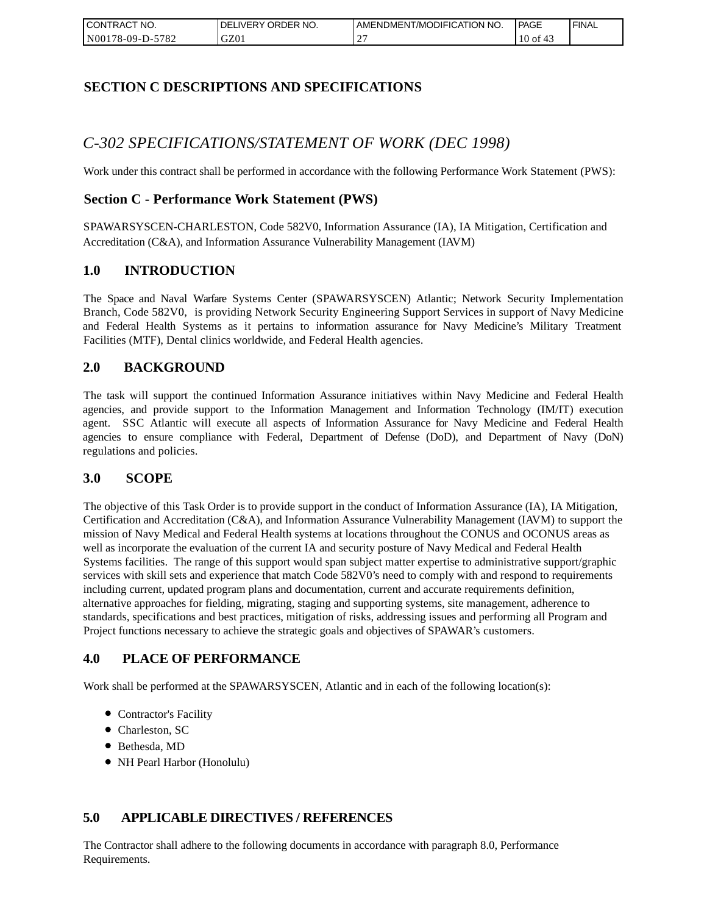# SECTION C DESCRIPTIONS AND SPECIFICATIONS

## *C-302 SPECIFICATIONS/STATEMENT OF WORK (DEC 1998)*

Work under this contract shall be performed in accordance with the following Performance Work Statement (PWS):

### Section C - Performance Work Statement (PWS)

SPAWARSYSCEN-CHARLESTON, Code 582V0, Information Assurance (IA), IA Mitigation, Certification and Accreditation (C&A), and Information Assurance Vulnerability Management (IAVM)

### 1.0 INTRODUCTION

The Space and Naval Warfare Systems Center (SPAWARSYSCEN) Atlantic; Network Security Implementation Branch, Code 582V0, is providing Network Security Engineering Support Services in support of Navy Medicine and Federal Health Systems as it pertains to information assurance for Navy Medicine's Military Treatment Facilities (MTF), Dental clinics worldwide, and Federal Health agencies.

### 2.0 BACKGROUND

The task will support the continued Information Assurance initiatives within Navy Medicine and Federal Health agencies, and provide support to the Information Management and Information Technology (IM/IT) execution agent. SSC Atlantic will execute all aspects of Information Assurance for Navy Medicine and Federal Health agencies to ensure compliance with Federal, Department of Defense (DoD), and Department of Navy (DoN) regulations and policies.

### 3.0 SCOPE

The objective of this Task Order is to provide support in the conduct of Information Assurance (IA), IA Mitigation, Certification and Accreditation (C&A), and Information Assurance Vulnerability Management (IAVM) to support the mission of Navy Medical and Federal Health systems at locations throughout the CONUS and OCONUS areas as well as incorporate the evaluation of the current IA and security posture of Navy Medical and Federal Health Systems facilities. The range of this support would span subject matter expertise to administrative support/graphic services with skill sets and experience that match Code 582V0's need to comply with and respond to requirements including current, updated program plans and documentation, current and accurate requirements definition, alternative approaches for fielding, migrating, staging and supporting systems, site management, adherence to standards, specifications and best practices, mitigation of risks, addressing issues and performing all Program and Project functions necessary to achieve the strategic goals and objectives of SPAWAR's customers.

### 4.0 PLACE OF PERFORMANCE

Work shall be performed at the SPAWARSYSCEN, Atlantic and in each of the following location(s):

- Contractor's Facility
- Charleston, SC
- Bethesda, MD
- NH Pearl Harbor (Honolulu)

### 5.0 APPLICABLE DIRECTIVES / REFERENCES

The Contractor shall adhere to the following documents in accordance with paragraph 8.0, Performance Requirements.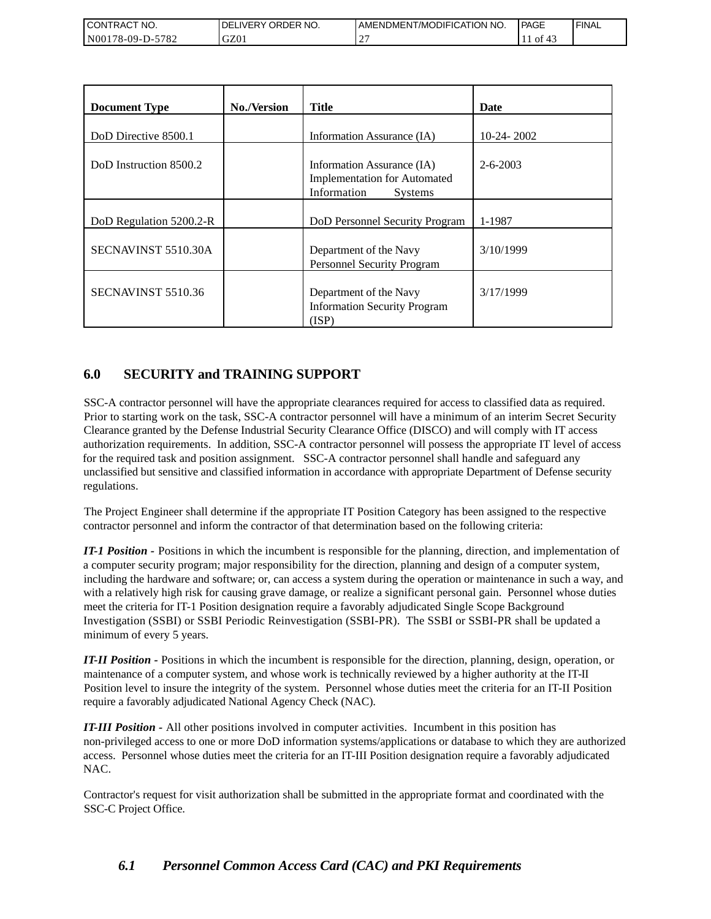| Document Type | No./Version | Title | Date |
|---|---|---|---|
| DoD Directive 8500.1 | | Information Assurance (IA) | 10-24- 2002 |
| DoD Instruction 8500.2 | | Information Assurance (IA) Implementation for Automated Information Systems | 2-6-2003 |
| DoD Regulation 5200.2-R | | DoD Personnel Security Program | 1-1987 |
| SECNAVINST 5510.30A | | Department of the Navy Personnel Security Program | 3/10/1999 |
| SECNAVINST 5510.36 | | Department of the Navy Information Security Program (ISP) | 3/17/1999 |

## 6.0 SECURITY and TRAINING SUPPORT

SSC-A contractor personnel will have the appropriate clearances required for access to classified data as required. Prior to starting work on the task, SSC-A contractor personnel will have a minimum of an interim Secret Security Clearance granted by the Defense Industrial Security Clearance Office (DISCO) and will comply with IT access authorization requirements. In addition, SSC-A contractor personnel will possess the appropriate IT level of access for the required task and position assignment. SSC-A contractor personnel shall handle and safeguard any unclassified but sensitive and classified information in accordance with appropriate Department of Defense security regulations.

The Project Engineer shall determine if the appropriate IT Position Category has been assigned to the respective contractor personnel and inform the contractor of that determination based on the following criteria:

***IT-1 Position -*** Positions in which the incumbent is responsible for the planning, direction, and implementation of a computer security program; major responsibility for the direction, planning and design of a computer system, including the hardware and software; or, can access a system during the operation or maintenance in such a way, and with a relatively high risk for causing grave damage, or realize a significant personal gain. Personnel whose duties meet the criteria for IT-1 Position designation require a favorably adjudicated Single Scope Background Investigation (SSBI) or SSBI Periodic Reinvestigation (SSBI-PR). The SSBI or SSBI-PR shall be updated a minimum of every 5 years.

***IT-II Position -*** Positions in which the incumbent is responsible for the direction, planning, design, operation, or maintenance of a computer system, and whose work is technically reviewed by a higher authority at the IT-II Position level to insure the integrity of the system. Personnel whose duties meet the criteria for an IT-II Position require a favorably adjudicated National Agency Check (NAC).

***IT-III Position -*** All other positions involved in computer activities. Incumbent in this position has non-privileged access to one or more DoD information systems/applications or database to which they are authorized access. Personnel whose duties meet the criteria for an IT-III Position designation require a favorably adjudicated NAC.

Contractor's request for visit authorization shall be submitted in the appropriate format and coordinated with the SSC-C Project Office.

### *6.1 Personnel Common Access Card (CAC) and PKI Requirements*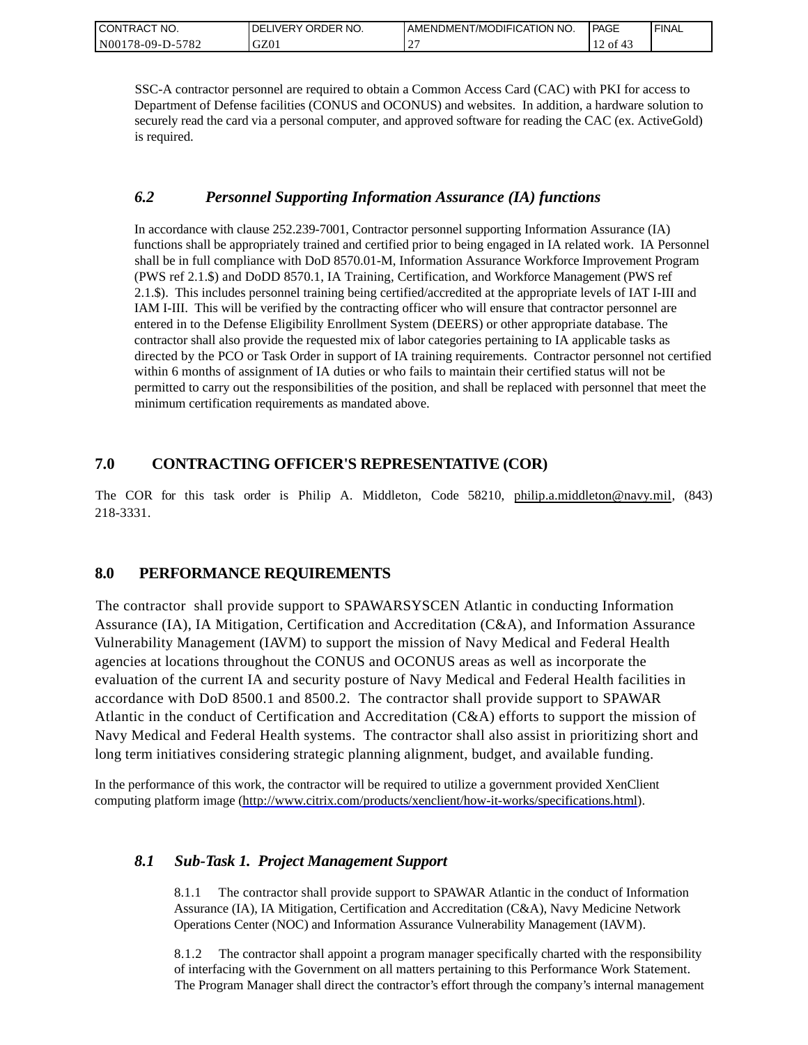SSC-A contractor personnel are required to obtain a Common Access Card (CAC) with PKI for access to Department of Defense facilities (CONUS and OCONUS) and websites. In addition, a hardware solution to securely read the card via a personal computer, and approved software for reading the CAC (ex. ActiveGold) is required.

### *6.2 Personnel Supporting Information Assurance (IA) functions*

In accordance with clause 252.239-7001, Contractor personnel supporting Information Assurance (IA) functions shall be appropriately trained and certified prior to being engaged in IA related work. IA Personnel shall be in full compliance with DoD 8570.01-M, Information Assurance Workforce Improvement Program (PWS ref 2.1.$) and DoDD 8570.1, IA Training, Certification, and Workforce Management (PWS ref 2.1.$). This includes personnel training being certified/accredited at the appropriate levels of IAT I-III and IAM I-III. This will be verified by the contracting officer who will ensure that contractor personnel are entered in to the Defense Eligibility Enrollment System (DEERS) or other appropriate database. The contractor shall also provide the requested mix of labor categories pertaining to IA applicable tasks as directed by the PCO or Task Order in support of IA training requirements. Contractor personnel not certified within 6 months of assignment of IA duties or who fails to maintain their certified status will not be permitted to carry out the responsibilities of the position, and shall be replaced with personnel that meet the minimum certification requirements as mandated above.

## 7.0 CONTRACTING OFFICER'S REPRESENTATIVE (COR)

The COR for this task order is Philip A. Middleton, Code 58210, philip.a.middleton@navy.mil, (843) 218-3331.

## 8.0 PERFORMANCE REQUIREMENTS

The contractor shall provide support to SPAWARSYSCEN Atlantic in conducting Information Assurance (IA), IA Mitigation, Certification and Accreditation (C&A), and Information Assurance Vulnerability Management (IAVM) to support the mission of Navy Medical and Federal Health agencies at locations throughout the CONUS and OCONUS areas as well as incorporate the evaluation of the current IA and security posture of Navy Medical and Federal Health facilities in accordance with DoD 8500.1 and 8500.2. The contractor shall provide support to SPAWAR Atlantic in the conduct of Certification and Accreditation (C&A) efforts to support the mission of Navy Medical and Federal Health systems. The contractor shall also assist in prioritizing short and long term initiatives considering strategic planning alignment, budget, and available funding.

In the performance of this work, the contractor will be required to utilize a government provided XenClient computing platform image (http://www.citrix.com/products/xenclient/how-it-works/specifications.html).

### *8.1 Sub-Task 1. Project Management Support*

8.1.1 The contractor shall provide support to SPAWAR Atlantic in the conduct of Information Assurance (IA), IA Mitigation, Certification and Accreditation (C&A), Navy Medicine Network Operations Center (NOC) and Information Assurance Vulnerability Management (IAVM).

8.1.2 The contractor shall appoint a program manager specifically charted with the responsibility of interfacing with the Government on all matters pertaining to this Performance Work Statement. The Program Manager shall direct the contractor's effort through the company's internal management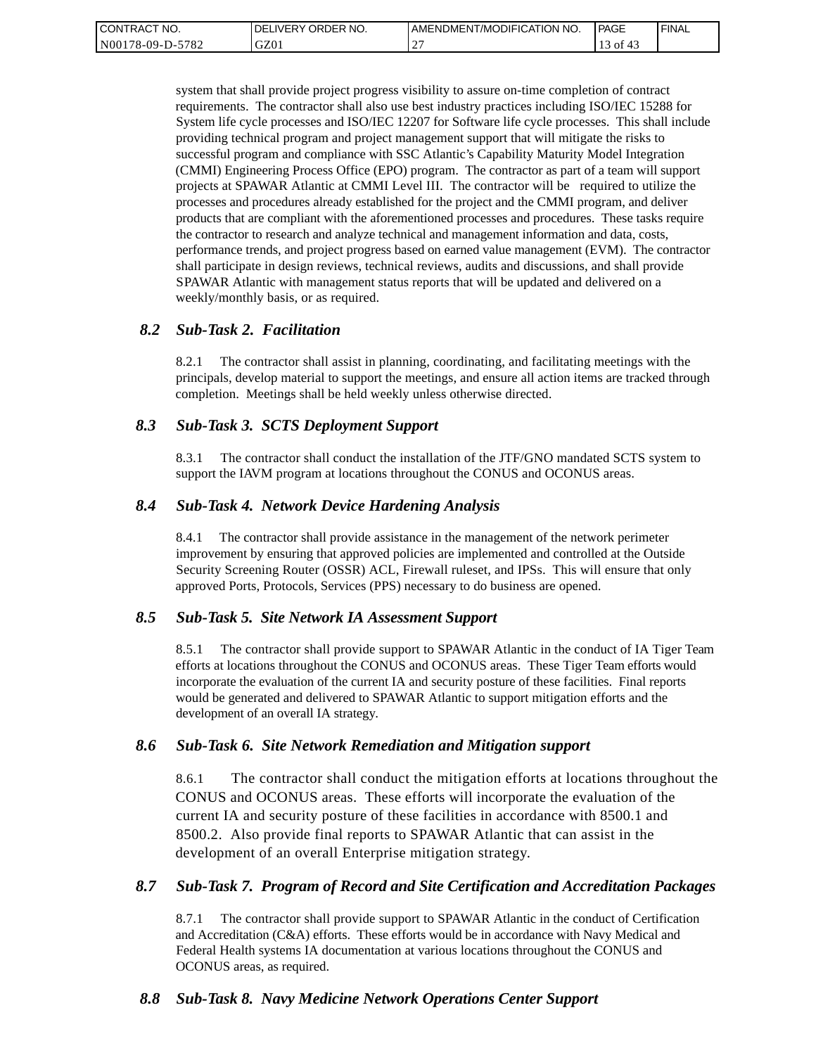system that shall provide project progress visibility to assure on-time completion of contract requirements. The contractor shall also use best industry practices including ISO/IEC 15288 for System life cycle processes and ISO/IEC 12207 for Software life cycle processes. This shall include providing technical program and project management support that will mitigate the risks to successful program and compliance with SSC Atlantic's Capability Maturity Model Integration (CMMI) Engineering Process Office (EPO) program. The contractor as part of a team will support projects at SPAWAR Atlantic at CMMI Level III. The contractor will be required to utilize the processes and procedures already established for the project and the CMMI program, and deliver products that are compliant with the aforementioned processes and procedures. These tasks require the contractor to research and analyze technical and management information and data, costs, performance trends, and project progress based on earned value management (EVM). The contractor shall participate in design reviews, technical reviews, audits and discussions, and shall provide SPAWAR Atlantic with management status reports that will be updated and delivered on a weekly/monthly basis, or as required.

### *8.2 Sub-Task 2. Facilitation*

8.2.1 The contractor shall assist in planning, coordinating, and facilitating meetings with the principals, develop material to support the meetings, and ensure all action items are tracked through completion. Meetings shall be held weekly unless otherwise directed.

### *8.3 Sub-Task 3. SCTS Deployment Support*

8.3.1 The contractor shall conduct the installation of the JTF/GNO mandated SCTS system to support the IAVM program at locations throughout the CONUS and OCONUS areas.

### *8.4 Sub-Task 4. Network Device Hardening Analysis*

8.4.1 The contractor shall provide assistance in the management of the network perimeter improvement by ensuring that approved policies are implemented and controlled at the Outside Security Screening Router (OSSR) ACL, Firewall ruleset, and IPSs. This will ensure that only approved Ports, Protocols, Services (PPS) necessary to do business are opened.

### *8.5 Sub-Task 5. Site Network IA Assessment Support*

8.5.1 The contractor shall provide support to SPAWAR Atlantic in the conduct of IA Tiger Team efforts at locations throughout the CONUS and OCONUS areas. These Tiger Team efforts would incorporate the evaluation of the current IA and security posture of these facilities. Final reports would be generated and delivered to SPAWAR Atlantic to support mitigation efforts and the development of an overall IA strategy.

### *8.6 Sub-Task 6. Site Network Remediation and Mitigation support*

8.6.1 The contractor shall conduct the mitigation efforts at locations throughout the CONUS and OCONUS areas. These efforts will incorporate the evaluation of the current IA and security posture of these facilities in accordance with 8500.1 and 8500.2. Also provide final reports to SPAWAR Atlantic that can assist in the development of an overall Enterprise mitigation strategy.

### *8.7 Sub-Task 7. Program of Record and Site Certification and Accreditation Packages*

8.7.1 The contractor shall provide support to SPAWAR Atlantic in the conduct of Certification and Accreditation (C&A) efforts. These efforts would be in accordance with Navy Medical and Federal Health systems IA documentation at various locations throughout the CONUS and OCONUS areas, as required.

### *8.8 Sub-Task 8. Navy Medicine Network Operations Center Support*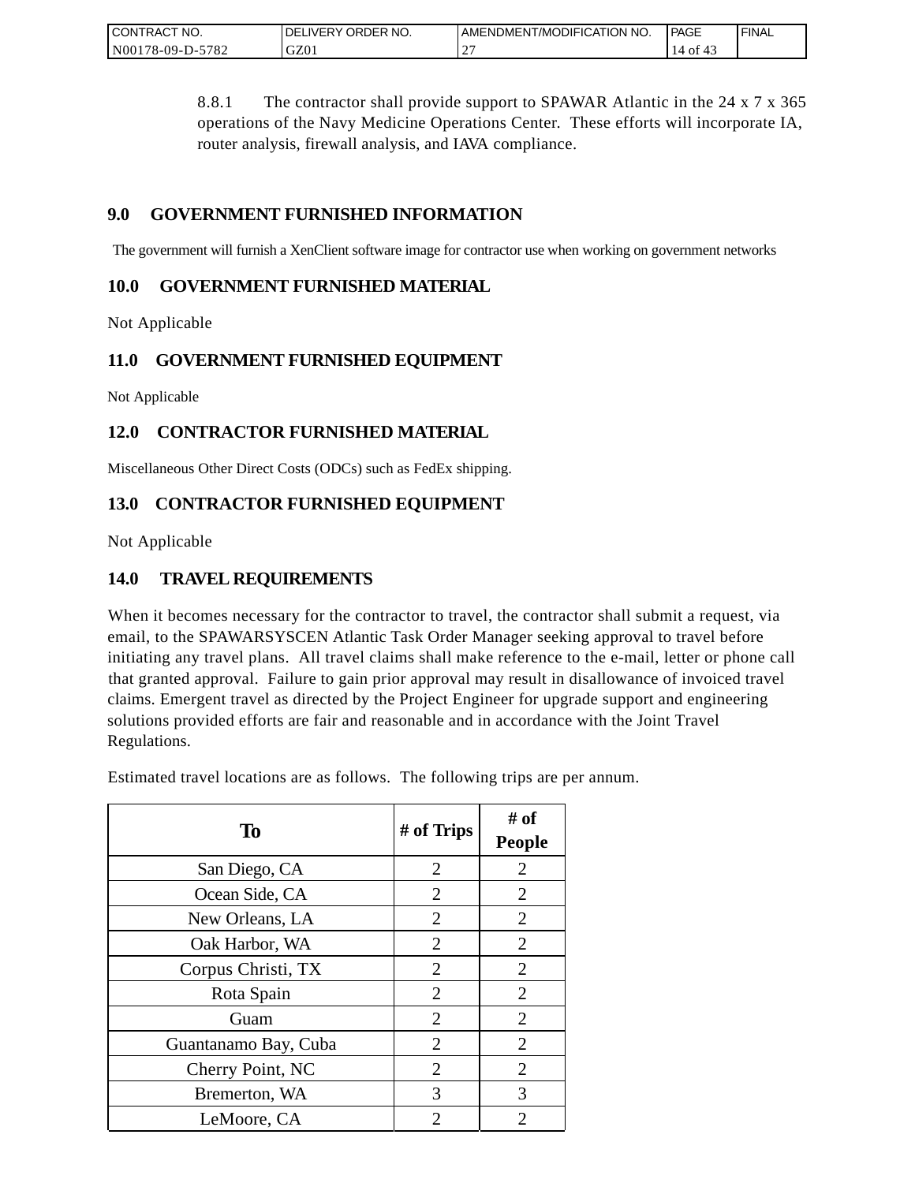8.8.1 The contractor shall provide support to SPAWAR Atlantic in the 24 x 7 x 365 operations of the Navy Medicine Operations Center. These efforts will incorporate IA, router analysis, firewall analysis, and IAVA compliance.

## 9.0 GOVERNMENT FURNISHED INFORMATION

The government will furnish a XenClient software image for contractor use when working on government networks

## 10.0 GOVERNMENT FURNISHED MATERIAL

Not Applicable

## 11.0 GOVERNMENT FURNISHED EQUIPMENT

Not Applicable

## 12.0 CONTRACTOR FURNISHED MATERIAL

Miscellaneous Other Direct Costs (ODCs) such as FedEx shipping.

## 13.0 CONTRACTOR FURNISHED EQUIPMENT

Not Applicable

## 14.0 TRAVEL REQUIREMENTS

When it becomes necessary for the contractor to travel, the contractor shall submit a request, via email, to the SPAWARSYSCEN Atlantic Task Order Manager seeking approval to travel before initiating any travel plans. All travel claims shall make reference to the e-mail, letter or phone call that granted approval. Failure to gain prior approval may result in disallowance of invoiced travel claims. Emergent travel as directed by the Project Engineer for upgrade support and engineering solutions provided efforts are fair and reasonable and in accordance with the Joint Travel Regulations.

Estimated travel locations are as follows. The following trips are per annum.

| To | # of Trips | # of People |
|---|---|---|
| San Diego, CA | 2 | 2 |
| Ocean Side, CA | 2 | 2 |
| New Orleans, LA | 2 | 2 |
| Oak Harbor, WA | 2 | 2 |
| Corpus Christi, TX | 2 | 2 |
| Rota Spain | 2 | 2 |
| Guam | 2 | 2 |
| Guantanamo Bay, Cuba | 2 | 2 |
| Cherry Point, NC | 2 | 2 |
| Bremerton, WA | 3 | 3 |
| LeMoore, CA | 2 | 2 |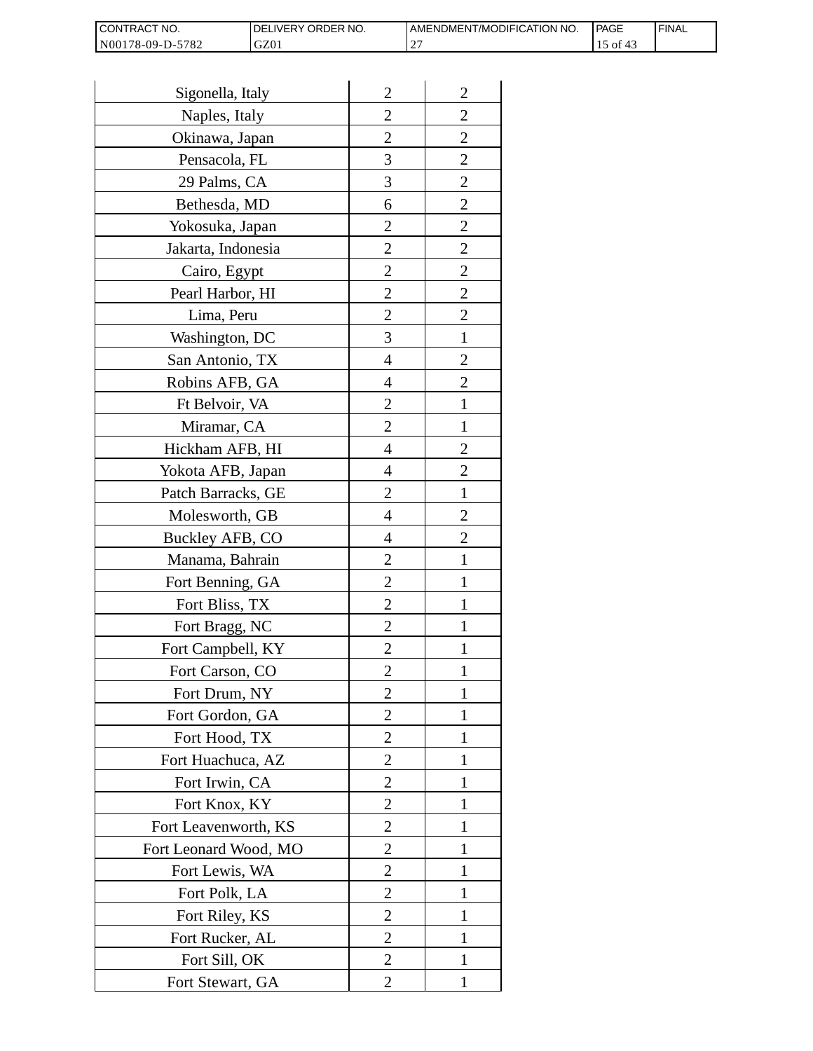| | | |
|---|---|---|
| Sigonella, Italy | 2 | 2 |
| Naples, Italy | 2 | 2 |
| Okinawa, Japan | 2 | 2 |
| Pensacola, FL | 3 | 2 |
| 29 Palms, CA | 3 | 2 |
| Bethesda, MD | 6 | 2 |
| Yokosuka, Japan | 2 | 2 |
| Jakarta, Indonesia | 2 | 2 |
| Cairo, Egypt | 2 | 2 |
| Pearl Harbor, HI | 2 | 2 |
| Lima, Peru | 2 | 2 |
| Washington, DC | 3 | 1 |
| San Antonio, TX | 4 | 2 |
| Robins AFB, GA | 4 | 2 |
| Ft Belvoir, VA | 2 | 1 |
| Miramar, CA | 2 | 1 |
| Hickham AFB, HI | 4 | 2 |
| Yokota AFB, Japan | 4 | 2 |
| Patch Barracks, GE | 2 | 1 |
| Molesworth, GB | 4 | 2 |
| Buckley AFB, CO | 4 | 2 |
| Manama, Bahrain | 2 | 1 |
| Fort Benning, GA | 2 | 1 |
| Fort Bliss, TX | 2 | 1 |
| Fort Bragg, NC | 2 | 1 |
| Fort Campbell, KY | 2 | 1 |
| Fort Carson, CO | 2 | 1 |
| Fort Drum, NY | 2 | 1 |
| Fort Gordon, GA | 2 | 1 |
| Fort Hood, TX | 2 | 1 |
| Fort Huachuca, AZ | 2 | 1 |
| Fort Irwin, CA | 2 | 1 |
| Fort Knox, KY | 2 | 1 |
| Fort Leavenworth, KS | 2 | 1 |
| Fort Leonard Wood, MO | 2 | 1 |
| Fort Lewis, WA | 2 | 1 |
| Fort Polk, LA | 2 | 1 |
| Fort Riley, KS | 2 | 1 |
| Fort Rucker, AL | 2 | 1 |
| Fort Sill, OK | 2 | 1 |
| Fort Stewart, GA | 2 | 1 |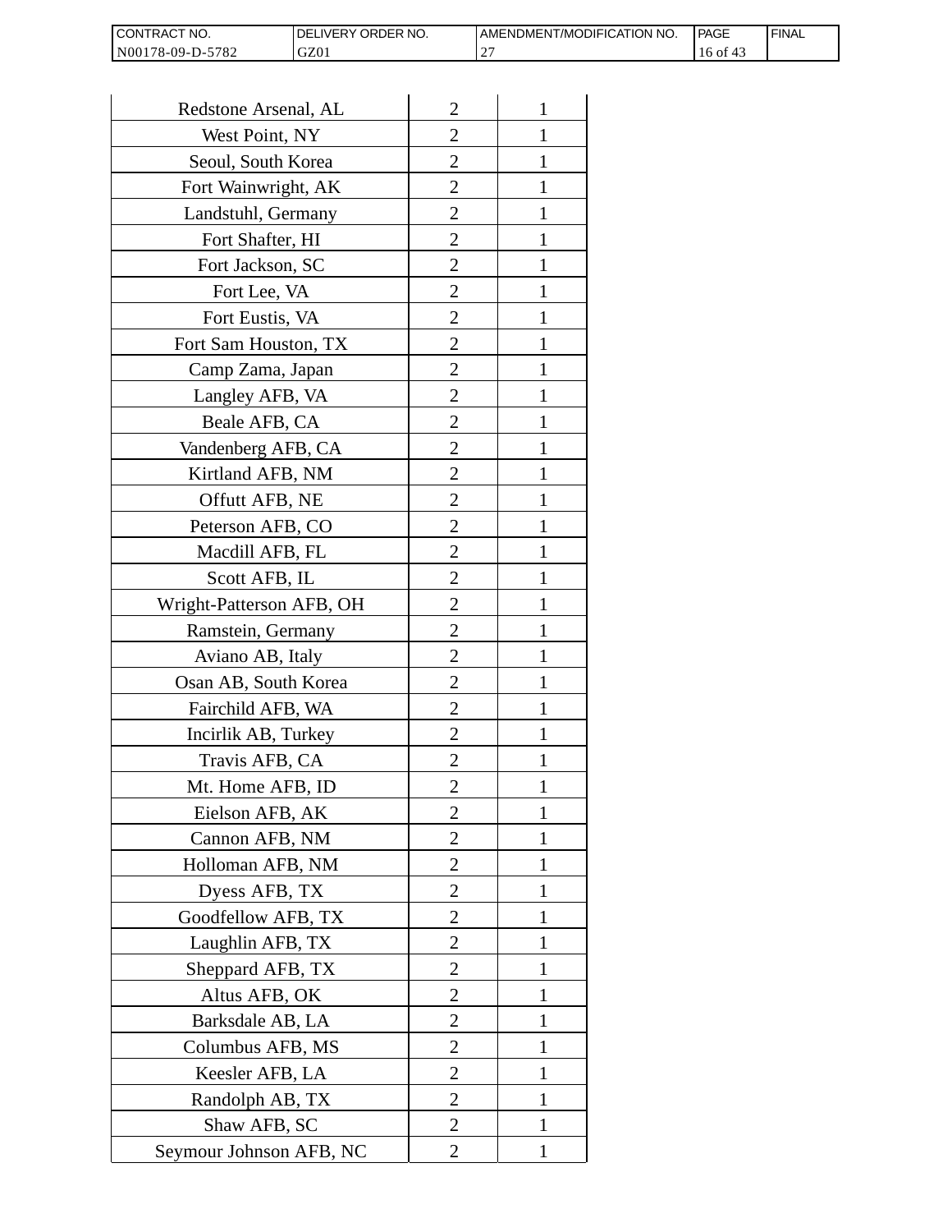| | | |
|---|---|---|
| Redstone Arsenal, AL | 2 | 1 |
| West Point, NY | 2 | 1 |
| Seoul, South Korea | 2 | 1 |
| Fort Wainwright, AK | 2 | 1 |
| Landstuhl, Germany | 2 | 1 |
| Fort Shafter, HI | 2 | 1 |
| Fort Jackson, SC | 2 | 1 |
| Fort Lee, VA | 2 | 1 |
| Fort Eustis, VA | 2 | 1 |
| Fort Sam Houston, TX | 2 | 1 |
| Camp Zama, Japan | 2 | 1 |
| Langley AFB, VA | 2 | 1 |
| Beale AFB, CA | 2 | 1 |
| Vandenberg AFB, CA | 2 | 1 |
| Kirtland AFB, NM | 2 | 1 |
| Offutt AFB, NE | 2 | 1 |
| Peterson AFB, CO | 2 | 1 |
| Macdill AFB, FL | 2 | 1 |
| Scott AFB, IL | 2 | 1 |
| Wright-Patterson AFB, OH | 2 | 1 |
| Ramstein, Germany | 2 | 1 |
| Aviano AB, Italy | 2 | 1 |
| Osan AB, South Korea | 2 | 1 |
| Fairchild AFB, WA | 2 | 1 |
| Incirlik AB, Turkey | 2 | 1 |
| Travis AFB, CA | 2 | 1 |
| Mt. Home AFB, ID | 2 | 1 |
| Eielson AFB, AK | 2 | 1 |
| Cannon AFB, NM | 2 | 1 |
| Holloman AFB, NM | 2 | 1 |
| Dyess AFB, TX | 2 | 1 |
| Goodfellow AFB, TX | 2 | 1 |
| Laughlin AFB, TX | 2 | 1 |
| Sheppard AFB, TX | 2 | 1 |
| Altus AFB, OK | 2 | 1 |
| Barksdale AB, LA | 2 | 1 |
| Columbus AFB, MS | 2 | 1 |
| Keesler AFB, LA | 2 | 1 |
| Randolph AB, TX | 2 | 1 |
| Shaw AFB, SC | 2 | 1 |
| Seymour Johnson AFB, NC | 2 | 1 |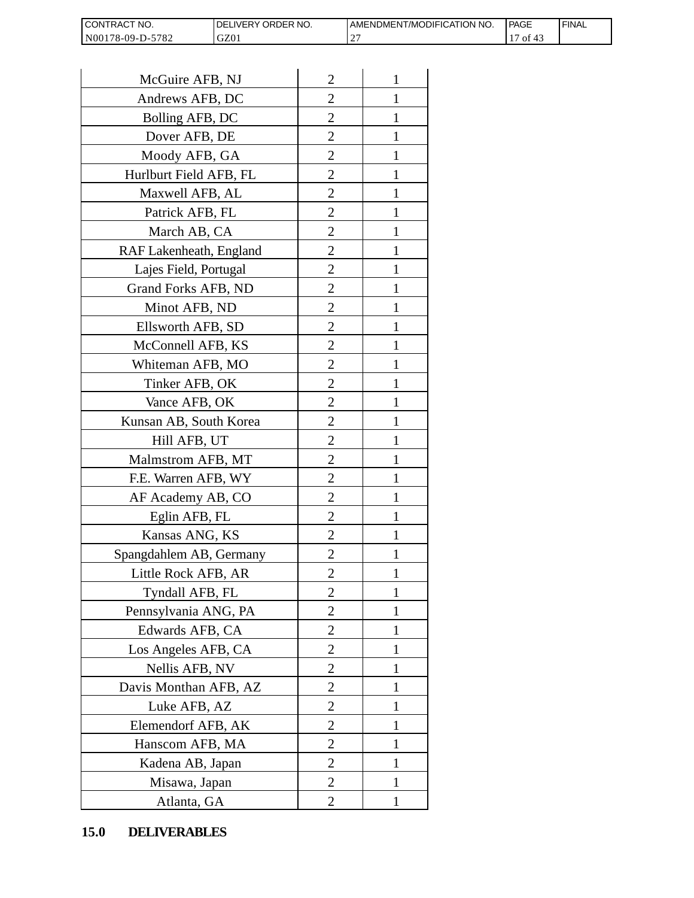| | | |
|---|---|---|
| McGuire AFB, NJ | 2 | 1 |
| Andrews AFB, DC | 2 | 1 |
| Bolling AFB, DC | 2 | 1 |
| Dover AFB, DE | 2 | 1 |
| Moody AFB, GA | 2 | 1 |
| Hurlburt Field AFB, FL | 2 | 1 |
| Maxwell AFB, AL | 2 | 1 |
| Patrick AFB, FL | 2 | 1 |
| March AB, CA | 2 | 1 |
| RAF Lakenheath, England | 2 | 1 |
| Lajes Field, Portugal | 2 | 1 |
| Grand Forks AFB, ND | 2 | 1 |
| Minot AFB, ND | 2 | 1 |
| Ellsworth AFB, SD | 2 | 1 |
| McConnell AFB, KS | 2 | 1 |
| Whiteman AFB, MO | 2 | 1 |
| Tinker AFB, OK | 2 | 1 |
| Vance AFB, OK | 2 | 1 |
| Kunsan AB, South Korea | 2 | 1 |
| Hill AFB, UT | 2 | 1 |
| Malmstrom AFB, MT | 2 | 1 |
| F.E. Warren AFB, WY | 2 | 1 |
| AF Academy AB, CO | 2 | 1 |
| Eglin AFB, FL | 2 | 1 |
| Kansas ANG, KS | 2 | 1 |
| Spangdahlem AB, Germany | 2 | 1 |
| Little Rock AFB, AR | 2 | 1 |
| Tyndall AFB, FL | 2 | 1 |
| Pennsylvania ANG, PA | 2 | 1 |
| Edwards AFB, CA | 2 | 1 |
| Los Angeles AFB, CA | 2 | 1 |
| Nellis AFB, NV | 2 | 1 |
| Davis Monthan AFB, AZ | 2 | 1 |
| Luke AFB, AZ | 2 | 1 |
| Elemendorf AFB, AK | 2 | 1 |
| Hanscom AFB, MA | 2 | 1 |
| Kadena AB, Japan | 2 | 1 |
| Misawa, Japan | 2 | 1 |
| Atlanta, GA | 2 | 1 |

## 15.0 DELIVERABLES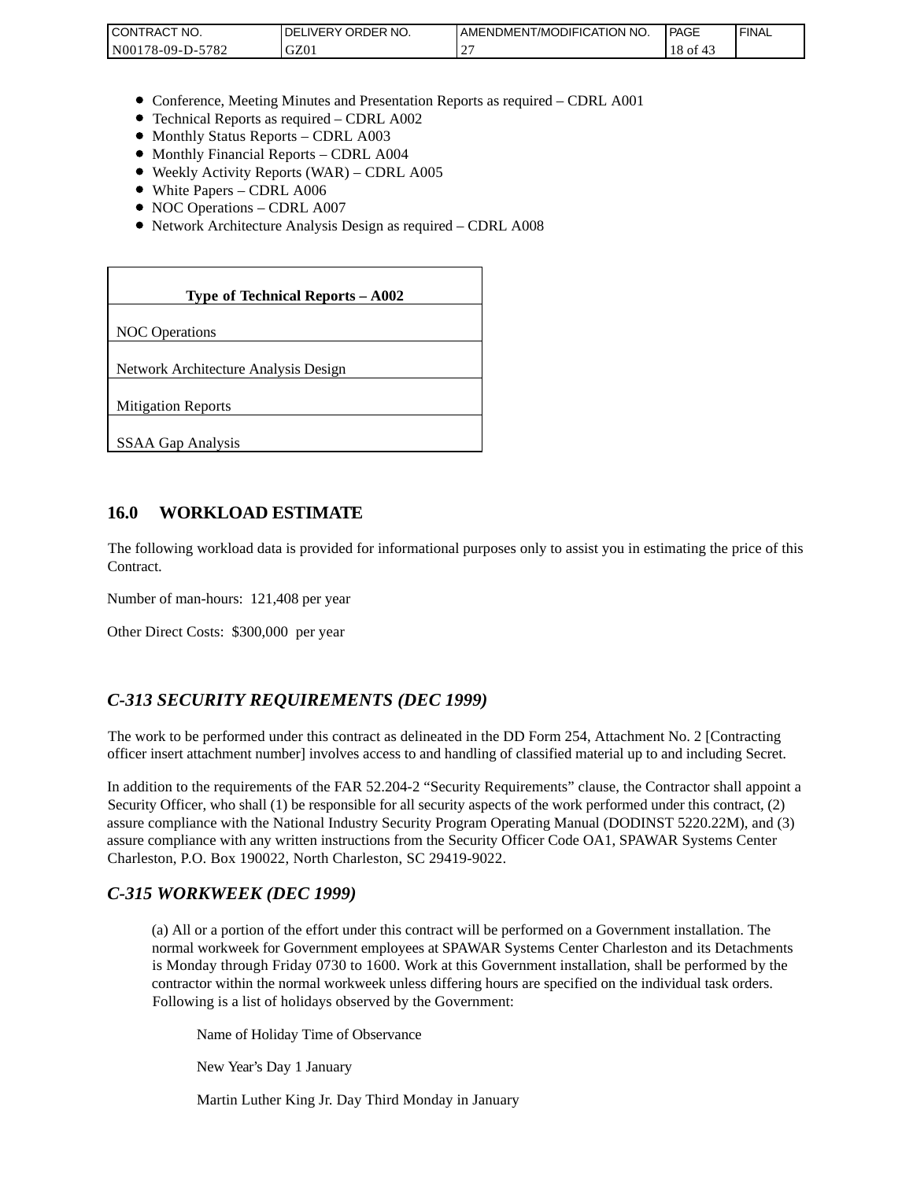- Conference, Meeting Minutes and Presentation Reports as required – CDRL A001
- Technical Reports as required – CDRL A002
- Monthly Status Reports – CDRL A003
- Monthly Financial Reports – CDRL A004
- Weekly Activity Reports (WAR) – CDRL A005
- White Papers – CDRL A006
- NOC Operations – CDRL A007
- Network Architecture Analysis Design as required – CDRL A008

| **Type of Technical Reports – A002** |
|---|
| NOC Operations |
| Network Architecture Analysis Design |
| Mitigation Reports |
| SSAA Gap Analysis |

## 16.0 WORKLOAD ESTIMATE

The following workload data is provided for informational purposes only to assist you in estimating the price of this Contract.

Number of man-hours: 121,408 per year

Other Direct Costs: $300,000 per year

## *C-313 SECURITY REQUIREMENTS (DEC 1999)*

The work to be performed under this contract as delineated in the DD Form 254, Attachment No. 2 [Contracting officer insert attachment number] involves access to and handling of classified material up to and including Secret.

In addition to the requirements of the FAR 52.204-2 "Security Requirements" clause, the Contractor shall appoint a Security Officer, who shall (1) be responsible for all security aspects of the work performed under this contract, (2) assure compliance with the National Industry Security Program Operating Manual (DODINST 5220.22M), and (3) assure compliance with any written instructions from the Security Officer Code OA1, SPAWAR Systems Center Charleston, P.O. Box 190022, North Charleston, SC 29419-9022.

## *C-315 WORKWEEK (DEC 1999)*

(a) All or a portion of the effort under this contract will be performed on a Government installation. The normal workweek for Government employees at SPAWAR Systems Center Charleston and its Detachments is Monday through Friday 0730 to 1600. Work at this Government installation, shall be performed by the contractor within the normal workweek unless differing hours are specified on the individual task orders. Following is a list of holidays observed by the Government:

Name of Holiday Time of Observance

New Year's Day 1 January

Martin Luther King Jr. Day Third Monday in January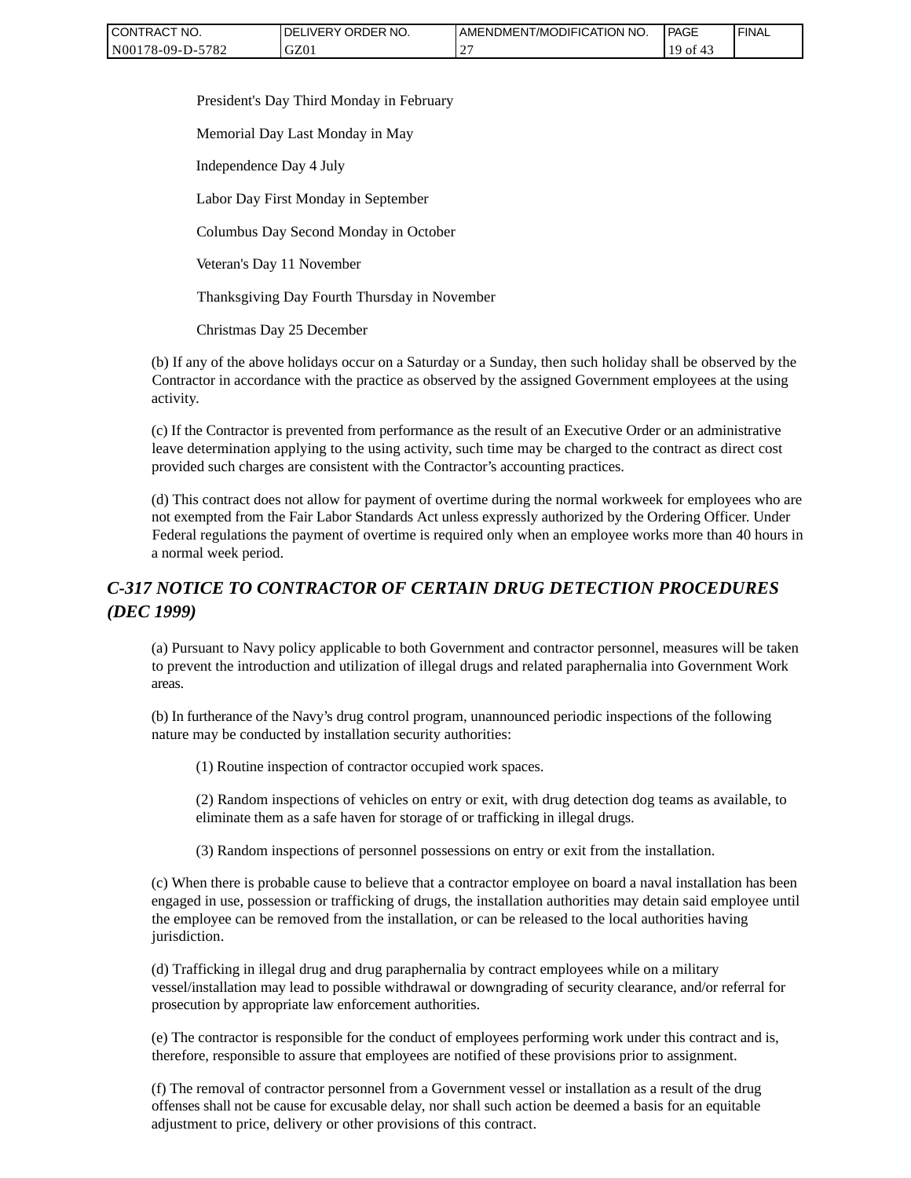President's Day Third Monday in February

Memorial Day Last Monday in May

Independence Day 4 July

Labor Day First Monday in September

Columbus Day Second Monday in October

Veteran's Day 11 November

Thanksgiving Day Fourth Thursday in November

Christmas Day 25 December

(b) If any of the above holidays occur on a Saturday or a Sunday, then such holiday shall be observed by the Contractor in accordance with the practice as observed by the assigned Government employees at the using activity.

(c) If the Contractor is prevented from performance as the result of an Executive Order or an administrative leave determination applying to the using activity, such time may be charged to the contract as direct cost provided such charges are consistent with the Contractor's accounting practices.

(d) This contract does not allow for payment of overtime during the normal workweek for employees who are not exempted from the Fair Labor Standards Act unless expressly authorized by the Ordering Officer. Under Federal regulations the payment of overtime is required only when an employee works more than 40 hours in a normal week period.

## *C-317 NOTICE TO CONTRACTOR OF CERTAIN DRUG DETECTION PROCEDURES (DEC 1999)*

(a) Pursuant to Navy policy applicable to both Government and contractor personnel, measures will be taken to prevent the introduction and utilization of illegal drugs and related paraphernalia into Government Work areas.

(b) In furtherance of the Navy's drug control program, unannounced periodic inspections of the following nature may be conducted by installation security authorities:

(1) Routine inspection of contractor occupied work spaces.

(2) Random inspections of vehicles on entry or exit, with drug detection dog teams as available, to eliminate them as a safe haven for storage of or trafficking in illegal drugs.

(3) Random inspections of personnel possessions on entry or exit from the installation.

(c) When there is probable cause to believe that a contractor employee on board a naval installation has been engaged in use, possession or trafficking of drugs, the installation authorities may detain said employee until the employee can be removed from the installation, or can be released to the local authorities having jurisdiction.

(d) Trafficking in illegal drug and drug paraphernalia by contract employees while on a military vessel/installation may lead to possible withdrawal or downgrading of security clearance, and/or referral for prosecution by appropriate law enforcement authorities.

(e) The contractor is responsible for the conduct of employees performing work under this contract and is, therefore, responsible to assure that employees are notified of these provisions prior to assignment.

(f) The removal of contractor personnel from a Government vessel or installation as a result of the drug offenses shall not be cause for excusable delay, nor shall such action be deemed a basis for an equitable adjustment to price, delivery or other provisions of this contract.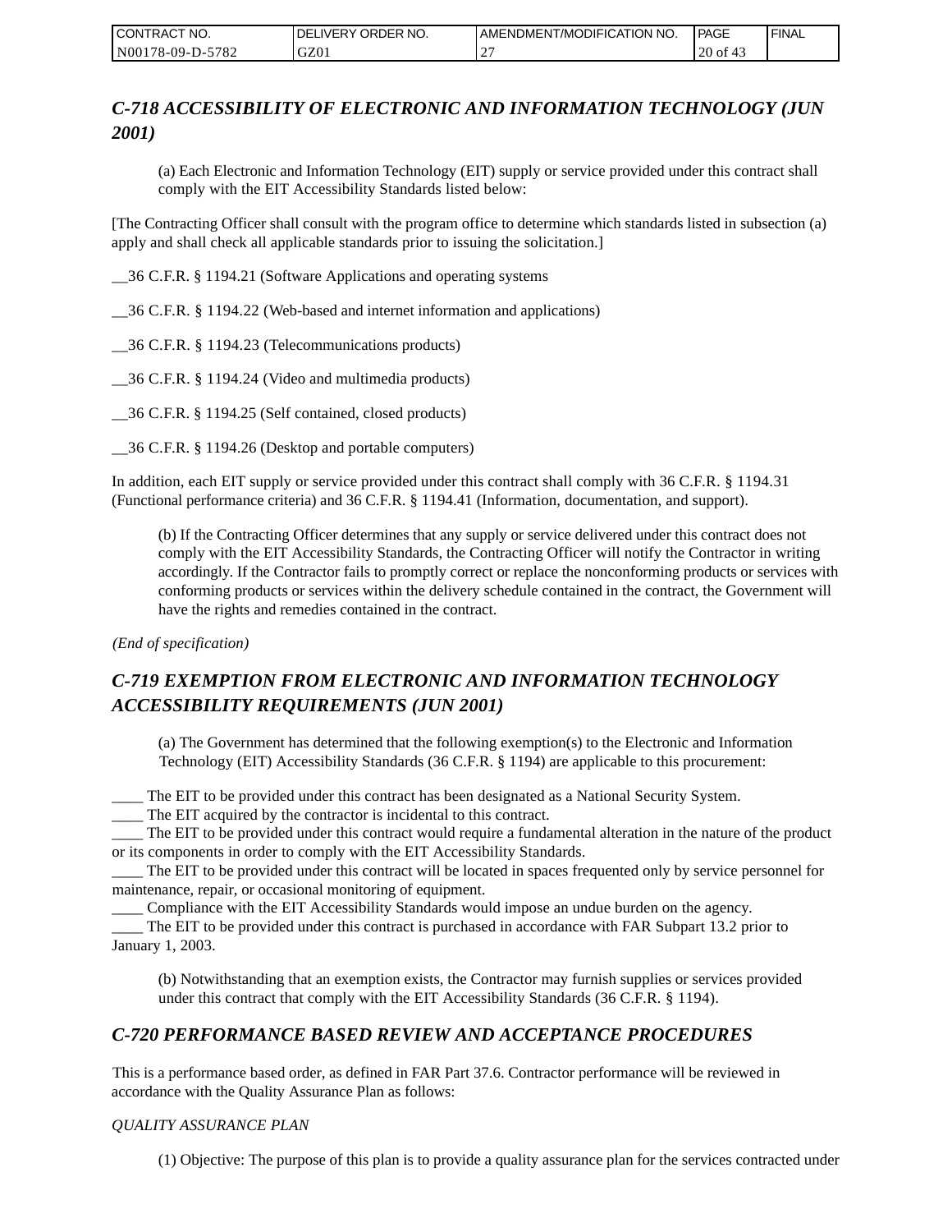## *C-718 ACCESSIBILITY OF ELECTRONIC AND INFORMATION TECHNOLOGY (JUN 2001)*

(a) Each Electronic and Information Technology (EIT) supply or service provided under this contract shall comply with the EIT Accessibility Standards listed below:

[The Contracting Officer shall consult with the program office to determine which standards listed in subsection (a) apply and shall check all applicable standards prior to issuing the solicitation.]

__36 C.F.R. § 1194.21 (Software Applications and operating systems

__36 C.F.R. § 1194.22 (Web-based and internet information and applications)

__36 C.F.R. § 1194.23 (Telecommunications products)

__36 C.F.R. § 1194.24 (Video and multimedia products)

__36 C.F.R. § 1194.25 (Self contained, closed products)

__36 C.F.R. § 1194.26 (Desktop and portable computers)

In addition, each EIT supply or service provided under this contract shall comply with 36 C.F.R. § 1194.31 (Functional performance criteria) and 36 C.F.R. § 1194.41 (Information, documentation, and support).

(b) If the Contracting Officer determines that any supply or service delivered under this contract does not comply with the EIT Accessibility Standards, the Contracting Officer will notify the Contractor in writing accordingly. If the Contractor fails to promptly correct or replace the nonconforming products or services with conforming products or services within the delivery schedule contained in the contract, the Government will have the rights and remedies contained in the contract.

*(End of specification)*

## *C-719 EXEMPTION FROM ELECTRONIC AND INFORMATION TECHNOLOGY ACCESSIBILITY REQUIREMENTS (JUN 2001)*

(a) The Government has determined that the following exemption(s) to the Electronic and Information Technology (EIT) Accessibility Standards (36 C.F.R. § 1194) are applicable to this procurement:

____ The EIT to be provided under this contract has been designated as a National Security System.
____ The EIT acquired by the contractor is incidental to this contract.
____ The EIT to be provided under this contract would require a fundamental alteration in the nature of the product or its components in order to comply with the EIT Accessibility Standards.
____ The EIT to be provided under this contract will be located in spaces frequented only by service personnel for maintenance, repair, or occasional monitoring of equipment.
____ Compliance with the EIT Accessibility Standards would impose an undue burden on the agency.
____ The EIT to be provided under this contract is purchased in accordance with FAR Subpart 13.2 prior to January 1, 2003.

(b) Notwithstanding that an exemption exists, the Contractor may furnish supplies or services provided under this contract that comply with the EIT Accessibility Standards (36 C.F.R. § 1194).

## *C-720 PERFORMANCE BASED REVIEW AND ACCEPTANCE PROCEDURES*

This is a performance based order, as defined in FAR Part 37.6. Contractor performance will be reviewed in accordance with the Quality Assurance Plan as follows:

*QUALITY ASSURANCE PLAN*

(1) Objective: The purpose of this plan is to provide a quality assurance plan for the services contracted under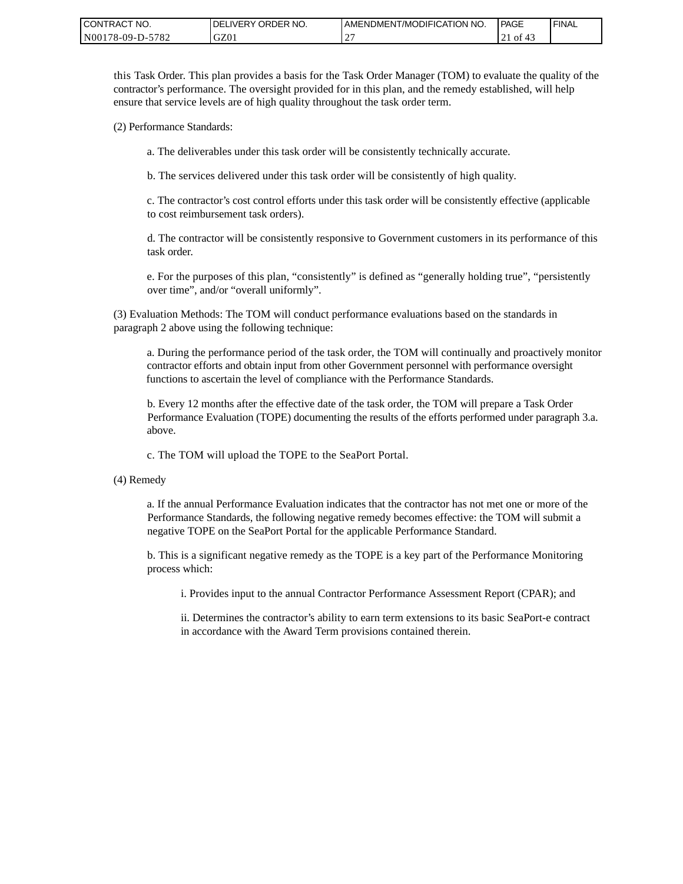this Task Order. This plan provides a basis for the Task Order Manager (TOM) to evaluate the quality of the contractor's performance. The oversight provided for in this plan, and the remedy established, will help ensure that service levels are of high quality throughout the task order term.

(2) Performance Standards:

a. The deliverables under this task order will be consistently technically accurate.

b. The services delivered under this task order will be consistently of high quality.

c. The contractor's cost control efforts under this task order will be consistently effective (applicable to cost reimbursement task orders).

d. The contractor will be consistently responsive to Government customers in its performance of this task order.

e. For the purposes of this plan, "consistently" is defined as "generally holding true", "persistently over time", and/or "overall uniformly".

(3) Evaluation Methods: The TOM will conduct performance evaluations based on the standards in paragraph 2 above using the following technique:

a. During the performance period of the task order, the TOM will continually and proactively monitor contractor efforts and obtain input from other Government personnel with performance oversight functions to ascertain the level of compliance with the Performance Standards.

b. Every 12 months after the effective date of the task order, the TOM will prepare a Task Order Performance Evaluation (TOPE) documenting the results of the efforts performed under paragraph 3.a. above.

c. The TOM will upload the TOPE to the SeaPort Portal.

(4) Remedy

a. If the annual Performance Evaluation indicates that the contractor has not met one or more of the Performance Standards, the following negative remedy becomes effective: the TOM will submit a negative TOPE on the SeaPort Portal for the applicable Performance Standard.

b. This is a significant negative remedy as the TOPE is a key part of the Performance Monitoring process which:

i. Provides input to the annual Contractor Performance Assessment Report (CPAR); and

ii. Determines the contractor's ability to earn term extensions to its basic SeaPort-e contract in accordance with the Award Term provisions contained therein.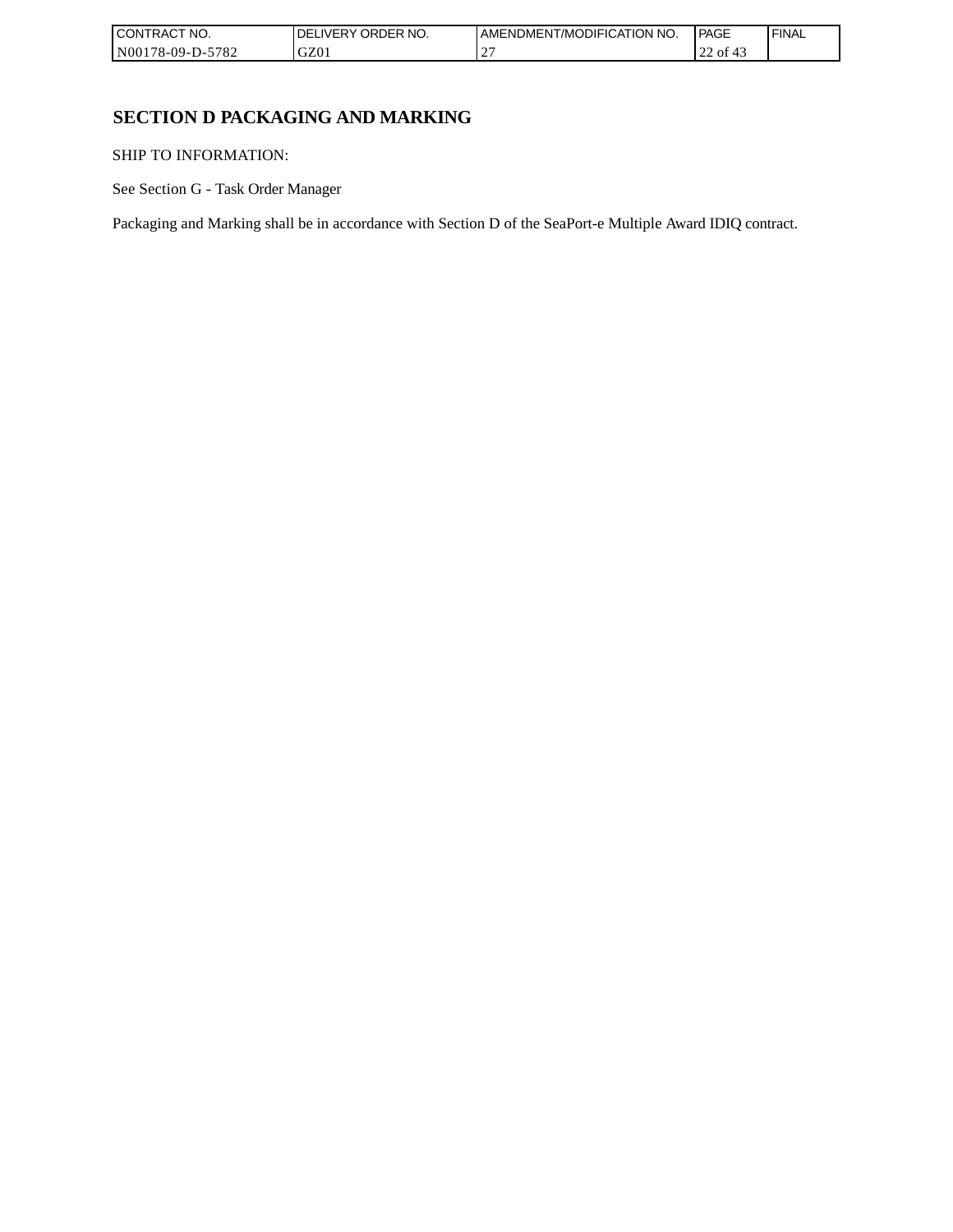# SECTION D PACKAGING AND MARKING

SHIP TO INFORMATION:

See Section G - Task Order Manager

Packaging and Marking shall be in accordance with Section D of the SeaPort-e Multiple Award IDIQ contract.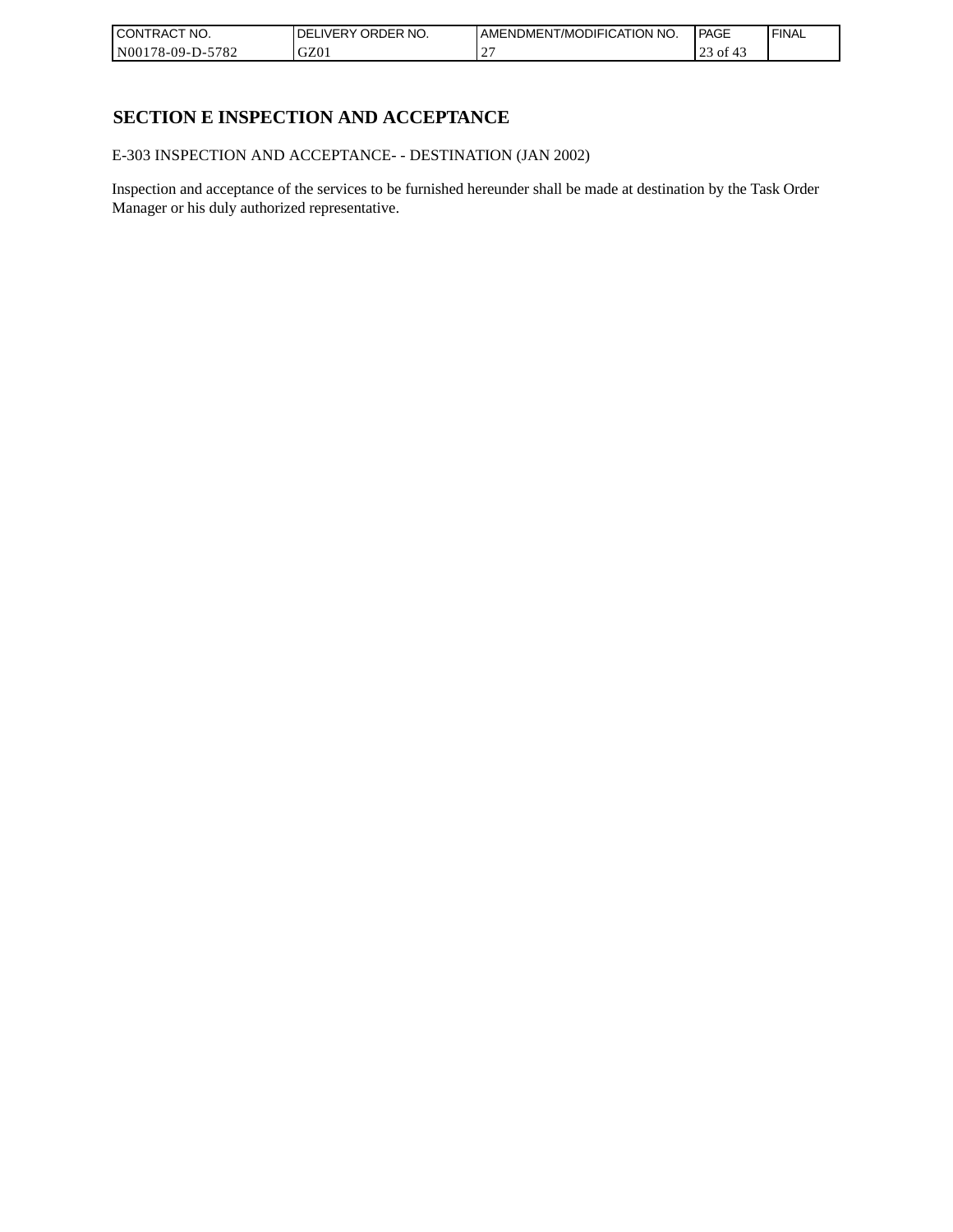# SECTION E INSPECTION AND ACCEPTANCE

E-303 INSPECTION AND ACCEPTANCE- - DESTINATION (JAN 2002)

Inspection and acceptance of the services to be furnished hereunder shall be made at destination by the Task Order Manager or his duly authorized representative.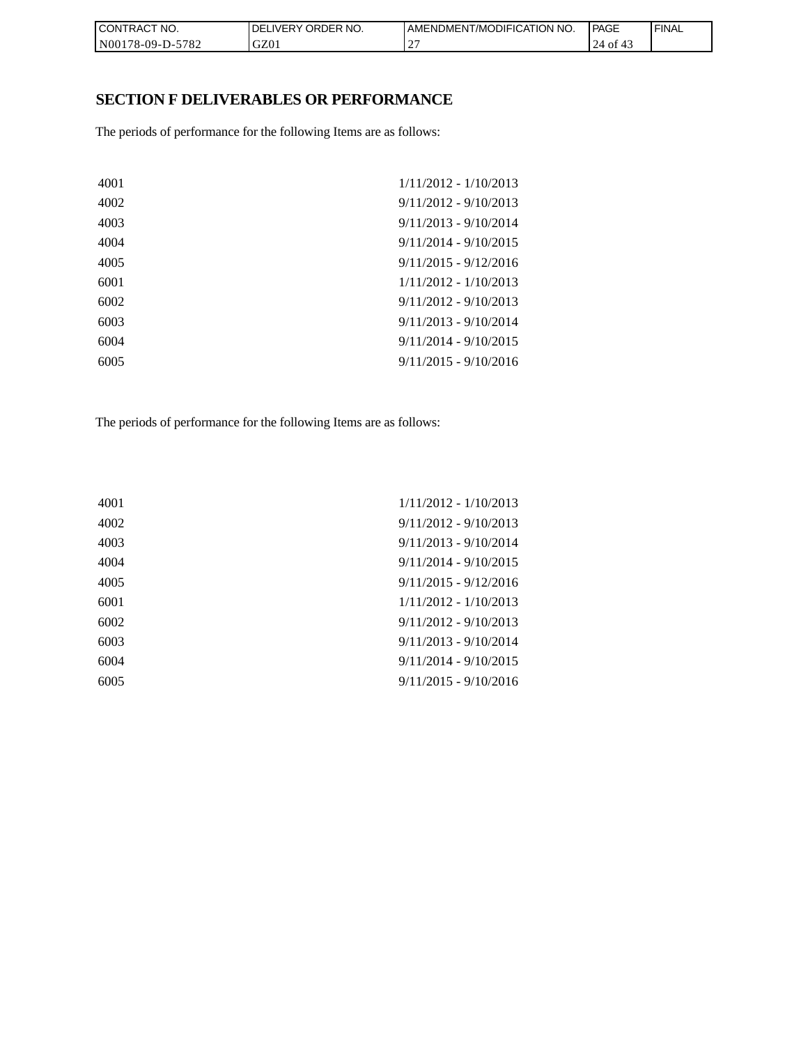# SECTION F DELIVERABLES OR PERFORMANCE

The periods of performance for the following Items are as follows:

| | |
|---|---|
| 4001 | 1/11/2012 - 1/10/2013 |
| 4002 | 9/11/2012 - 9/10/2013 |
| 4003 | 9/11/2013 - 9/10/2014 |
| 4004 | 9/11/2014 - 9/10/2015 |
| 4005 | 9/11/2015 - 9/12/2016 |
| 6001 | 1/11/2012 - 1/10/2013 |
| 6002 | 9/11/2012 - 9/10/2013 |
| 6003 | 9/11/2013 - 9/10/2014 |
| 6004 | 9/11/2014 - 9/10/2015 |
| 6005 | 9/11/2015 - 9/10/2016 |

The periods of performance for the following Items are as follows:

| | |
|---|---|
| 4001 | 1/11/2012 - 1/10/2013 |
| 4002 | 9/11/2012 - 9/10/2013 |
| 4003 | 9/11/2013 - 9/10/2014 |
| 4004 | 9/11/2014 - 9/10/2015 |
| 4005 | 9/11/2015 - 9/12/2016 |
| 6001 | 1/11/2012 - 1/10/2013 |
| 6002 | 9/11/2012 - 9/10/2013 |
| 6003 | 9/11/2013 - 9/10/2014 |
| 6004 | 9/11/2014 - 9/10/2015 |
| 6005 | 9/11/2015 - 9/10/2016 |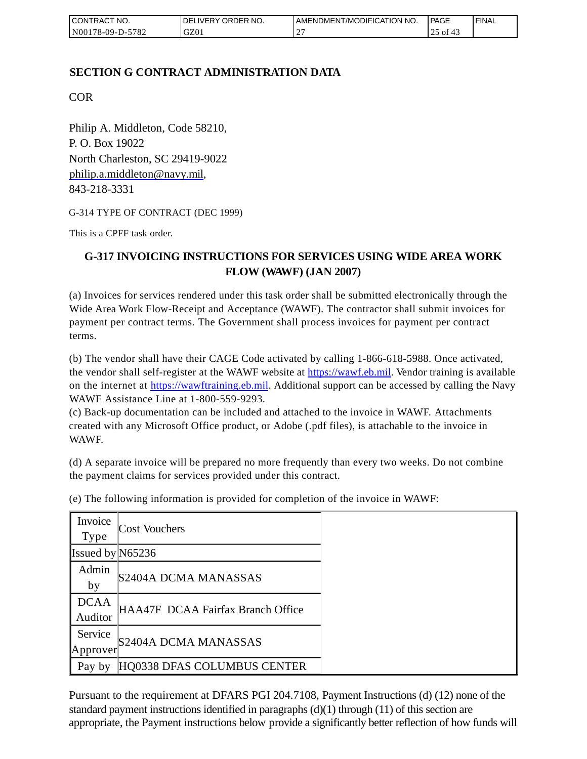## SECTION G CONTRACT ADMINISTRATION DATA

COR

Philip A. Middleton, Code 58210,
P. O. Box 19022
North Charleston, SC 29419-9022
philip.a.middleton@navy.mil,
843-218-3331

G-314 TYPE OF CONTRACT (DEC 1999)

This is a CPFF task order.

### G-317 INVOICING INSTRUCTIONS FOR SERVICES USING WIDE AREA WORK FLOW (WAWF) (JAN 2007)

(a) Invoices for services rendered under this task order shall be submitted electronically through the Wide Area Work Flow-Receipt and Acceptance (WAWF). The contractor shall submit invoices for payment per contract terms. The Government shall process invoices for payment per contract terms.

(b) The vendor shall have their CAGE Code activated by calling 1-866-618-5988. Once activated, the vendor shall self-register at the WAWF website at https://wawf.eb.mil. Vendor training is available on the internet at https://wawftraining.eb.mil. Additional support can be accessed by calling the Navy WAWF Assistance Line at 1-800-559-9293.
(c) Back-up documentation can be included and attached to the invoice in WAWF. Attachments created with any Microsoft Office product, or Adobe (.pdf files), is attachable to the invoice in WAWF.

(d) A separate invoice will be prepared no more frequently than every two weeks. Do not combine the payment claims for services provided under this contract.

(e) The following information is provided for completion of the invoice in WAWF:

| Invoice Type | Cost Vouchers |
|---|---|
| Issued by | N65236 |
| Admin by | S2404A DCMA MANASSAS |
| DCAA Auditor | HAA47F DCAA Fairfax Branch Office |
| Service Approver | S2404A DCMA MANASSAS |
| Pay by | HQ0338 DFAS COLUMBUS CENTER |

Pursuant to the requirement at DFARS PGI 204.7108, Payment Instructions (d) (12) none of the standard payment instructions identified in paragraphs (d)(1) through (11) of this section are appropriate, the Payment instructions below provide a significantly better reflection of how funds will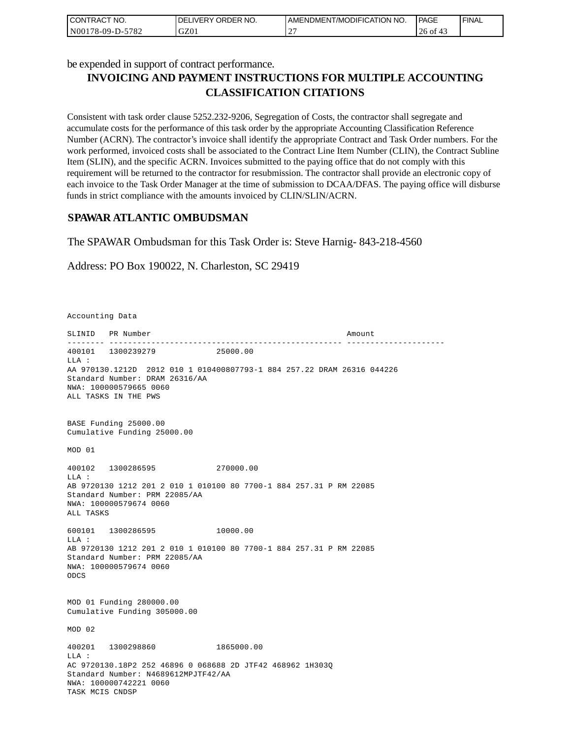be expended in support of contract performance.

## INVOICING AND PAYMENT INSTRUCTIONS FOR MULTIPLE ACCOUNTING CLASSIFICATION CITATIONS

Consistent with task order clause 5252.232-9206, Segregation of Costs, the contractor shall segregate and accumulate costs for the performance of this task order by the appropriate Accounting Classification Reference Number (ACRN). The contractor's invoice shall identify the appropriate Contract and Task Order numbers. For the work performed, invoiced costs shall be associated to the Contract Line Item Number (CLIN), the Contract Subline Item (SLIN), and the specific ACRN. Invoices submitted to the paying office that do not comply with this requirement will be returned to the contractor for resubmission. The contractor shall provide an electronic copy of each invoice to the Task Order Manager at the time of submission to DCAA/DFAS. The paying office will disburse funds in strict compliance with the amounts invoiced by CLIN/SLIN/ACRN.

## SPAWAR ATLANTIC OMBUDSMAN

The SPAWAR Ombudsman for this Task Order is: Steve Harnig- 843-218-4560

Address: PO Box 190022, N. Charleston, SC 29419

```
Accounting Data

SLINID   PR Number                                          Amount
-------- -------------------------------------------------- ---------------------
400101   1300239279              25000.00
LLA :
AA 970130.1212D  2012 010 1 010400807793-1 884 257.22 DRAM 26316 044226
Standard Number: DRAM 26316/AA
NWA: 100000579665 0060
ALL TASKS IN THE PWS


BASE Funding 25000.00
Cumulative Funding 25000.00

MOD 01

400102   1300286595              270000.00
LLA :
AB 9720130 1212 201 2 010 1 010100 80 7700-1 884 257.31 P RM 22085
Standard Number: PRM 22085/AA
NWA: 100000579674 0060
ALL TASKS

600101   1300286595              10000.00
LLA :
AB 9720130 1212 201 2 010 1 010100 80 7700-1 884 257.31 P RM 22085
Standard Number: PRM 22085/AA
NWA: 100000579674 0060
ODCS


MOD 01 Funding 280000.00
Cumulative Funding 305000.00

MOD 02

400201   1300298860              1865000.00
LLA :
AC 9720130.18P2 252 46896 0 068688 2D JTF42 468962 1H303Q
Standard Number: N4689612MPJTF42/AA
NWA: 100000742221 0060
TASK MCIS CNDSP
```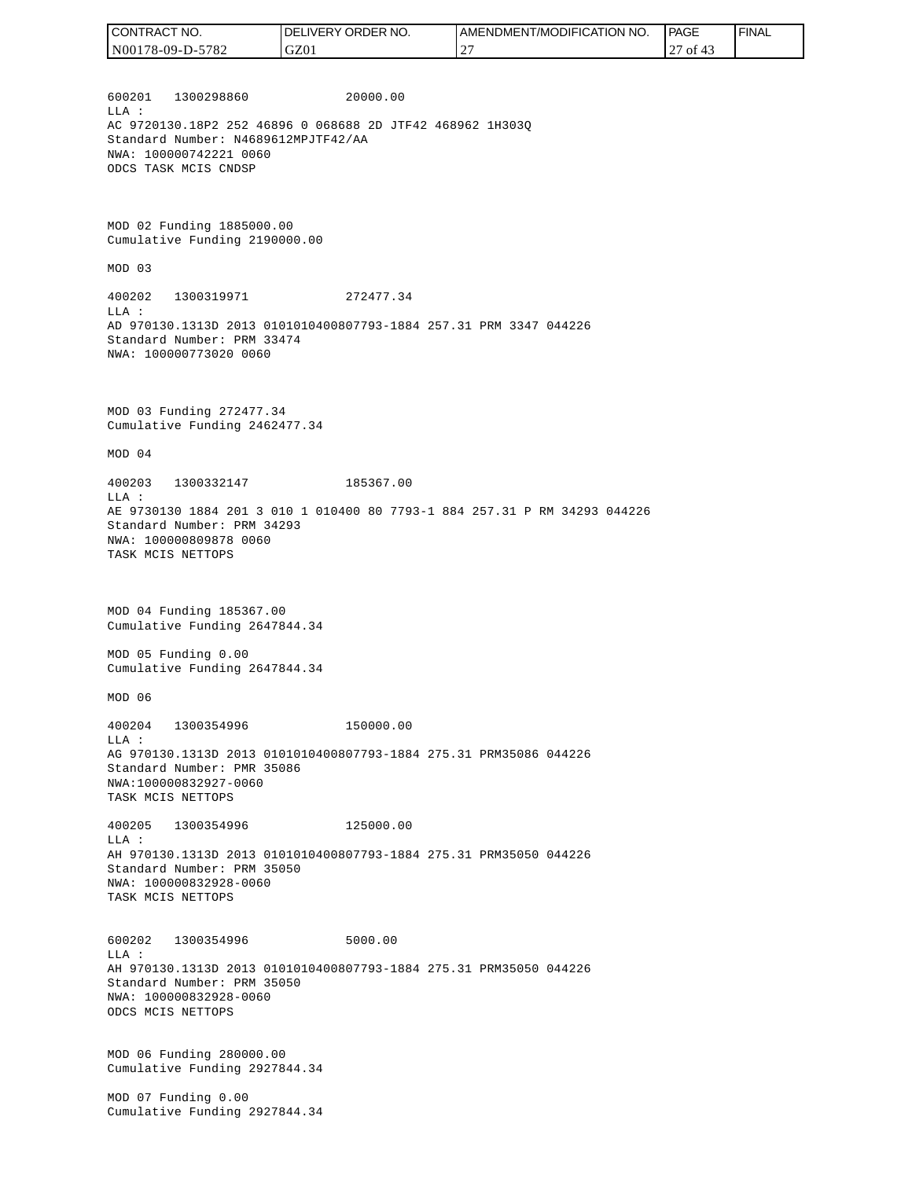600201 1300298860 20000.00
LLA :
AC 9720130.18P2 252 46896 0 068688 2D JTF42 468962 1H303Q
Standard Number: N4689612MPJTF42/AA
NWA: 100000742221 0060
ODCS TASK MCIS CNDSP

MOD 02 Funding 1885000.00
Cumulative Funding 2190000.00

MOD 03

400202 1300319971 272477.34
LLA :
AD 970130.1313D 2013 0101010400807793-1884 257.31 PRM 3347 044226
Standard Number: PRM 33474
NWA: 100000773020 0060

MOD 03 Funding 272477.34
Cumulative Funding 2462477.34

MOD 04

400203 1300332147 185367.00
LLA :
AE 9730130 1884 201 3 010 1 010400 80 7793-1 884 257.31 P RM 34293 044226
Standard Number: PRM 34293
NWA: 100000809878 0060
TASK MCIS NETTOPS

MOD 04 Funding 185367.00
Cumulative Funding 2647844.34

MOD 05 Funding 0.00
Cumulative Funding 2647844.34

MOD 06

400204 1300354996 150000.00
LLA :
AG 970130.1313D 2013 0101010400807793-1884 275.31 PRM35086 044226
Standard Number: PMR 35086
NWA:100000832927-0060
TASK MCIS NETTOPS

400205 1300354996 125000.00
LLA :
AH 970130.1313D 2013 0101010400807793-1884 275.31 PRM35050 044226
Standard Number: PRM 35050
NWA: 100000832928-0060
TASK MCIS NETTOPS

600202 1300354996 5000.00
LLA :
AH 970130.1313D 2013 0101010400807793-1884 275.31 PRM35050 044226
Standard Number: PRM 35050
NWA: 100000832928-0060
ODCS MCIS NETTOPS

MOD 06 Funding 280000.00
Cumulative Funding 2927844.34

MOD 07 Funding 0.00
Cumulative Funding 2927844.34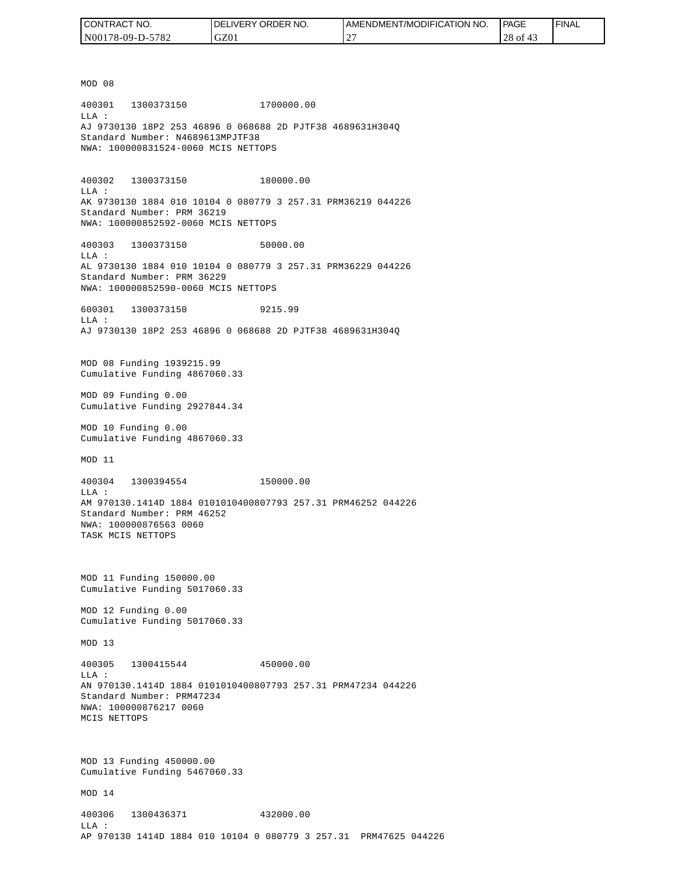MOD 08

400301 1300373150 1700000.00
LLA :
AJ 9730130 18P2 253 46896 0 068688 2D PJTF38 4689631H304Q
Standard Number: N4689613MPJTF38
NWA: 100000831524-0060 MCIS NETTOPS

400302 1300373150 180000.00
LLA :
AK 9730130 1884 010 10104 0 080779 3 257.31 PRM36219 044226
Standard Number: PRM 36219
NWA: 100000852592-0060 MCIS NETTOPS

400303 1300373150 50000.00
LLA :
AL 9730130 1884 010 10104 0 080779 3 257.31 PRM36229 044226
Standard Number: PRM 36229
NWA: 100000852590-0060 MCIS NETTOPS

600301 1300373150 9215.99
LLA :
AJ 9730130 18P2 253 46896 0 068688 2D PJTF38 4689631H304Q

MOD 08 Funding 1939215.99
Cumulative Funding 4867060.33

MOD 09 Funding 0.00
Cumulative Funding 2927844.34

MOD 10 Funding 0.00
Cumulative Funding 4867060.33

MOD 11

400304 1300394554 150000.00
LLA :
AM 970130.1414D 1884 0101010400807793 257.31 PRM46252 044226
Standard Number: PRM 46252
NWA: 100000876563 0060
TASK MCIS NETTOPS

MOD 11 Funding 150000.00
Cumulative Funding 5017060.33

MOD 12 Funding 0.00
Cumulative Funding 5017060.33

MOD 13

400305 1300415544 450000.00
LLA :
AN 970130.1414D 1884 0101010400807793 257.31 PRM47234 044226
Standard Number: PRM47234
NWA: 100000876217 0060
MCIS NETTOPS

MOD 13 Funding 450000.00
Cumulative Funding 5467060.33

MOD 14

400306 1300436371 432000.00
LLA :
AP 970130 1414D 1884 010 10104 0 080779 3 257.31 PRM47625 044226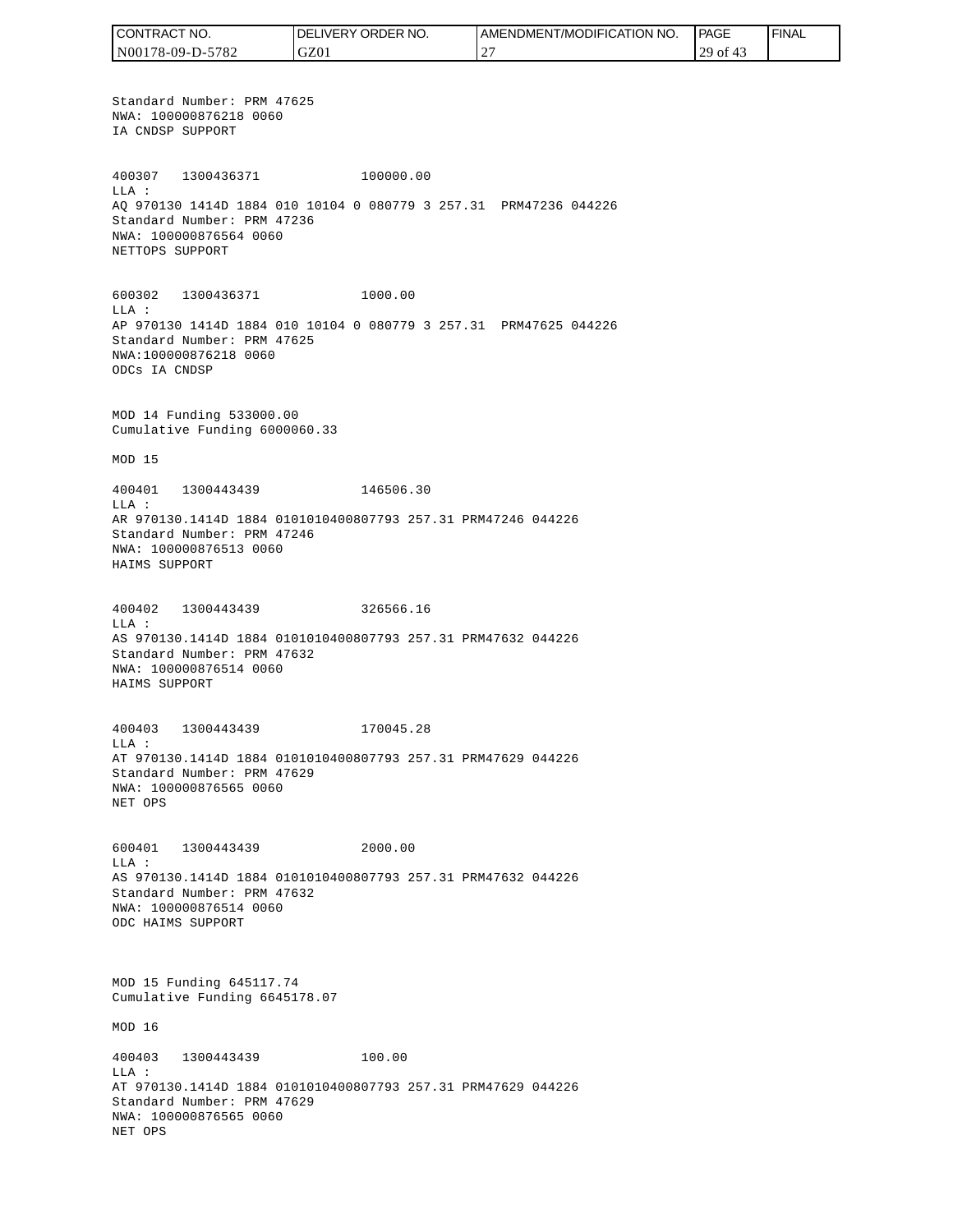Standard Number: PRM 47625
NWA: 100000876218 0060
IA CNDSP SUPPORT

400307 1300436371 100000.00
LLA :
AQ 970130 1414D 1884 010 10104 0 080779 3 257.31 PRM47236 044226
Standard Number: PRM 47236
NWA: 100000876564 0060
NETTOPS SUPPORT

600302 1300436371 1000.00
LLA :
AP 970130 1414D 1884 010 10104 0 080779 3 257.31 PRM47625 044226
Standard Number: PRM 47625
NWA:100000876218 0060
ODCs IA CNDSP

MOD 14 Funding 533000.00
Cumulative Funding 6000060.33

MOD 15

400401 1300443439 146506.30
LLA :
AR 970130.1414D 1884 0101010400807793 257.31 PRM47246 044226
Standard Number: PRM 47246
NWA: 100000876513 0060
HAIMS SUPPORT

400402 1300443439 326566.16
LLA :
AS 970130.1414D 1884 0101010400807793 257.31 PRM47632 044226
Standard Number: PRM 47632
NWA: 100000876514 0060
HAIMS SUPPORT

400403 1300443439 170045.28
LLA :
AT 970130.1414D 1884 0101010400807793 257.31 PRM47629 044226
Standard Number: PRM 47629
NWA: 100000876565 0060
NET OPS

600401 1300443439 2000.00
LLA :
AS 970130.1414D 1884 0101010400807793 257.31 PRM47632 044226
Standard Number: PRM 47632
NWA: 100000876514 0060
ODC HAIMS SUPPORT

MOD 15 Funding 645117.74
Cumulative Funding 6645178.07

MOD 16

400403 1300443439 100.00
LLA :
AT 970130.1414D 1884 0101010400807793 257.31 PRM47629 044226
Standard Number: PRM 47629
NWA: 100000876565 0060
NET OPS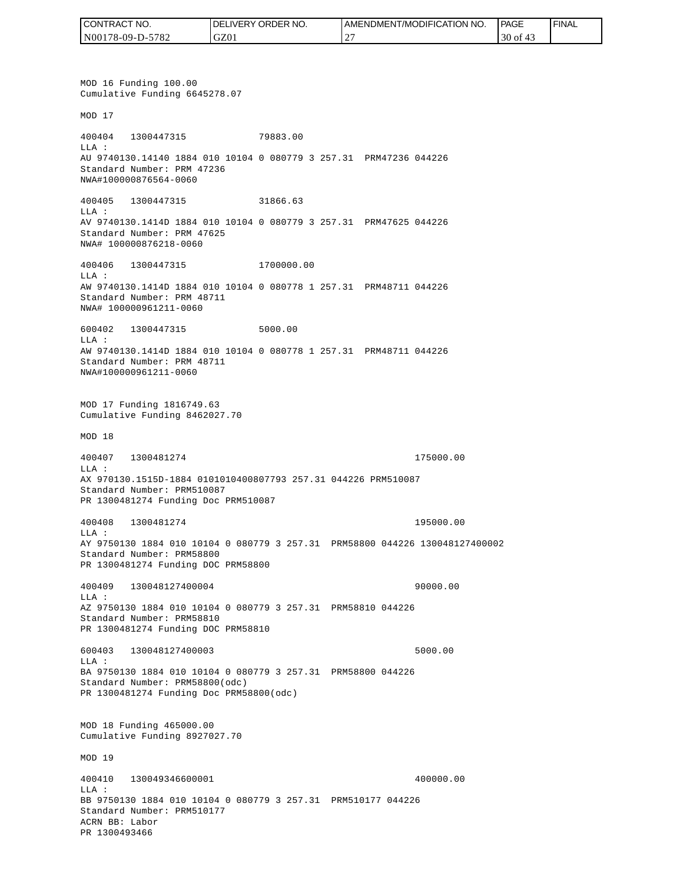MOD 16 Funding 100.00
Cumulative Funding 6645278.07

MOD 17

400404 1300447315 79883.00
LLA :
AU 9740130.14140 1884 010 10104 0 080779 3 257.31 PRM47236 044226
Standard Number: PRM 47236
NWA#100000876564-0060

400405 1300447315 31866.63
LLA :
AV 9740130.1414D 1884 010 10104 0 080779 3 257.31 PRM47625 044226
Standard Number: PRM 47625
NWA# 100000876218-0060

400406 1300447315 1700000.00
LLA :
AW 9740130.1414D 1884 010 10104 0 080778 1 257.31 PRM48711 044226
Standard Number: PRM 48711
NWA# 100000961211-0060

600402 1300447315 5000.00
LLA :
AW 9740130.1414D 1884 010 10104 0 080778 1 257.31 PRM48711 044226
Standard Number: PRM 48711
NWA#100000961211-0060

MOD 17 Funding 1816749.63
Cumulative Funding 8462027.70

MOD 18

400407 1300481274 175000.00
LLA :
AX 970130.1515D-1884 0101010400807793 257.31 044226 PRM510087
Standard Number: PRM510087
PR 1300481274 Funding Doc PRM510087

400408 1300481274 195000.00
LLA :
AY 9750130 1884 010 10104 0 080779 3 257.31 PRM58800 044226 130048127400002
Standard Number: PRM58800
PR 1300481274 Funding DOC PRM58800

400409 130048127400004 90000.00
LLA :
AZ 9750130 1884 010 10104 0 080779 3 257.31 PRM58810 044226
Standard Number: PRM58810
PR 1300481274 Funding DOC PRM58810

600403 130048127400003 5000.00
LLA :
BA 9750130 1884 010 10104 0 080779 3 257.31 PRM58800 044226
Standard Number: PRM58800(odc)
PR 1300481274 Funding Doc PRM58800(odc)

MOD 18 Funding 465000.00
Cumulative Funding 8927027.70

MOD 19

400410 130049346600001 400000.00
LLA :
BB 9750130 1884 010 10104 0 080779 3 257.31 PRM510177 044226
Standard Number: PRM510177
ACRN BB: Labor
PR 1300493466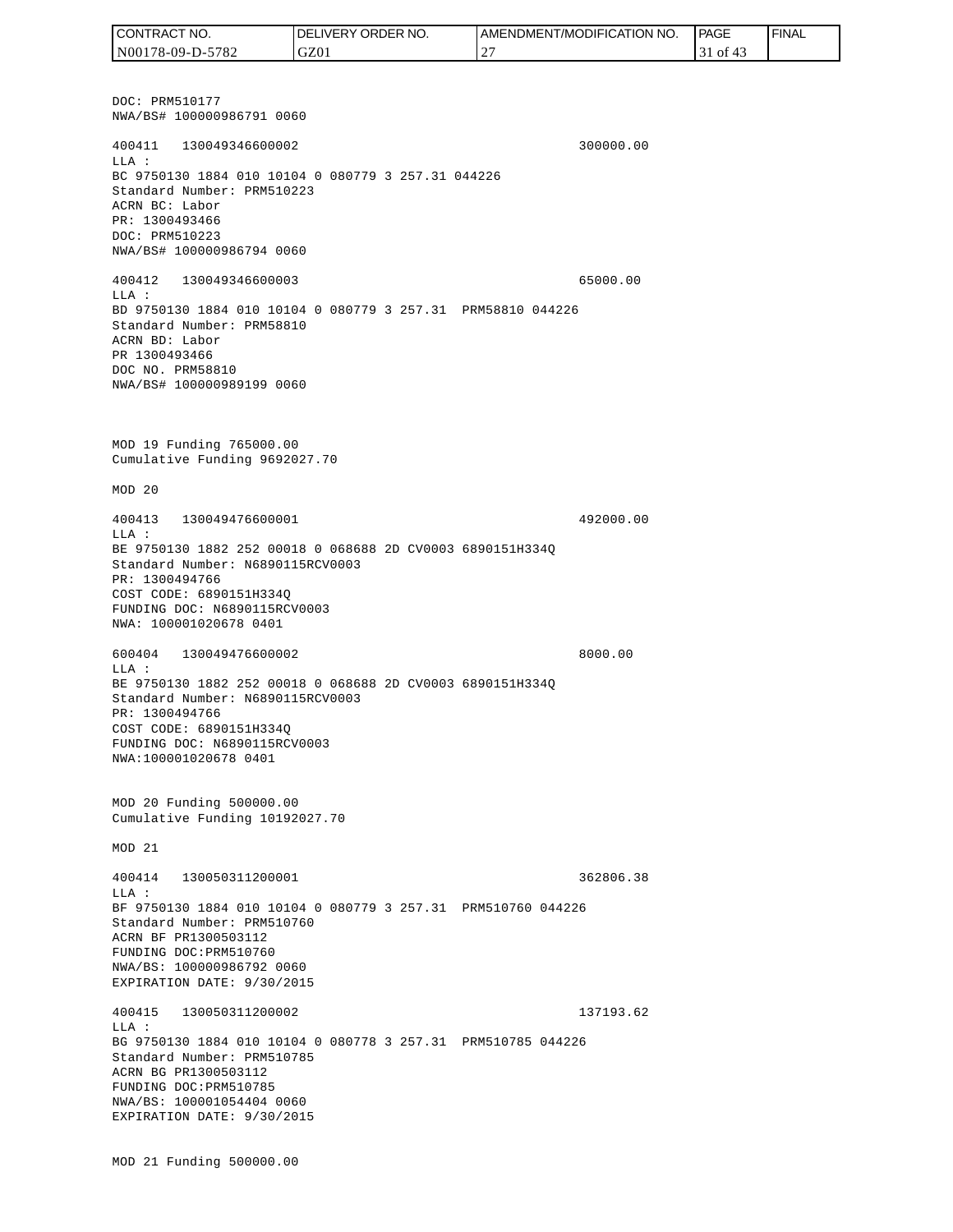DOC: PRM510177
NWA/BS# 100000986791 0060

400411 130049346600002 300000.00
LLA :
BC 9750130 1884 010 10104 0 080779 3 257.31 044226
Standard Number: PRM510223
ACRN BC: Labor
PR: 1300493466
DOC: PRM510223
NWA/BS# 100000986794 0060

400412 130049346600003 65000.00
LLA :
BD 9750130 1884 010 10104 0 080779 3 257.31 PRM58810 044226
Standard Number: PRM58810
ACRN BD: Labor
PR 1300493466
DOC NO. PRM58810
NWA/BS# 100000989199 0060

MOD 19 Funding 765000.00
Cumulative Funding 9692027.70

MOD 20

400413 130049476600001 492000.00
LLA :
BE 9750130 1882 252 00018 0 068688 2D CV0003 6890151H334Q
Standard Number: N6890115RCV0003
PR: 1300494766
COST CODE: 6890151H334Q
FUNDING DOC: N6890115RCV0003
NWA: 100001020678 0401

600404 130049476600002 8000.00
LLA :
BE 9750130 1882 252 00018 0 068688 2D CV0003 6890151H334Q
Standard Number: N6890115RCV0003
PR: 1300494766
COST CODE: 6890151H334Q
FUNDING DOC: N6890115RCV0003
NWA:100001020678 0401

MOD 20 Funding 500000.00
Cumulative Funding 10192027.70

MOD 21

400414 130050311200001 362806.38
LLA :
BF 9750130 1884 010 10104 0 080779 3 257.31 PRM510760 044226
Standard Number: PRM510760
ACRN BF PR1300503112
FUNDING DOC:PRM510760
NWA/BS: 100000986792 0060
EXPIRATION DATE: 9/30/2015

400415 130050311200002 137193.62
LLA :
BG 9750130 1884 010 10104 0 080778 3 257.31 PRM510785 044226
Standard Number: PRM510785
ACRN BG PR1300503112
FUNDING DOC:PRM510785
NWA/BS: 100001054404 0060
EXPIRATION DATE: 9/30/2015

MOD 21 Funding 500000.00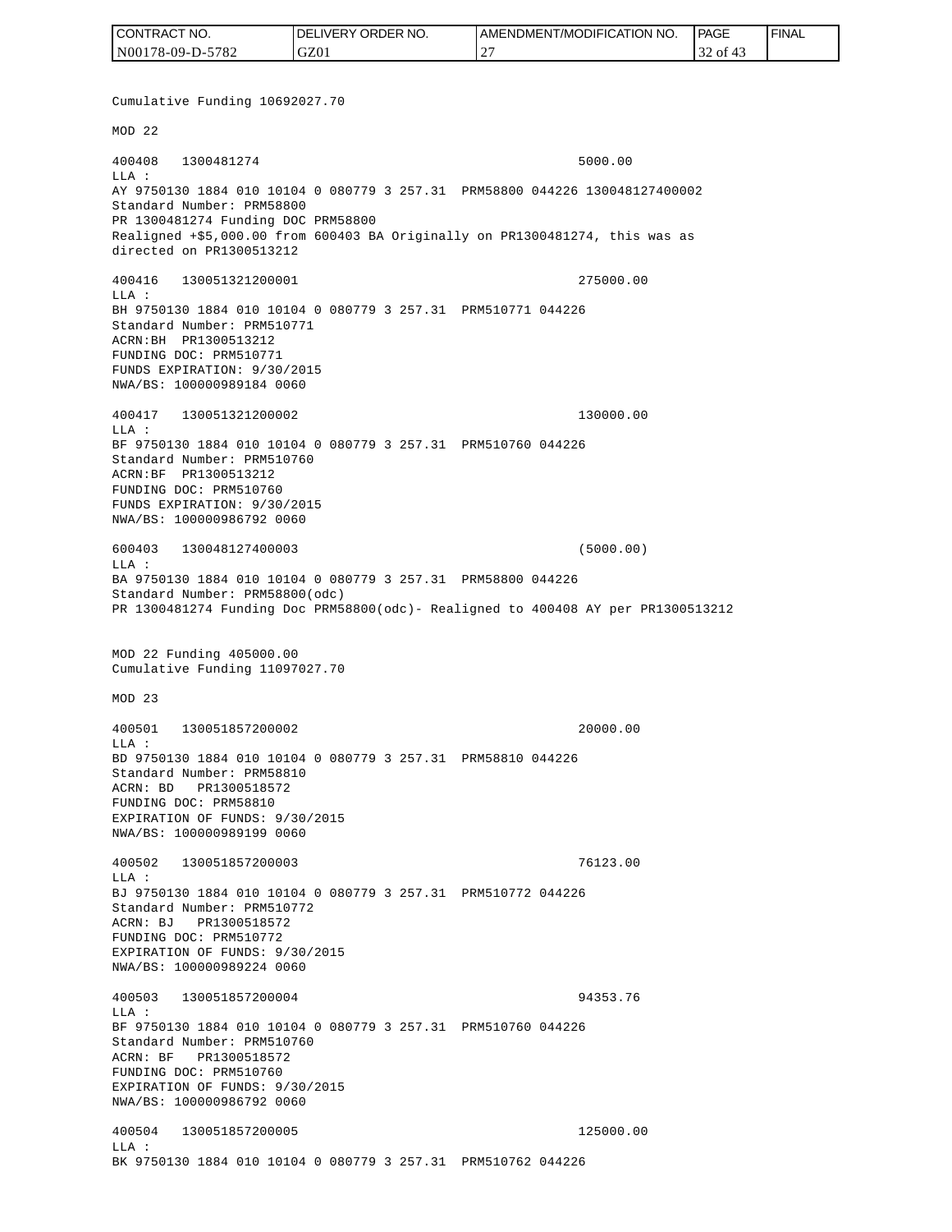Cumulative Funding 10692027.70

MOD 22

400408 1300481274 5000.00
LLA :
AY 9750130 1884 010 10104 0 080779 3 257.31 PRM58800 044226 130048127400002
Standard Number: PRM58800
PR 1300481274 Funding DOC PRM58800
Realigned +$5,000.00 from 600403 BA Originally on PR1300481274, this was as directed on PR1300513212

400416 130051321200001 275000.00
LLA :
BH 9750130 1884 010 10104 0 080779 3 257.31 PRM510771 044226
Standard Number: PRM510771
ACRN:BH PR1300513212
FUNDING DOC: PRM510771
FUNDS EXPIRATION: 9/30/2015
NWA/BS: 100000989184 0060

400417 130051321200002 130000.00
LLA :
BF 9750130 1884 010 10104 0 080779 3 257.31 PRM510760 044226
Standard Number: PRM510760
ACRN:BF PR1300513212
FUNDING DOC: PRM510760
FUNDS EXPIRATION: 9/30/2015
NWA/BS: 100000986792 0060

600403 130048127400003 (5000.00)
LLA :
BA 9750130 1884 010 10104 0 080779 3 257.31 PRM58800 044226
Standard Number: PRM58800(odc)
PR 1300481274 Funding Doc PRM58800(odc)- Realigned to 400408 AY per PR1300513212

MOD 22 Funding 405000.00
Cumulative Funding 11097027.70

MOD 23

400501 130051857200002 20000.00
LLA :
BD 9750130 1884 010 10104 0 080779 3 257.31 PRM58810 044226
Standard Number: PRM58810
ACRN: BD PR1300518572
FUNDING DOC: PRM58810
EXPIRATION OF FUNDS: 9/30/2015
NWA/BS: 100000989199 0060

400502 130051857200003 76123.00
LLA :
BJ 9750130 1884 010 10104 0 080779 3 257.31 PRM510772 044226
Standard Number: PRM510772
ACRN: BJ PR1300518572
FUNDING DOC: PRM510772
EXPIRATION OF FUNDS: 9/30/2015
NWA/BS: 100000989224 0060

400503 130051857200004 94353.76
LLA :
BF 9750130 1884 010 10104 0 080779 3 257.31 PRM510760 044226
Standard Number: PRM510760
ACRN: BF PR1300518572
FUNDING DOC: PRM510760
EXPIRATION OF FUNDS: 9/30/2015
NWA/BS: 100000986792 0060

400504 130051857200005 125000.00
LLA :
BK 9750130 1884 010 10104 0 080779 3 257.31 PRM510762 044226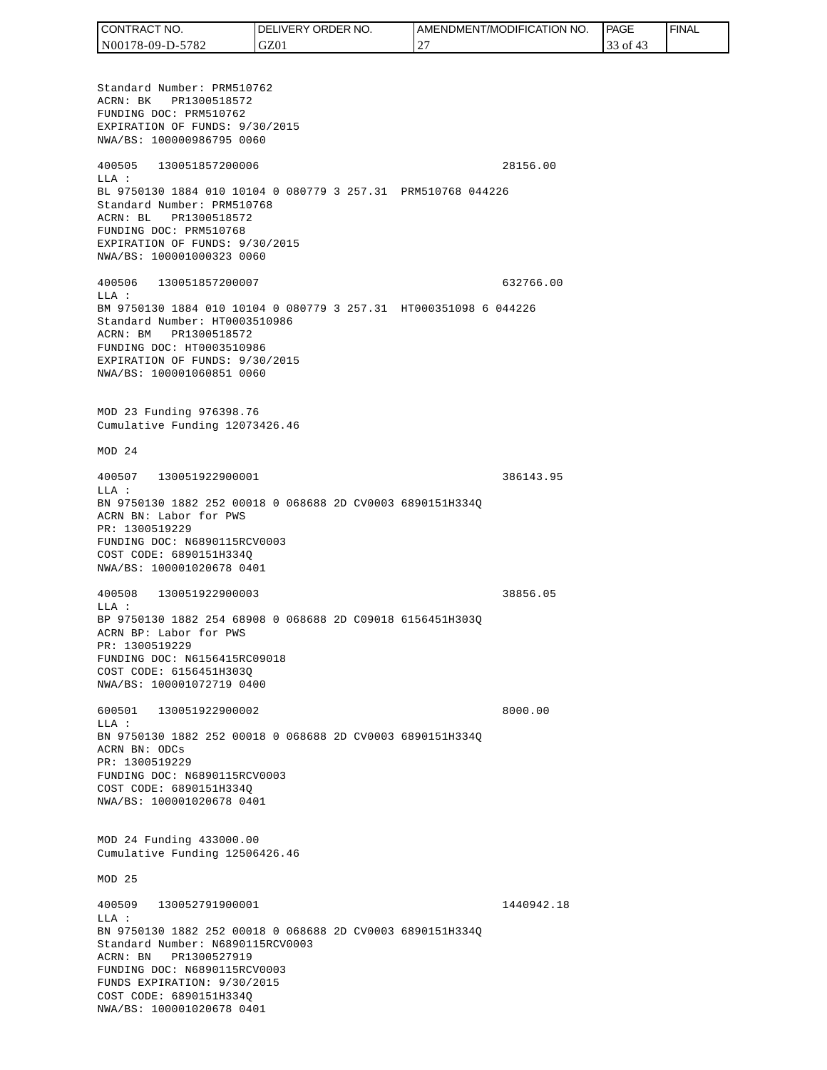Standard Number: PRM510762
ACRN: BK PR1300518572
FUNDING DOC: PRM510762
EXPIRATION OF FUNDS: 9/30/2015
NWA/BS: 100000986795 0060

400505 130051857200006 28156.00
LLA :
BL 9750130 1884 010 10104 0 080779 3 257.31 PRM510768 044226
Standard Number: PRM510768
ACRN: BL PR1300518572
FUNDING DOC: PRM510768
EXPIRATION OF FUNDS: 9/30/2015
NWA/BS: 100001000323 0060

400506 130051857200007 632766.00
LLA :
BM 9750130 1884 010 10104 0 080779 3 257.31 HT000351098 6 044226
Standard Number: HT0003510986
ACRN: BM PR1300518572
FUNDING DOC: HT0003510986
EXPIRATION OF FUNDS: 9/30/2015
NWA/BS: 100001060851 0060

MOD 23 Funding 976398.76
Cumulative Funding 12073426.46

MOD 24

400507 130051922900001 386143.95
LLA :
BN 9750130 1882 252 00018 0 068688 2D CV0003 6890151H334Q
ACRN BN: Labor for PWS
PR: 1300519229
FUNDING DOC: N6890115RCV0003
COST CODE: 6890151H334Q
NWA/BS: 100001020678 0401

400508 130051922900003 38856.05
LLA :
BP 9750130 1882 254 68908 0 068688 2D C09018 6156451H303Q
ACRN BP: Labor for PWS
PR: 1300519229
FUNDING DOC: N6156415RC09018
COST CODE: 6156451H303Q
NWA/BS: 100001072719 0400

600501 130051922900002 8000.00
LLA :
BN 9750130 1882 252 00018 0 068688 2D CV0003 6890151H334Q
ACRN BN: ODCs
PR: 1300519229
FUNDING DOC: N6890115RCV0003
COST CODE: 6890151H334Q
NWA/BS: 100001020678 0401

MOD 24 Funding 433000.00
Cumulative Funding 12506426.46

MOD 25

400509 130052791900001 1440942.18
LLA :
BN 9750130 1882 252 00018 0 068688 2D CV0003 6890151H334Q
Standard Number: N6890115RCV0003
ACRN: BN PR1300527919
FUNDING DOC: N6890115RCV0003
FUNDS EXPIRATION: 9/30/2015
COST CODE: 6890151H334Q
NWA/BS: 100001020678 0401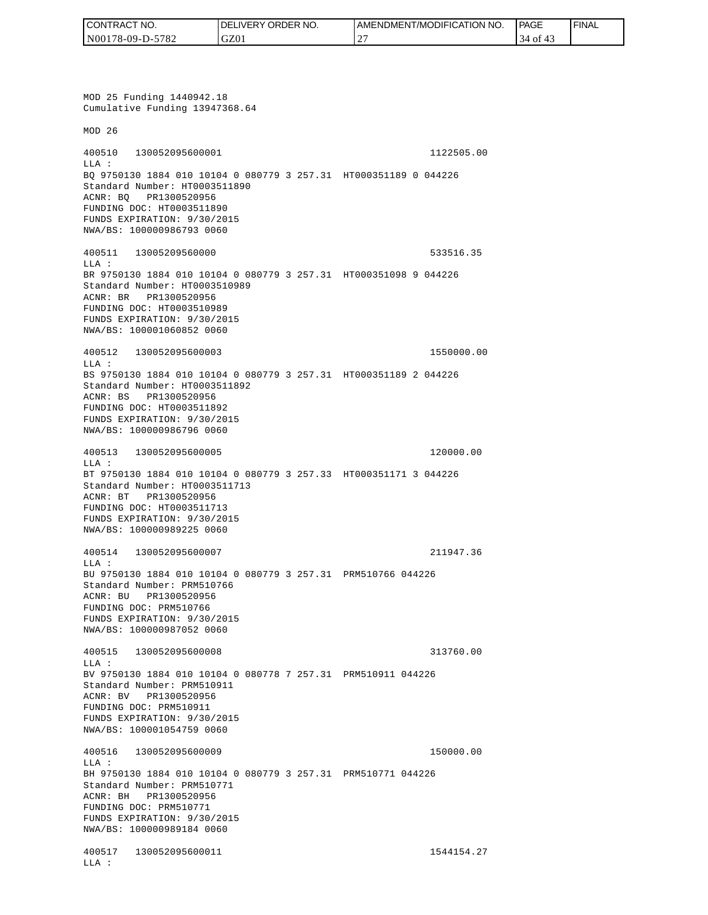MOD 25 Funding 1440942.18
Cumulative Funding 13947368.64

MOD 26

400510 130052095600001 1122505.00
LLA :
BQ 9750130 1884 010 10104 0 080779 3 257.31 HT000351189 0 044226
Standard Number: HT0003511890
ACNR: BQ PR1300520956
FUNDING DOC: HT0003511890
FUNDS EXPIRATION: 9/30/2015
NWA/BS: 100000986793 0060

400511 13005209560000 533516.35
LLA :
BR 9750130 1884 010 10104 0 080779 3 257.31 HT000351098 9 044226
Standard Number: HT0003510989
ACNR: BR PR1300520956
FUNDING DOC: HT0003510989
FUNDS EXPIRATION: 9/30/2015
NWA/BS: 100001060852 0060

400512 130052095600003 1550000.00
LLA :
BS 9750130 1884 010 10104 0 080779 3 257.31 HT000351189 2 044226
Standard Number: HT0003511892
ACNR: BS PR1300520956
FUNDING DOC: HT0003511892
FUNDS EXPIRATION: 9/30/2015
NWA/BS: 100000986796 0060

400513 130052095600005 120000.00
LLA :
BT 9750130 1884 010 10104 0 080779 3 257.33 HT000351171 3 044226
Standard Number: HT0003511713
ACNR: BT PR1300520956
FUNDING DOC: HT0003511713
FUNDS EXPIRATION: 9/30/2015
NWA/BS: 100000989225 0060

400514 130052095600007 211947.36
LLA :
BU 9750130 1884 010 10104 0 080779 3 257.31 PRM510766 044226
Standard Number: PRM510766
ACNR: BU PR1300520956
FUNDING DOC: PRM510766
FUNDS EXPIRATION: 9/30/2015
NWA/BS: 100000987052 0060

400515 130052095600008 313760.00
LLA :
BV 9750130 1884 010 10104 0 080778 7 257.31 PRM510911 044226
Standard Number: PRM510911
ACNR: BV PR1300520956
FUNDING DOC: PRM510911
FUNDS EXPIRATION: 9/30/2015
NWA/BS: 100001054759 0060

400516 130052095600009 150000.00
LLA :
BH 9750130 1884 010 10104 0 080779 3 257.31 PRM510771 044226
Standard Number: PRM510771
ACNR: BH PR1300520956
FUNDING DOC: PRM510771
FUNDS EXPIRATION: 9/30/2015
NWA/BS: 100000989184 0060

400517 130052095600011 1544154.27
LLA :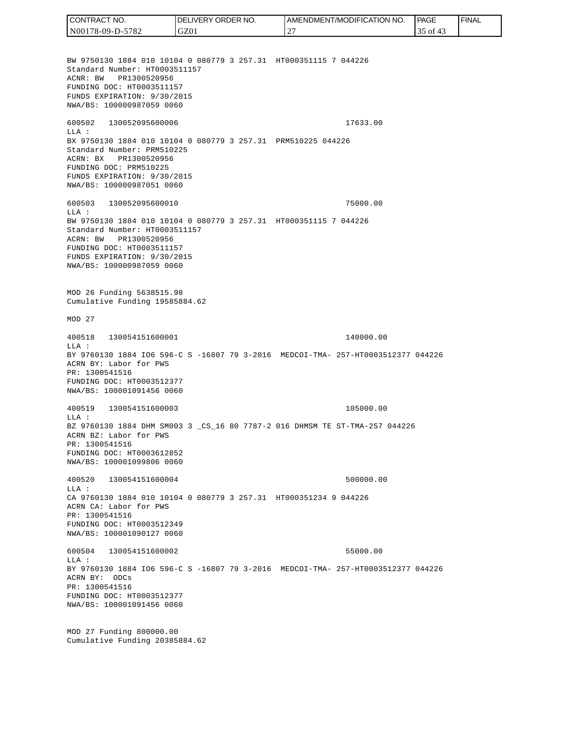BW 9750130 1884 010 10104 0 080779 3 257.31  HT000351115 7 044226
Standard Number: HT0003511157
ACNR: BW   PR1300520956
FUNDING DOC: HT0003511157
FUNDS EXPIRATION: 9/30/2015
NWA/BS: 100000987059 0060

600502   130052095600006                                    17633.00
LLA :
BX 9750130 1884 010 10104 0 080779 3 257.31  PRM510225 044226
Standard Number: PRM510225
ACRN: BX   PR1300520956
FUNDING DOC: PRM510225
FUNDS EXPIRATION: 9/30/2015
NWA/BS: 100000987051 0060

600503   130052095600010                                    75000.00
LLA :
BW 9750130 1884 010 10104 0 080779 3 257.31  HT000351115 7 044226
Standard Number: HT0003511157
ACRN: BW   PR1300520956
FUNDING DOC: HT0003511157
FUNDS EXPIRATION: 9/30/2015
NWA/BS: 100000987059 0060

MOD 26 Funding 5638515.98
Cumulative Funding 19585884.62

MOD 27

400518   130054151600001                                    140000.00
LLA :
BY 9760130 1884 IO6 596-C S -16807 79 3-2016  MEDCOI-TMA- 257-HT0003512377 044226
ACRN BY: Labor for PWS
PR: 1300541516
FUNDING DOC: HT0003512377
NWA/BS: 100001091456 0060

400519   130054151600003                                    105000.00
LLA :
BZ 9760130 1884 DHM SM003 3 _CS_16 80 7787-2 016 DHMSM TE ST-TMA-257 044226
ACRN BZ: Labor for PWS
PR: 1300541516
FUNDING DOC: HT0003612852
NWA/BS: 100001099806 0060

400520   130054151600004                                    500000.00
LLA :
CA 9760130 1884 010 10104 0 080779 3 257.31  HT000351234 9 044226
ACRN CA: Labor for PWS
PR: 1300541516
FUNDING DOC: HT0003512349
NWA/BS: 100001090127 0060

600504   130054151600002                                    55000.00
LLA :
BY 9760130 1884 IO6 596-C S -16807 79 3-2016  MEDCOI-TMA- 257-HT0003512377 044226
ACRN BY:  ODCs
PR: 1300541516
FUNDING DOC: HT0003512377
NWA/BS: 100001091456 0060

MOD 27 Funding 800000.00
Cumulative Funding 20385884.62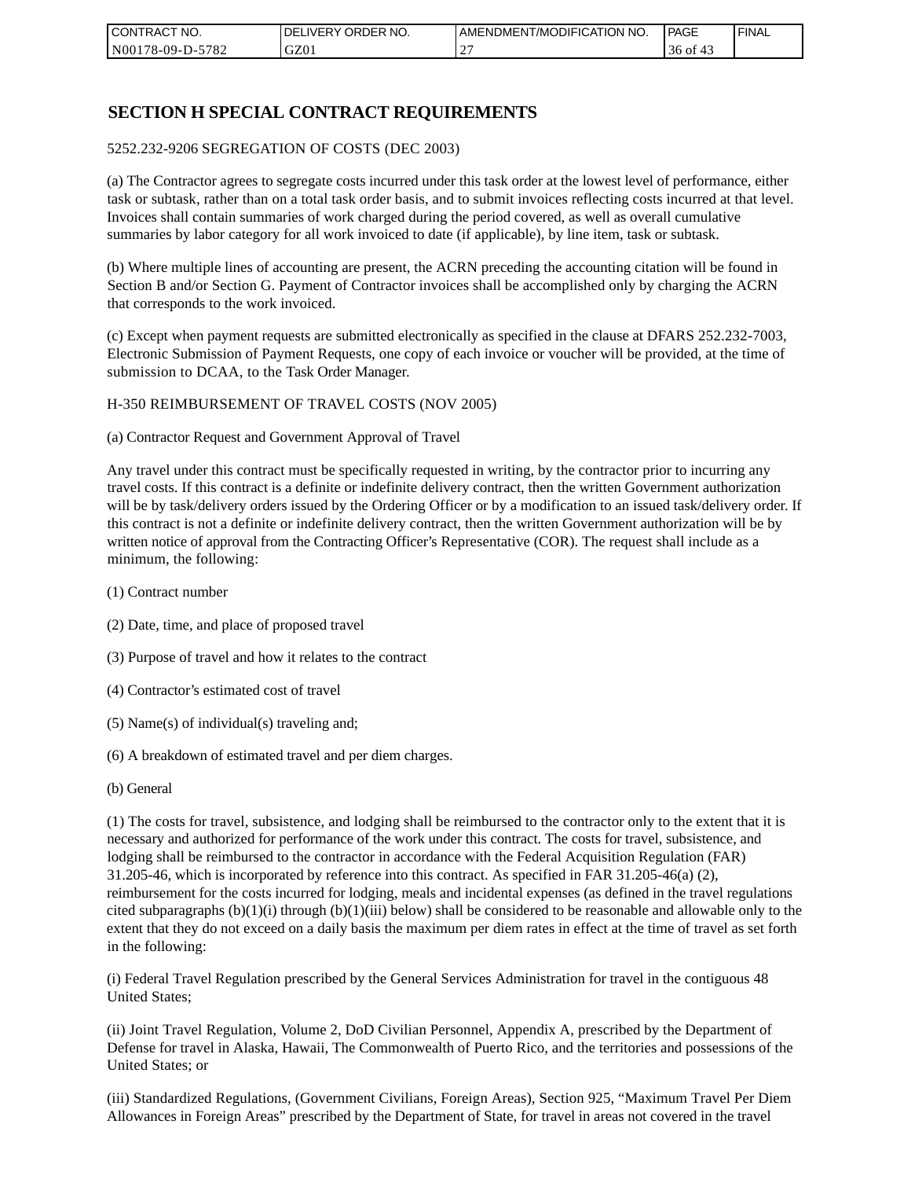# SECTION H SPECIAL CONTRACT REQUIREMENTS

5252.232-9206 SEGREGATION OF COSTS (DEC 2003)

(a) The Contractor agrees to segregate costs incurred under this task order at the lowest level of performance, either task or subtask, rather than on a total task order basis, and to submit invoices reflecting costs incurred at that level. Invoices shall contain summaries of work charged during the period covered, as well as overall cumulative summaries by labor category for all work invoiced to date (if applicable), by line item, task or subtask.

(b) Where multiple lines of accounting are present, the ACRN preceding the accounting citation will be found in Section B and/or Section G. Payment of Contractor invoices shall be accomplished only by charging the ACRN that corresponds to the work invoiced.

(c) Except when payment requests are submitted electronically as specified in the clause at DFARS 252.232-7003, Electronic Submission of Payment Requests, one copy of each invoice or voucher will be provided, at the time of submission to DCAA, to the Task Order Manager.

H-350 REIMBURSEMENT OF TRAVEL COSTS (NOV 2005)

(a) Contractor Request and Government Approval of Travel

Any travel under this contract must be specifically requested in writing, by the contractor prior to incurring any travel costs. If this contract is a definite or indefinite delivery contract, then the written Government authorization will be by task/delivery orders issued by the Ordering Officer or by a modification to an issued task/delivery order. If this contract is not a definite or indefinite delivery contract, then the written Government authorization will be by written notice of approval from the Contracting Officer's Representative (COR). The request shall include as a minimum, the following:

(1) Contract number

(2) Date, time, and place of proposed travel

(3) Purpose of travel and how it relates to the contract

(4) Contractor's estimated cost of travel

(5) Name(s) of individual(s) traveling and;

(6) A breakdown of estimated travel and per diem charges.

(b) General

(1) The costs for travel, subsistence, and lodging shall be reimbursed to the contractor only to the extent that it is necessary and authorized for performance of the work under this contract. The costs for travel, subsistence, and lodging shall be reimbursed to the contractor in accordance with the Federal Acquisition Regulation (FAR) 31.205-46, which is incorporated by reference into this contract. As specified in FAR 31.205-46(a) (2), reimbursement for the costs incurred for lodging, meals and incidental expenses (as defined in the travel regulations cited subparagraphs (b)(1)(i) through (b)(1)(iii) below) shall be considered to be reasonable and allowable only to the extent that they do not exceed on a daily basis the maximum per diem rates in effect at the time of travel as set forth in the following:

(i) Federal Travel Regulation prescribed by the General Services Administration for travel in the contiguous 48 United States;

(ii) Joint Travel Regulation, Volume 2, DoD Civilian Personnel, Appendix A, prescribed by the Department of Defense for travel in Alaska, Hawaii, The Commonwealth of Puerto Rico, and the territories and possessions of the United States; or

(iii) Standardized Regulations, (Government Civilians, Foreign Areas), Section 925, "Maximum Travel Per Diem Allowances in Foreign Areas" prescribed by the Department of State, for travel in areas not covered in the travel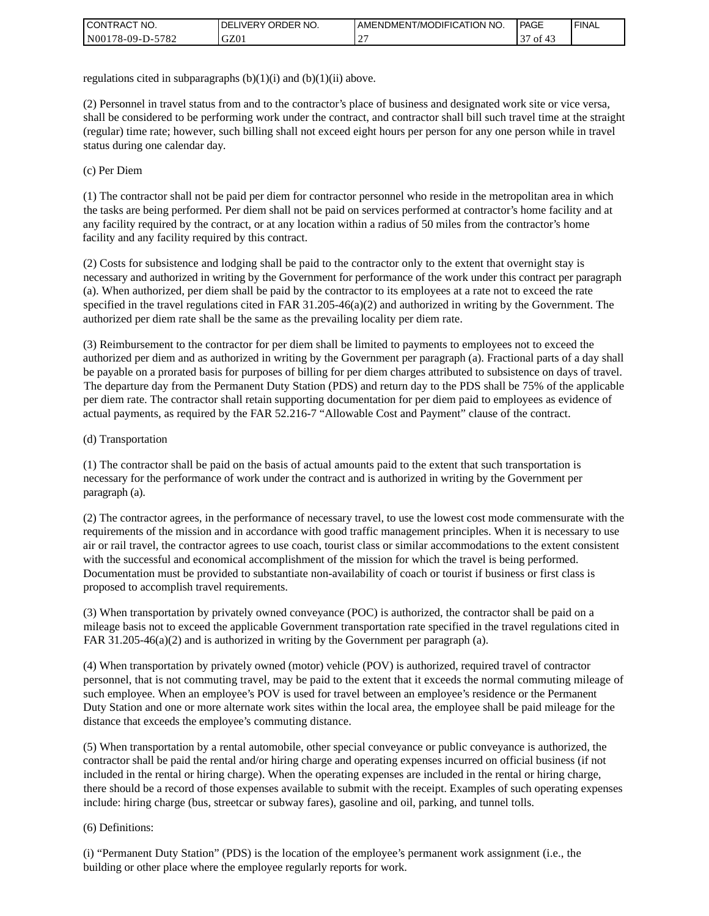regulations cited in subparagraphs (b)(1)(i) and (b)(1)(ii) above.

(2) Personnel in travel status from and to the contractor's place of business and designated work site or vice versa, shall be considered to be performing work under the contract, and contractor shall bill such travel time at the straight (regular) time rate; however, such billing shall not exceed eight hours per person for any one person while in travel status during one calendar day.

(c) Per Diem

(1) The contractor shall not be paid per diem for contractor personnel who reside in the metropolitan area in which the tasks are being performed. Per diem shall not be paid on services performed at contractor's home facility and at any facility required by the contract, or at any location within a radius of 50 miles from the contractor's home facility and any facility required by this contract.

(2) Costs for subsistence and lodging shall be paid to the contractor only to the extent that overnight stay is necessary and authorized in writing by the Government for performance of the work under this contract per paragraph (a). When authorized, per diem shall be paid by the contractor to its employees at a rate not to exceed the rate specified in the travel regulations cited in FAR 31.205-46(a)(2) and authorized in writing by the Government. The authorized per diem rate shall be the same as the prevailing locality per diem rate.

(3) Reimbursement to the contractor for per diem shall be limited to payments to employees not to exceed the authorized per diem and as authorized in writing by the Government per paragraph (a). Fractional parts of a day shall be payable on a prorated basis for purposes of billing for per diem charges attributed to subsistence on days of travel. The departure day from the Permanent Duty Station (PDS) and return day to the PDS shall be 75% of the applicable per diem rate. The contractor shall retain supporting documentation for per diem paid to employees as evidence of actual payments, as required by the FAR 52.216-7 "Allowable Cost and Payment" clause of the contract.

(d) Transportation

(1) The contractor shall be paid on the basis of actual amounts paid to the extent that such transportation is necessary for the performance of work under the contract and is authorized in writing by the Government per paragraph (a).

(2) The contractor agrees, in the performance of necessary travel, to use the lowest cost mode commensurate with the requirements of the mission and in accordance with good traffic management principles. When it is necessary to use air or rail travel, the contractor agrees to use coach, tourist class or similar accommodations to the extent consistent with the successful and economical accomplishment of the mission for which the travel is being performed. Documentation must be provided to substantiate non-availability of coach or tourist if business or first class is proposed to accomplish travel requirements.

(3) When transportation by privately owned conveyance (POC) is authorized, the contractor shall be paid on a mileage basis not to exceed the applicable Government transportation rate specified in the travel regulations cited in FAR 31.205-46(a)(2) and is authorized in writing by the Government per paragraph (a).

(4) When transportation by privately owned (motor) vehicle (POV) is authorized, required travel of contractor personnel, that is not commuting travel, may be paid to the extent that it exceeds the normal commuting mileage of such employee. When an employee's POV is used for travel between an employee's residence or the Permanent Duty Station and one or more alternate work sites within the local area, the employee shall be paid mileage for the distance that exceeds the employee's commuting distance.

(5) When transportation by a rental automobile, other special conveyance or public conveyance is authorized, the contractor shall be paid the rental and/or hiring charge and operating expenses incurred on official business (if not included in the rental or hiring charge). When the operating expenses are included in the rental or hiring charge, there should be a record of those expenses available to submit with the receipt. Examples of such operating expenses include: hiring charge (bus, streetcar or subway fares), gasoline and oil, parking, and tunnel tolls.

(6) Definitions:

(i) "Permanent Duty Station" (PDS) is the location of the employee's permanent work assignment (i.e., the building or other place where the employee regularly reports for work.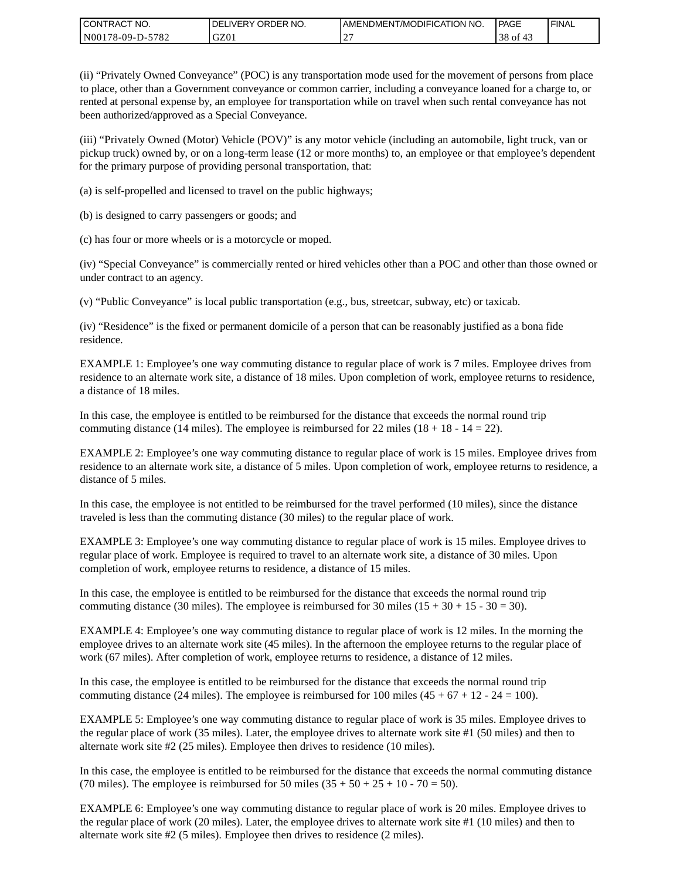(ii) “Privately Owned Conveyance” (POC) is any transportation mode used for the movement of persons from place to place, other than a Government conveyance or common carrier, including a conveyance loaned for a charge to, or rented at personal expense by, an employee for transportation while on travel when such rental conveyance has not been authorized/approved as a Special Conveyance.

(iii) “Privately Owned (Motor) Vehicle (POV)” is any motor vehicle (including an automobile, light truck, van or pickup truck) owned by, or on a long-term lease (12 or more months) to, an employee or that employee’s dependent for the primary purpose of providing personal transportation, that:

(a) is self-propelled and licensed to travel on the public highways;

(b) is designed to carry passengers or goods; and

(c) has four or more wheels or is a motorcycle or moped.

(iv) “Special Conveyance” is commercially rented or hired vehicles other than a POC and other than those owned or under contract to an agency.

(v) “Public Conveyance” is local public transportation (e.g., bus, streetcar, subway, etc) or taxicab.

(iv) “Residence” is the fixed or permanent domicile of a person that can be reasonably justified as a bona fide residence.

EXAMPLE 1: Employee’s one way commuting distance to regular place of work is 7 miles. Employee drives from residence to an alternate work site, a distance of 18 miles. Upon completion of work, employee returns to residence, a distance of 18 miles.

In this case, the employee is entitled to be reimbursed for the distance that exceeds the normal round trip commuting distance (14 miles). The employee is reimbursed for 22 miles (18 + 18 - 14 = 22).

EXAMPLE 2: Employee’s one way commuting distance to regular place of work is 15 miles. Employee drives from residence to an alternate work site, a distance of 5 miles. Upon completion of work, employee returns to residence, a distance of 5 miles.

In this case, the employee is not entitled to be reimbursed for the travel performed (10 miles), since the distance traveled is less than the commuting distance (30 miles) to the regular place of work.

EXAMPLE 3: Employee’s one way commuting distance to regular place of work is 15 miles. Employee drives to regular place of work. Employee is required to travel to an alternate work site, a distance of 30 miles. Upon completion of work, employee returns to residence, a distance of 15 miles.

In this case, the employee is entitled to be reimbursed for the distance that exceeds the normal round trip commuting distance (30 miles). The employee is reimbursed for 30 miles (15 + 30 + 15 - 30 = 30).

EXAMPLE 4: Employee’s one way commuting distance to regular place of work is 12 miles. In the morning the employee drives to an alternate work site (45 miles). In the afternoon the employee returns to the regular place of work (67 miles). After completion of work, employee returns to residence, a distance of 12 miles.

In this case, the employee is entitled to be reimbursed for the distance that exceeds the normal round trip commuting distance (24 miles). The employee is reimbursed for 100 miles (45 + 67 + 12 - 24 = 100).

EXAMPLE 5: Employee’s one way commuting distance to regular place of work is 35 miles. Employee drives to the regular place of work (35 miles). Later, the employee drives to alternate work site #1 (50 miles) and then to alternate work site #2 (25 miles). Employee then drives to residence (10 miles).

In this case, the employee is entitled to be reimbursed for the distance that exceeds the normal commuting distance (70 miles). The employee is reimbursed for 50 miles (35 + 50 + 25 + 10 - 70 = 50).

EXAMPLE 6: Employee’s one way commuting distance to regular place of work is 20 miles. Employee drives to the regular place of work (20 miles). Later, the employee drives to alternate work site #1 (10 miles) and then to alternate work site #2 (5 miles). Employee then drives to residence (2 miles).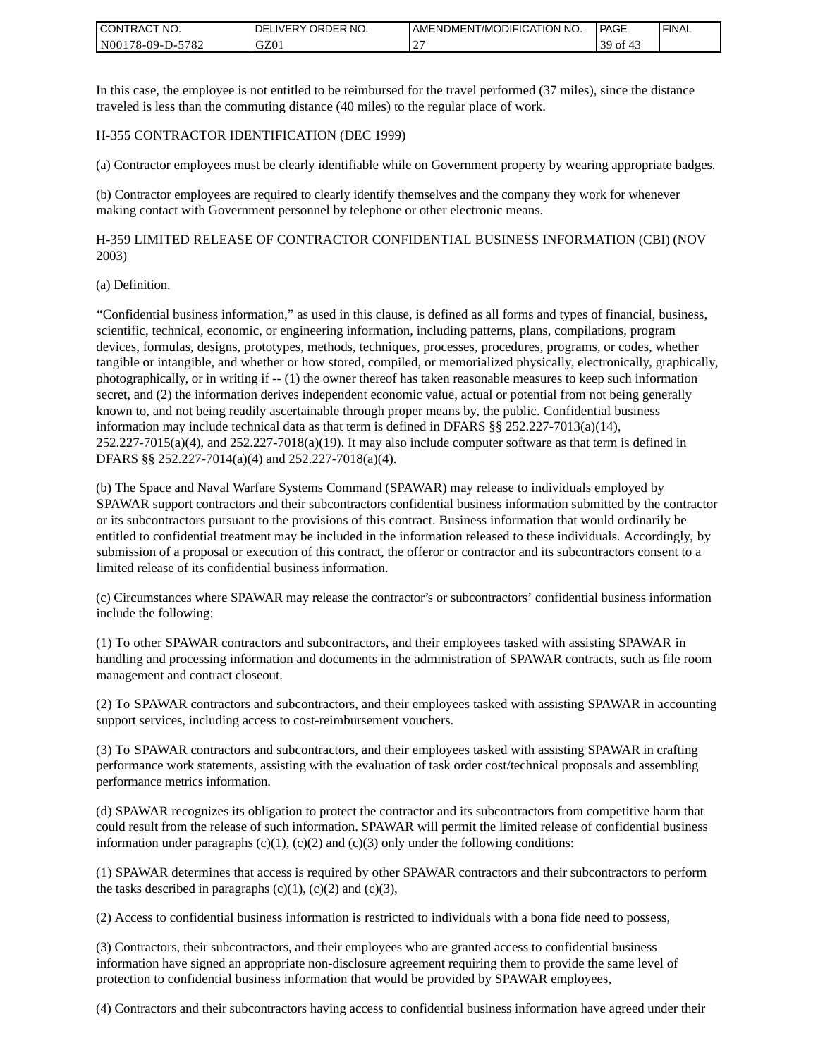In this case, the employee is not entitled to be reimbursed for the travel performed (37 miles), since the distance traveled is less than the commuting distance (40 miles) to the regular place of work.

H-355 CONTRACTOR IDENTIFICATION (DEC 1999)

(a) Contractor employees must be clearly identifiable while on Government property by wearing appropriate badges.

(b) Contractor employees are required to clearly identify themselves and the company they work for whenever making contact with Government personnel by telephone or other electronic means.

H-359 LIMITED RELEASE OF CONTRACTOR CONFIDENTIAL BUSINESS INFORMATION (CBI) (NOV 2003)

(a) Definition.

"Confidential business information," as used in this clause, is defined as all forms and types of financial, business, scientific, technical, economic, or engineering information, including patterns, plans, compilations, program devices, formulas, designs, prototypes, methods, techniques, processes, procedures, programs, or codes, whether tangible or intangible, and whether or how stored, compiled, or memorialized physically, electronically, graphically, photographically, or in writing if -- (1) the owner thereof has taken reasonable measures to keep such information secret, and (2) the information derives independent economic value, actual or potential from not being generally known to, and not being readily ascertainable through proper means by, the public. Confidential business information may include technical data as that term is defined in DFARS §§ 252.227-7013(a)(14), 252.227-7015(a)(4), and 252.227-7018(a)(19). It may also include computer software as that term is defined in DFARS §§ 252.227-7014(a)(4) and 252.227-7018(a)(4).

(b) The Space and Naval Warfare Systems Command (SPAWAR) may release to individuals employed by SPAWAR support contractors and their subcontractors confidential business information submitted by the contractor or its subcontractors pursuant to the provisions of this contract. Business information that would ordinarily be entitled to confidential treatment may be included in the information released to these individuals. Accordingly, by submission of a proposal or execution of this contract, the offeror or contractor and its subcontractors consent to a limited release of its confidential business information.

(c) Circumstances where SPAWAR may release the contractor's or subcontractors' confidential business information include the following:

(1) To other SPAWAR contractors and subcontractors, and their employees tasked with assisting SPAWAR in handling and processing information and documents in the administration of SPAWAR contracts, such as file room management and contract closeout.

(2) To SPAWAR contractors and subcontractors, and their employees tasked with assisting SPAWAR in accounting support services, including access to cost-reimbursement vouchers.

(3) To SPAWAR contractors and subcontractors, and their employees tasked with assisting SPAWAR in crafting performance work statements, assisting with the evaluation of task order cost/technical proposals and assembling performance metrics information.

(d) SPAWAR recognizes its obligation to protect the contractor and its subcontractors from competitive harm that could result from the release of such information. SPAWAR will permit the limited release of confidential business information under paragraphs (c)(1), (c)(2) and (c)(3) only under the following conditions:

(1) SPAWAR determines that access is required by other SPAWAR contractors and their subcontractors to perform the tasks described in paragraphs (c)(1), (c)(2) and (c)(3),

(2) Access to confidential business information is restricted to individuals with a bona fide need to possess,

(3) Contractors, their subcontractors, and their employees who are granted access to confidential business information have signed an appropriate non-disclosure agreement requiring them to provide the same level of protection to confidential business information that would be provided by SPAWAR employees,

(4) Contractors and their subcontractors having access to confidential business information have agreed under their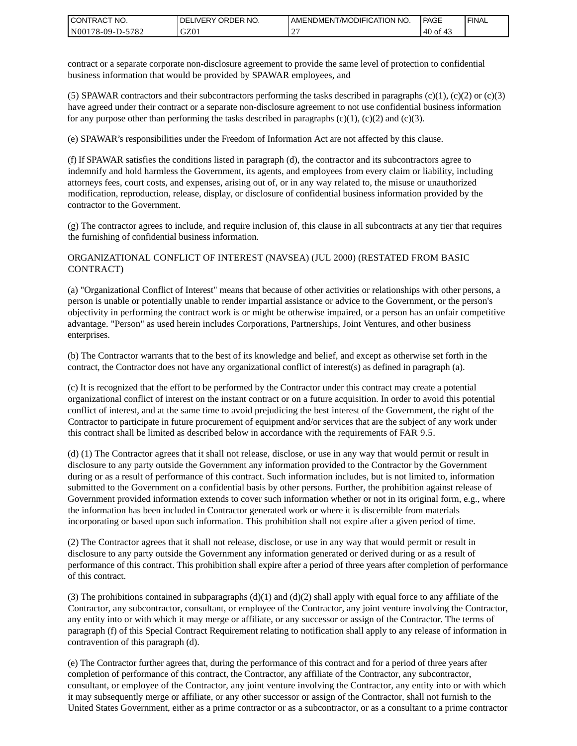contract or a separate corporate non-disclosure agreement to provide the same level of protection to confidential business information that would be provided by SPAWAR employees, and

(5) SPAWAR contractors and their subcontractors performing the tasks described in paragraphs (c)(1), (c)(2) or (c)(3) have agreed under their contract or a separate non-disclosure agreement to not use confidential business information for any purpose other than performing the tasks described in paragraphs (c)(1), (c)(2) and (c)(3).

(e) SPAWAR's responsibilities under the Freedom of Information Act are not affected by this clause.

(f) If SPAWAR satisfies the conditions listed in paragraph (d), the contractor and its subcontractors agree to indemnify and hold harmless the Government, its agents, and employees from every claim or liability, including attorneys fees, court costs, and expenses, arising out of, or in any way related to, the misuse or unauthorized modification, reproduction, release, display, or disclosure of confidential business information provided by the contractor to the Government.

(g) The contractor agrees to include, and require inclusion of, this clause in all subcontracts at any tier that requires the furnishing of confidential business information.

ORGANIZATIONAL CONFLICT OF INTEREST (NAVSEA) (JUL 2000) (RESTATED FROM BASIC CONTRACT)

(a) "Organizational Conflict of Interest" means that because of other activities or relationships with other persons, a person is unable or potentially unable to render impartial assistance or advice to the Government, or the person's objectivity in performing the contract work is or might be otherwise impaired, or a person has an unfair competitive advantage. "Person" as used herein includes Corporations, Partnerships, Joint Ventures, and other business enterprises.

(b) The Contractor warrants that to the best of its knowledge and belief, and except as otherwise set forth in the contract, the Contractor does not have any organizational conflict of interest(s) as defined in paragraph (a).

(c) It is recognized that the effort to be performed by the Contractor under this contract may create a potential organizational conflict of interest on the instant contract or on a future acquisition. In order to avoid this potential conflict of interest, and at the same time to avoid prejudicing the best interest of the Government, the right of the Contractor to participate in future procurement of equipment and/or services that are the subject of any work under this contract shall be limited as described below in accordance with the requirements of FAR 9.5.

(d) (1) The Contractor agrees that it shall not release, disclose, or use in any way that would permit or result in disclosure to any party outside the Government any information provided to the Contractor by the Government during or as a result of performance of this contract. Such information includes, but is not limited to, information submitted to the Government on a confidential basis by other persons. Further, the prohibition against release of Government provided information extends to cover such information whether or not in its original form, e.g., where the information has been included in Contractor generated work or where it is discernible from materials incorporating or based upon such information. This prohibition shall not expire after a given period of time.

(2) The Contractor agrees that it shall not release, disclose, or use in any way that would permit or result in disclosure to any party outside the Government any information generated or derived during or as a result of performance of this contract. This prohibition shall expire after a period of three years after completion of performance of this contract.

(3) The prohibitions contained in subparagraphs (d)(1) and (d)(2) shall apply with equal force to any affiliate of the Contractor, any subcontractor, consultant, or employee of the Contractor, any joint venture involving the Contractor, any entity into or with which it may merge or affiliate, or any successor or assign of the Contractor. The terms of paragraph (f) of this Special Contract Requirement relating to notification shall apply to any release of information in contravention of this paragraph (d).

(e) The Contractor further agrees that, during the performance of this contract and for a period of three years after completion of performance of this contract, the Contractor, any affiliate of the Contractor, any subcontractor, consultant, or employee of the Contractor, any joint venture involving the Contractor, any entity into or with which it may subsequently merge or affiliate, or any other successor or assign of the Contractor, shall not furnish to the United States Government, either as a prime contractor or as a subcontractor, or as a consultant to a prime contractor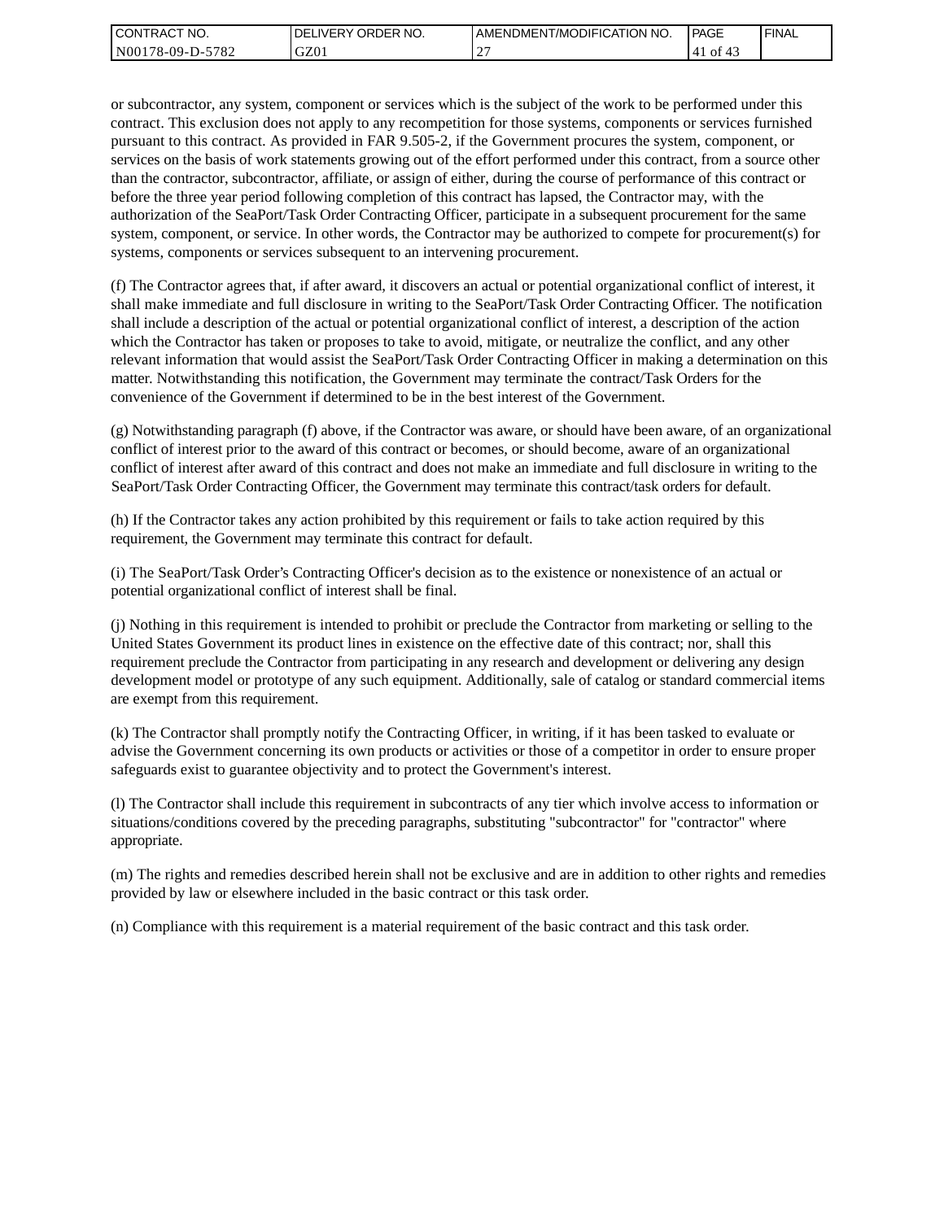or subcontractor, any system, component or services which is the subject of the work to be performed under this contract. This exclusion does not apply to any recompetition for those systems, components or services furnished pursuant to this contract. As provided in FAR 9.505-2, if the Government procures the system, component, or services on the basis of work statements growing out of the effort performed under this contract, from a source other than the contractor, subcontractor, affiliate, or assign of either, during the course of performance of this contract or before the three year period following completion of this contract has lapsed, the Contractor may, with the authorization of the SeaPort/Task Order Contracting Officer, participate in a subsequent procurement for the same system, component, or service. In other words, the Contractor may be authorized to compete for procurement(s) for systems, components or services subsequent to an intervening procurement.

(f) The Contractor agrees that, if after award, it discovers an actual or potential organizational conflict of interest, it shall make immediate and full disclosure in writing to the SeaPort/Task Order Contracting Officer. The notification shall include a description of the actual or potential organizational conflict of interest, a description of the action which the Contractor has taken or proposes to take to avoid, mitigate, or neutralize the conflict, and any other relevant information that would assist the SeaPort/Task Order Contracting Officer in making a determination on this matter. Notwithstanding this notification, the Government may terminate the contract/Task Orders for the convenience of the Government if determined to be in the best interest of the Government.

(g) Notwithstanding paragraph (f) above, if the Contractor was aware, or should have been aware, of an organizational conflict of interest prior to the award of this contract or becomes, or should become, aware of an organizational conflict of interest after award of this contract and does not make an immediate and full disclosure in writing to the SeaPort/Task Order Contracting Officer, the Government may terminate this contract/task orders for default.

(h) If the Contractor takes any action prohibited by this requirement or fails to take action required by this requirement, the Government may terminate this contract for default.

(i) The SeaPort/Task Order's Contracting Officer's decision as to the existence or nonexistence of an actual or potential organizational conflict of interest shall be final.

(j) Nothing in this requirement is intended to prohibit or preclude the Contractor from marketing or selling to the United States Government its product lines in existence on the effective date of this contract; nor, shall this requirement preclude the Contractor from participating in any research and development or delivering any design development model or prototype of any such equipment. Additionally, sale of catalog or standard commercial items are exempt from this requirement.

(k) The Contractor shall promptly notify the Contracting Officer, in writing, if it has been tasked to evaluate or advise the Government concerning its own products or activities or those of a competitor in order to ensure proper safeguards exist to guarantee objectivity and to protect the Government's interest.

(l) The Contractor shall include this requirement in subcontracts of any tier which involve access to information or situations/conditions covered by the preceding paragraphs, substituting "subcontractor" for "contractor" where appropriate.

(m) The rights and remedies described herein shall not be exclusive and are in addition to other rights and remedies provided by law or elsewhere included in the basic contract or this task order.

(n) Compliance with this requirement is a material requirement of the basic contract and this task order.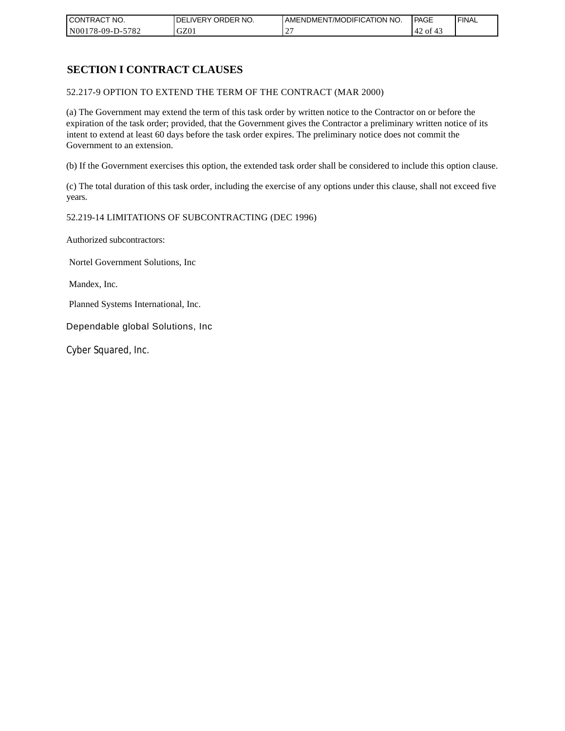## SECTION I CONTRACT CLAUSES

52.217-9 OPTION TO EXTEND THE TERM OF THE CONTRACT (MAR 2000)

(a) The Government may extend the term of this task order by written notice to the Contractor on or before the expiration of the task order; provided, that the Government gives the Contractor a preliminary written notice of its intent to extend at least 60 days before the task order expires. The preliminary notice does not commit the Government to an extension.

(b) If the Government exercises this option, the extended task order shall be considered to include this option clause.

(c) The total duration of this task order, including the exercise of any options under this clause, shall not exceed five years.

52.219-14 LIMITATIONS OF SUBCONTRACTING (DEC 1996)

Authorized subcontractors:

Nortel Government Solutions, Inc

Mandex, Inc.

Planned Systems International, Inc.

Dependable global Solutions, Inc

Cyber Squared, Inc.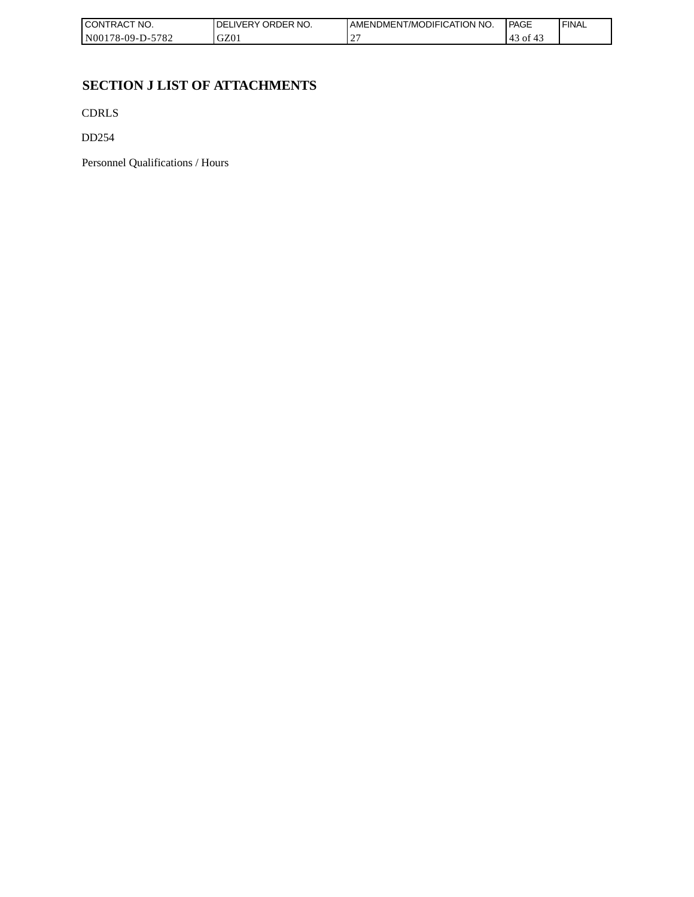# SECTION J LIST OF ATTACHMENTS

CDRLS

DD254

Personnel Qualifications / Hours